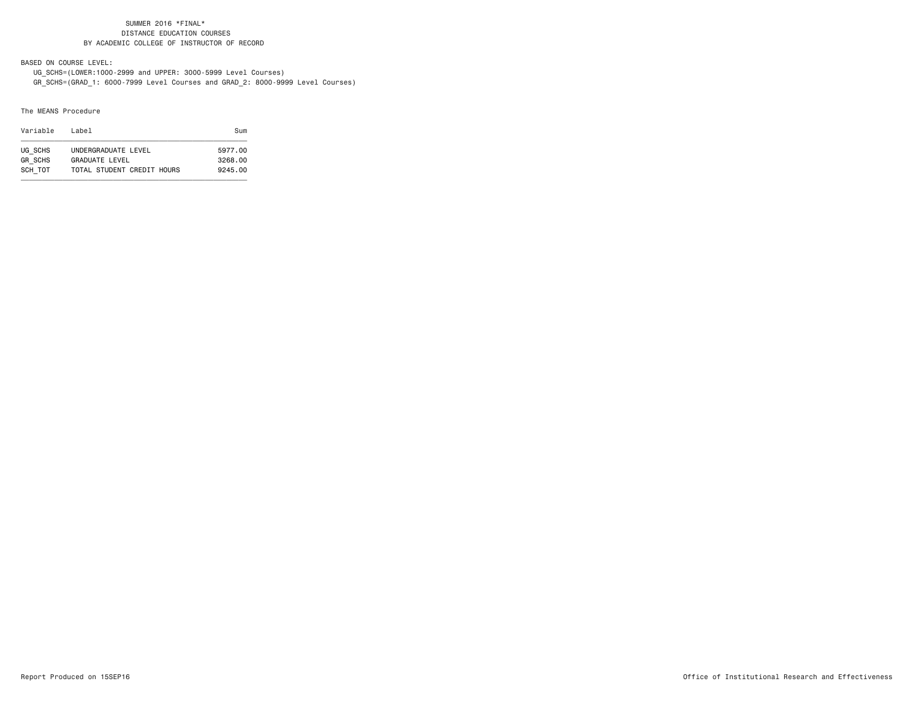SUMMER 2016 *FINAL*
DISTANCE EDUCATION COURSES
BY ACADEMIC COLLEGE OF INSTRUCTOR OF RECORD

BASED ON COURSE LEVEL:
UG_SCHS=(LOWER:1000-2999 and UPPER: 3000-5999 Level Courses)
GR_SCHS=(GRAD_1: 6000-7999 Level Courses and GRAD_2: 8000-9999 Level Courses)

The MEANS Procedure

| Variable | Label | Sum |
|---|---|---|
| UG_SCHS | UNDERGRADUATE LEVEL | 5977.00 |
| GR_SCHS | GRADUATE LEVEL | 3268.00 |
| SCH_TOT | TOTAL STUDENT CREDIT HOURS | 9245.00 |

Report Produced on 15SEP16

Office of Institutional Research and Effectiveness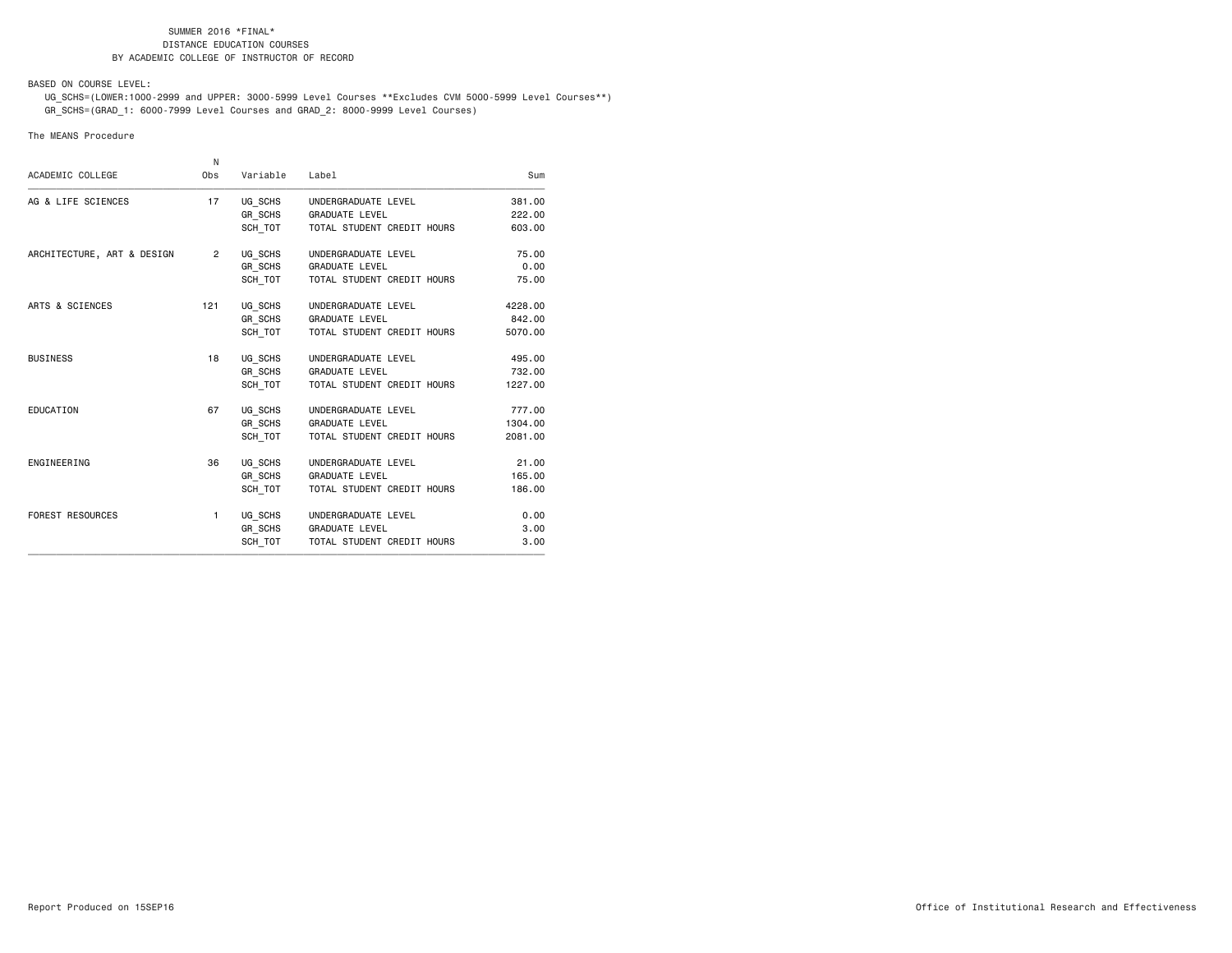SUMMER 2016 *FINAL*
DISTANCE EDUCATION COURSES
BY ACADEMIC COLLEGE OF INSTRUCTOR OF RECORD

BASED ON COURSE LEVEL:
UG_SCHS=(LOWER:1000-2999 and UPPER: 3000-5999 Level Courses **Excludes CVM 5000-5999 Level Courses**)
GR_SCHS=(GRAD_1: 6000-7999 Level Courses and GRAD_2: 8000-9999 Level Courses)

The MEANS Procedure

| ACADEMIC COLLEGE | N Obs | Variable | Label | Sum |
|---|---|---|---|---|
| AG & LIFE SCIENCES | 17 | UG_SCHS | UNDERGRADUATE LEVEL | 381.00 |
| | | GR_SCHS | GRADUATE LEVEL | 222.00 |
| | | SCH_TOT | TOTAL STUDENT CREDIT HOURS | 603.00 |
| ARCHITECTURE, ART & DESIGN | 2 | UG_SCHS | UNDERGRADUATE LEVEL | 75.00 |
| | | GR_SCHS | GRADUATE LEVEL | 0.00 |
| | | SCH_TOT | TOTAL STUDENT CREDIT HOURS | 75.00 |
| ARTS & SCIENCES | 121 | UG_SCHS | UNDERGRADUATE LEVEL | 4228.00 |
| | | GR_SCHS | GRADUATE LEVEL | 842.00 |
| | | SCH_TOT | TOTAL STUDENT CREDIT HOURS | 5070.00 |
| BUSINESS | 18 | UG_SCHS | UNDERGRADUATE LEVEL | 495.00 |
| | | GR_SCHS | GRADUATE LEVEL | 732.00 |
| | | SCH_TOT | TOTAL STUDENT CREDIT HOURS | 1227.00 |
| EDUCATION | 67 | UG_SCHS | UNDERGRADUATE LEVEL | 777.00 |
| | | GR_SCHS | GRADUATE LEVEL | 1304.00 |
| | | SCH_TOT | TOTAL STUDENT CREDIT HOURS | 2081.00 |
| ENGINEERING | 36 | UG_SCHS | UNDERGRADUATE LEVEL | 21.00 |
| | | GR_SCHS | GRADUATE LEVEL | 165.00 |
| | | SCH_TOT | TOTAL STUDENT CREDIT HOURS | 186.00 |
| FOREST RESOURCES | 1 | UG_SCHS | UNDERGRADUATE LEVEL | 0.00 |
| | | GR_SCHS | GRADUATE LEVEL | 3.00 |
| | | SCH_TOT | TOTAL STUDENT CREDIT HOURS | 3.00 |

Report Produced on 15SEP16

Office of Institutional Research and Effectiveness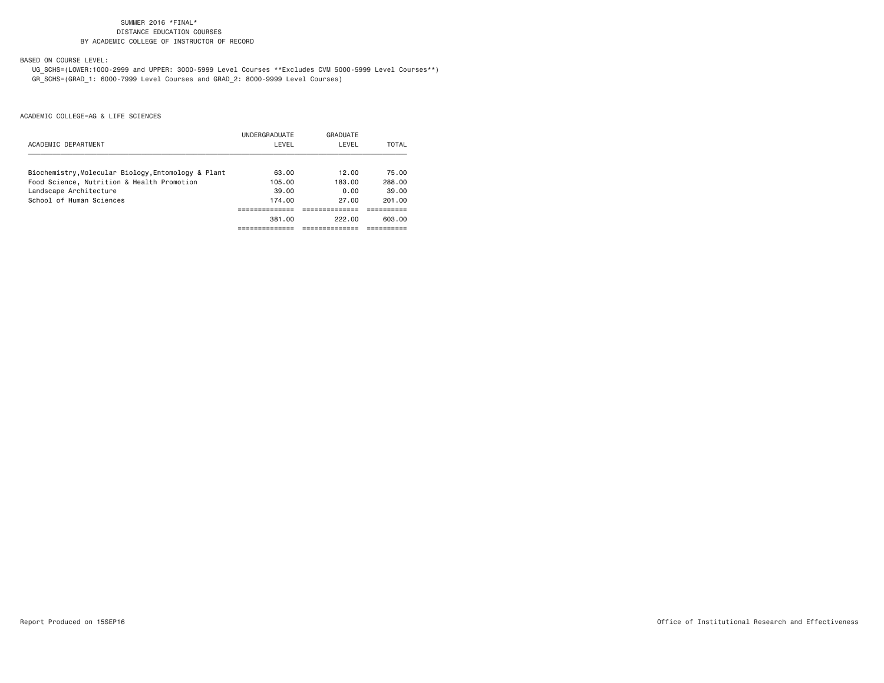SUMMER 2016 *FINAL*
DISTANCE EDUCATION COURSES
BY ACADEMIC COLLEGE OF INSTRUCTOR OF RECORD

BASED ON COURSE LEVEL:

UG_SCHS=(LOWER:1000-2999 and UPPER: 3000-5999 Level Courses **Excludes CVM 5000-5999 Level Courses**)
GR_SCHS=(GRAD_1: 6000-7999 Level Courses and GRAD_2: 8000-9999 Level Courses)

ACADEMIC COLLEGE=AG & LIFE SCIENCES

| ACADEMIC DEPARTMENT | UNDERGRADUATE LEVEL | GRADUATE LEVEL | TOTAL |
|---|---|---|---|
| Biochemistry,Molecular Biology,Entomology & Plant | 63.00 | 12.00 | 75.00 |
| Food Science, Nutrition & Health Promotion | 105.00 | 183.00 | 288.00 |
| Landscape Architecture | 39.00 | 0.00 | 39.00 |
| School of Human Sciences | 174.00 | 27.00 | 201.00 |
| | 381.00 | 222.00 | 603.00 |

Report Produced on 15SEP16

Office of Institutional Research and Effectiveness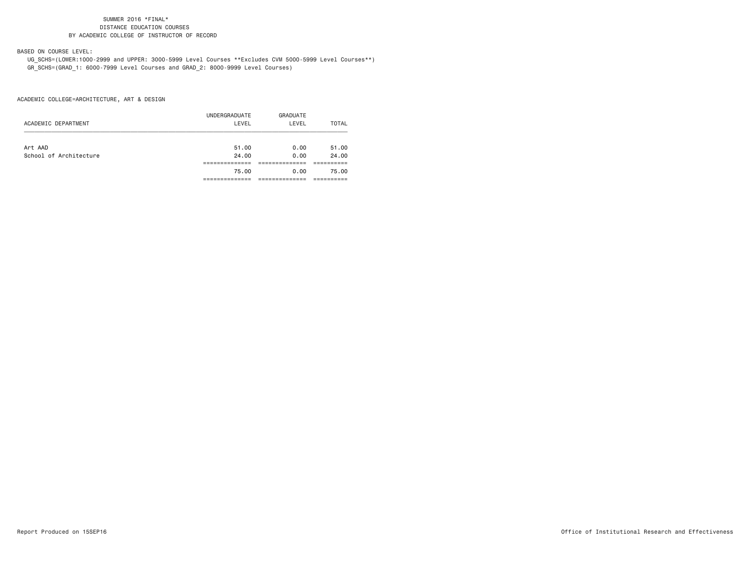SUMMER 2016 *FINAL*
DISTANCE EDUCATION COURSES
BY ACADEMIC COLLEGE OF INSTRUCTOR OF RECORD

BASED ON COURSE LEVEL:

UG_SCHS=(LOWER:1000-2999 and UPPER: 3000-5999 Level Courses **Excludes CVM 5000-5999 Level Courses**)
GR_SCHS=(GRAD_1: 6000-7999 Level Courses and GRAD_2: 8000-9999 Level Courses)

ACADEMIC COLLEGE=ARCHITECTURE, ART & DESIGN

| ACADEMIC DEPARTMENT | UNDERGRADUATE LEVEL | GRADUATE LEVEL | TOTAL |
|---|---|---|---|
| Art AAD | 51.00 | 0.00 | 51.00 |
| School of Architecture | 24.00 | 0.00 | 24.00 |
| | 75.00 | 0.00 | 75.00 |

Report Produced on 15SEP16

Office of Institutional Research and Effectiveness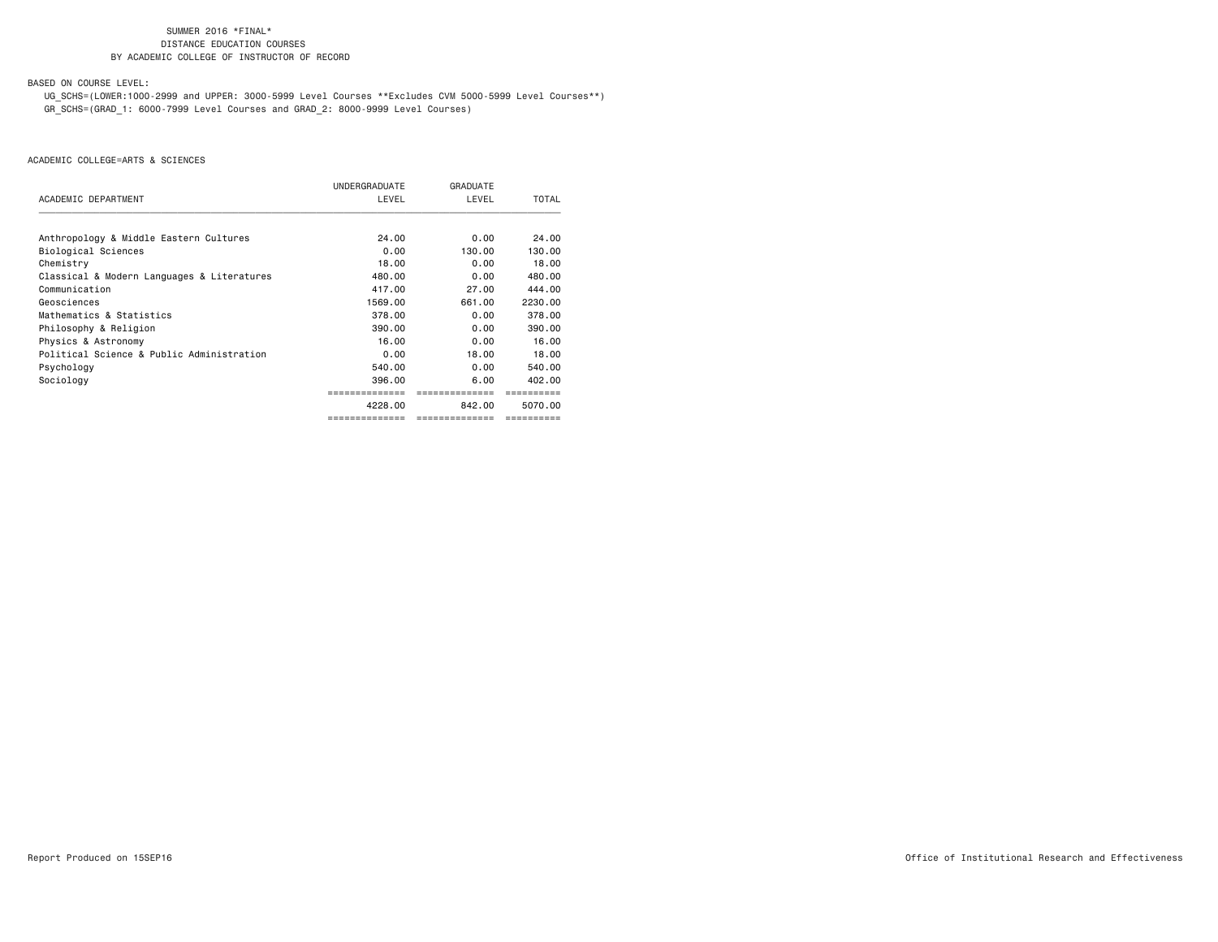SUMMER 2016 *FINAL*
DISTANCE EDUCATION COURSES
BY ACADEMIC COLLEGE OF INSTRUCTOR OF RECORD

BASED ON COURSE LEVEL:

UG_SCHS=(LOWER:1000-2999 and UPPER: 3000-5999 Level Courses **Excludes CVM 5000-5999 Level Courses**)
GR_SCHS=(GRAD_1: 6000-7999 Level Courses and GRAD_2: 8000-9999 Level Courses)

ACADEMIC COLLEGE=ARTS & SCIENCES

| ACADEMIC DEPARTMENT | UNDERGRADUATE LEVEL | GRADUATE LEVEL | TOTAL |
|---|---|---|---|
| Anthropology & Middle Eastern Cultures | 24.00 | 0.00 | 24.00 |
| Biological Sciences | 0.00 | 130.00 | 130.00 |
| Chemistry | 18.00 | 0.00 | 18.00 |
| Classical & Modern Languages & Literatures | 480.00 | 0.00 | 480.00 |
| Communication | 417.00 | 27.00 | 444.00 |
| Geosciences | 1569.00 | 661.00 | 2230.00 |
| Mathematics & Statistics | 378.00 | 0.00 | 378.00 |
| Philosophy & Religion | 390.00 | 0.00 | 390.00 |
| Physics & Astronomy | 16.00 | 0.00 | 16.00 |
| Political Science & Public Administration | 0.00 | 18.00 | 18.00 |
| Psychology | 540.00 | 0.00 | 540.00 |
| Sociology | 396.00 | 6.00 | 402.00 |
| | 4228.00 | 842.00 | 5070.00 |

Report Produced on 15SEP16

Office of Institutional Research and Effectiveness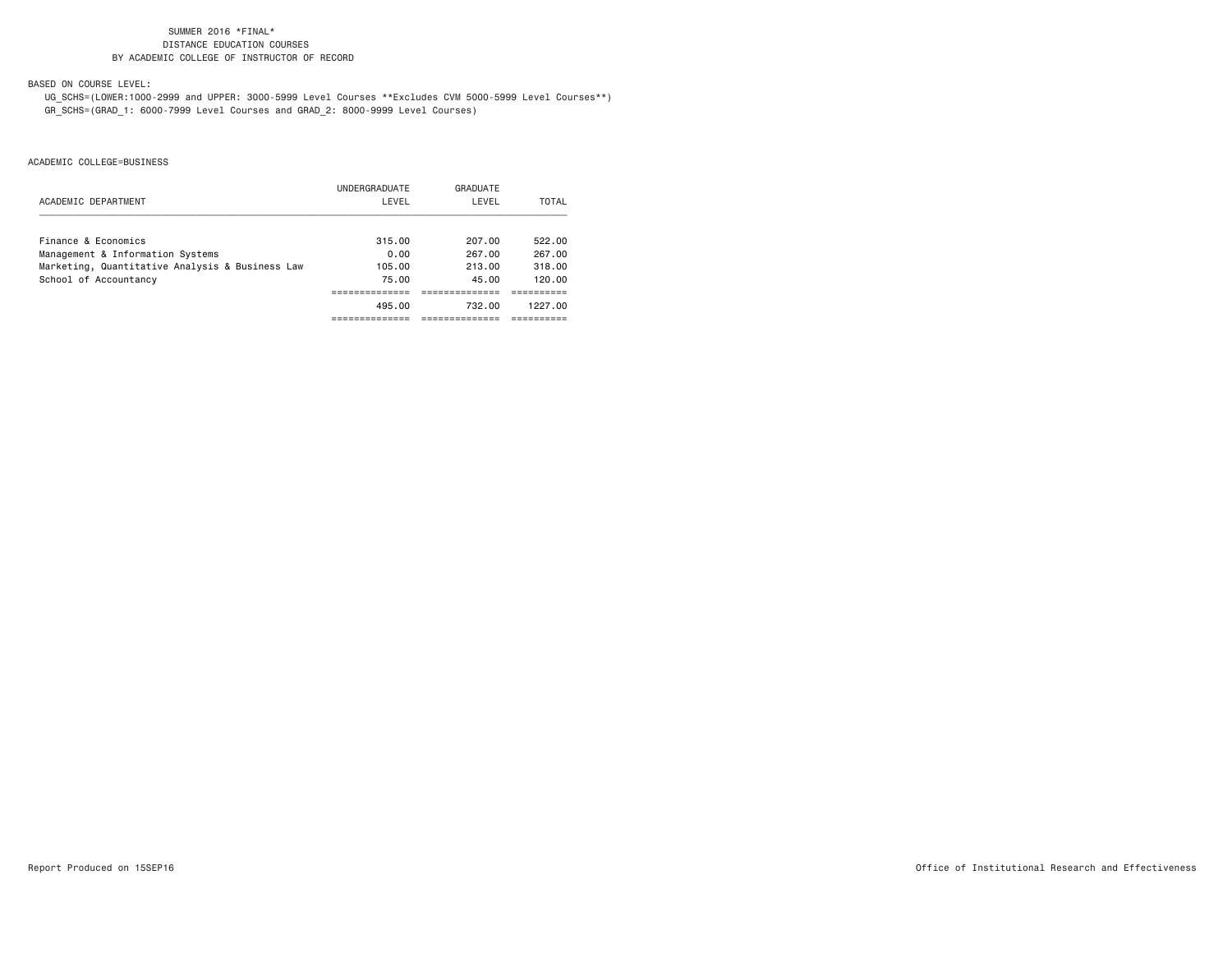SUMMER 2016 *FINAL*
DISTANCE EDUCATION COURSES
BY ACADEMIC COLLEGE OF INSTRUCTOR OF RECORD

BASED ON COURSE LEVEL:

UG_SCHS=(LOWER:1000-2999 and UPPER: 3000-5999 Level Courses **Excludes CVM 5000-5999 Level Courses**)
GR_SCHS=(GRAD_1: 6000-7999 Level Courses and GRAD_2: 8000-9999 Level Courses)

ACADEMIC COLLEGE=BUSINESS

| ACADEMIC DEPARTMENT | UNDERGRADUATE LEVEL | GRADUATE LEVEL | TOTAL |
|---|---|---|---|
| Finance & Economics | 315.00 | 207.00 | 522.00 |
| Management & Information Systems | 0.00 | 267.00 | 267.00 |
| Marketing, Quantitative Analysis & Business Law | 105.00 | 213.00 | 318.00 |
| School of Accountancy | 75.00 | 45.00 | 120.00 |
| | 495.00 | 732.00 | 1227.00 |

Report Produced on 15SEP16

Office of Institutional Research and Effectiveness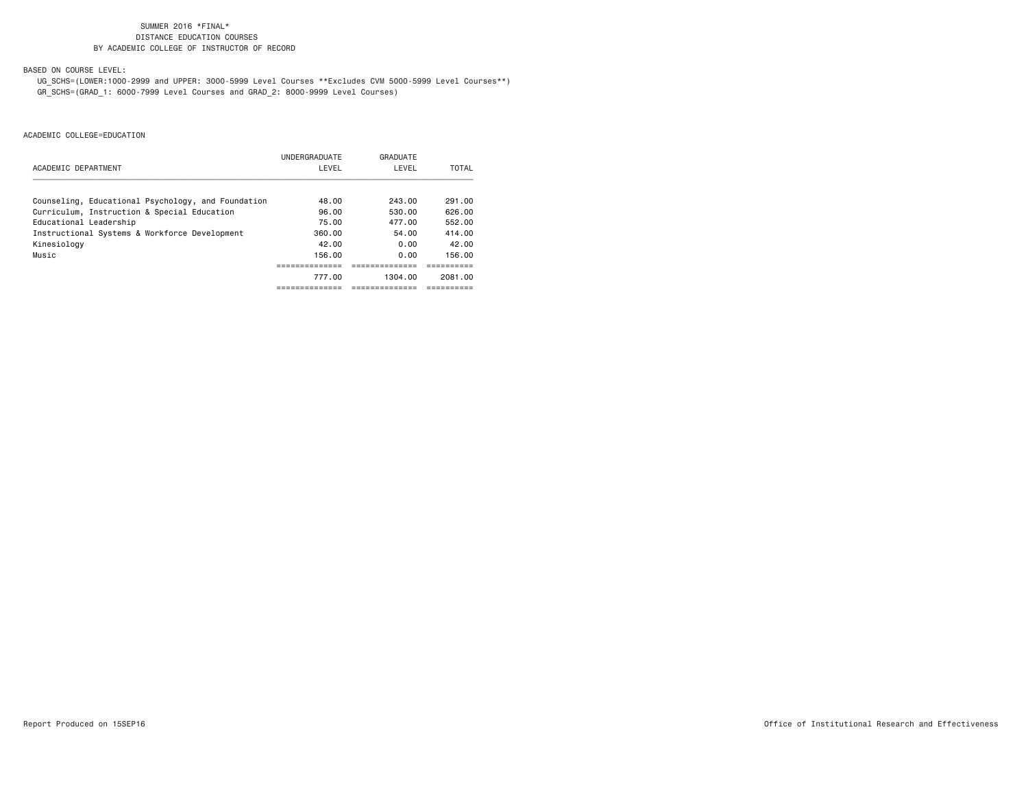SUMMER 2016 *FINAL*
DISTANCE EDUCATION COURSES
BY ACADEMIC COLLEGE OF INSTRUCTOR OF RECORD

BASED ON COURSE LEVEL:

UG_SCHS=(LOWER:1000-2999 and UPPER: 3000-5999 Level Courses **Excludes CVM 5000-5999 Level Courses**)
GR_SCHS=(GRAD_1: 6000-7999 Level Courses and GRAD_2: 8000-9999 Level Courses)

ACADEMIC COLLEGE=EDUCATION

| ACADEMIC DEPARTMENT | UNDERGRADUATE LEVEL | GRADUATE LEVEL | TOTAL |
|---|---|---|---|
| Counseling, Educational Psychology, and Foundation | 48.00 | 243.00 | 291.00 |
| Curriculum, Instruction & Special Education | 96.00 | 530.00 | 626.00 |
| Educational Leadership | 75.00 | 477.00 | 552.00 |
| Instructional Systems & Workforce Development | 360.00 | 54.00 | 414.00 |
| Kinesiology | 42.00 | 0.00 | 42.00 |
| Music | 156.00 | 0.00 | 156.00 |
| | 777.00 | 1304.00 | 2081.00 |

Report Produced on 15SEP16

Office of Institutional Research and Effectiveness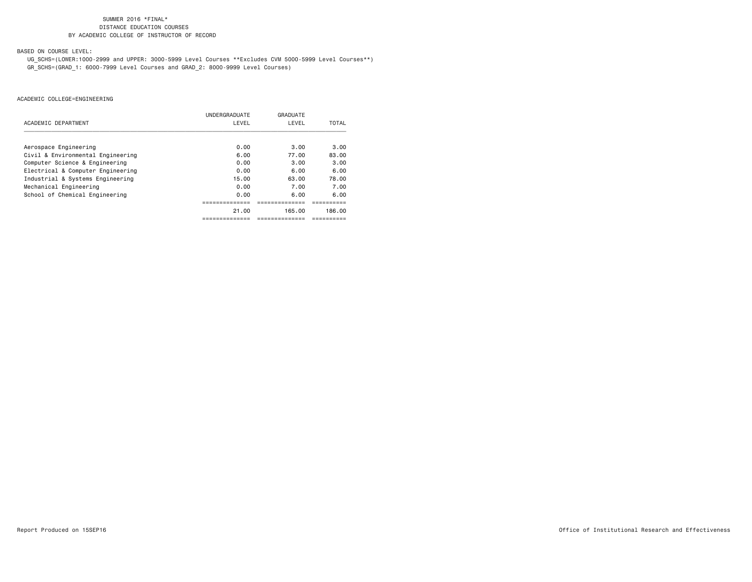SUMMER 2016 *FINAL*
DISTANCE EDUCATION COURSES
BY ACADEMIC COLLEGE OF INSTRUCTOR OF RECORD

BASED ON COURSE LEVEL:

UG_SCHS=(LOWER:1000-2999 and UPPER: 3000-5999 Level Courses **Excludes CVM 5000-5999 Level Courses**)
GR_SCHS=(GRAD_1: 6000-7999 Level Courses and GRAD_2: 8000-9999 Level Courses)

ACADEMIC COLLEGE=ENGINEERING

| ACADEMIC DEPARTMENT | UNDERGRADUATE LEVEL | GRADUATE LEVEL | TOTAL |
|---|---|---|---|
| Aerospace Engineering | 0.00 | 3.00 | 3.00 |
| Civil & Environmental Engineering | 6.00 | 77.00 | 83.00 |
| Computer Science & Engineering | 0.00 | 3.00 | 3.00 |
| Electrical & Computer Engineering | 0.00 | 6.00 | 6.00 |
| Industrial & Systems Engineering | 15.00 | 63.00 | 78.00 |
| Mechanical Engineering | 0.00 | 7.00 | 7.00 |
| School of Chemical Engineering | 0.00 | 6.00 | 6.00 |
| | 21.00 | 165.00 | 186.00 |

Report Produced on 15SEP16

Office of Institutional Research and Effectiveness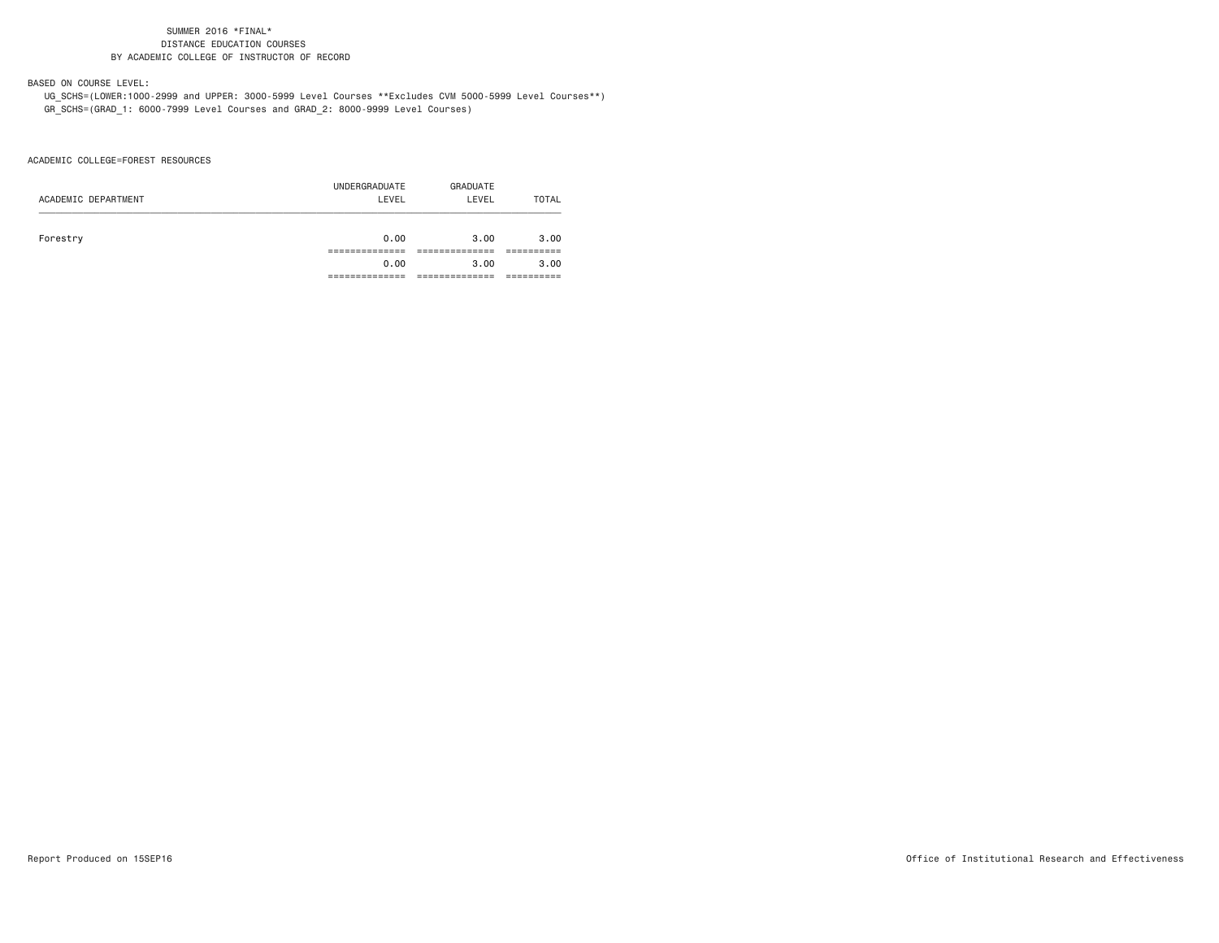SUMMER 2016 *FINAL*
DISTANCE EDUCATION COURSES
BY ACADEMIC COLLEGE OF INSTRUCTOR OF RECORD

BASED ON COURSE LEVEL:

UG_SCHS=(LOWER:1000-2999 and UPPER: 3000-5999 Level Courses **Excludes CVM 5000-5999 Level Courses**)
GR_SCHS=(GRAD_1: 6000-7999 Level Courses and GRAD_2: 8000-9999 Level Courses)

ACADEMIC COLLEGE=FOREST RESOURCES

| ACADEMIC DEPARTMENT | UNDERGRADUATE LEVEL | GRADUATE LEVEL | TOTAL |
|---|---|---|---|
| Forestry | 0.00 | 3.00 | 3.00 |
| | 0.00 | 3.00 | 3.00 |

Report Produced on 15SEP16

Office of Institutional Research and Effectiveness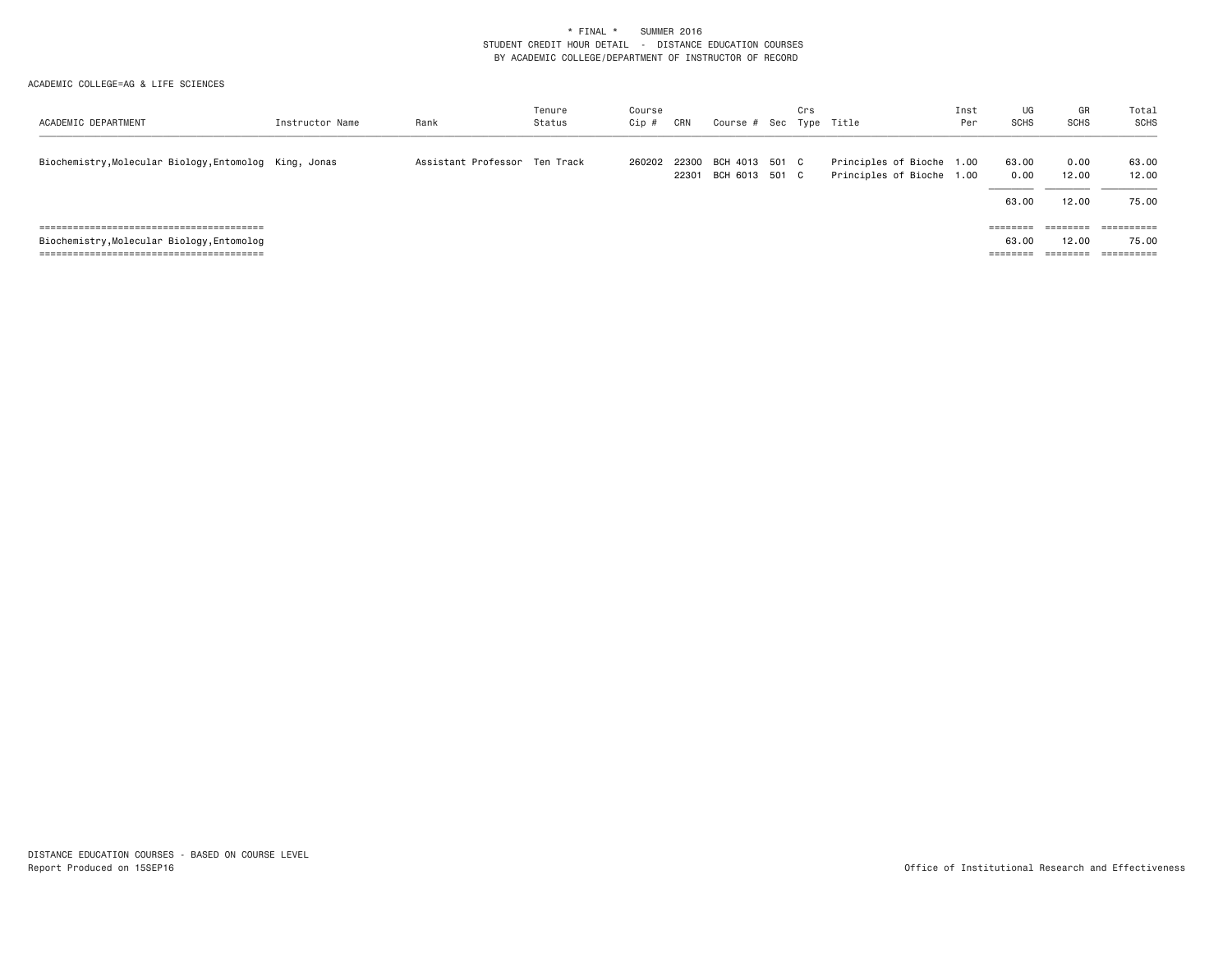\* FINAL \* SUMMER 2016
STUDENT CREDIT HOUR DETAIL - DISTANCE EDUCATION COURSES
BY ACADEMIC COLLEGE/DEPARTMENT OF INSTRUCTOR OF RECORD

ACADEMIC COLLEGE=AG & LIFE SCIENCES

| ACADEMIC DEPARTMENT | Instructor Name | Rank | Tenure Status | Course Cip # | CRN | Course # | Sec | Crs Type | Title | Inst Per | UG SCHS | GR SCHS | Total SCHS |
|---|---|---|---|---|---|---|---|---|---|---|---|---|---|
| Biochemistry,Molecular Biology,Entomolog | King, Jonas | Assistant Professor | Ten Track | 260202 | 22300 | BCH 4013 | 501 | C | Principles of Bioche | 1.00 | 63.00 | 0.00 | 63.00 |
| | | | | | 22301 | BCH 6013 | 501 | C | Principles of Bioche | 1.00 | 0.00 | 12.00 | 12.00 |
| | | | | | | | | | | | 63.00 | 12.00 | 75.00 |
| Biochemistry,Molecular Biology,Entomolog | | | | | | | | | | | 63.00 | 12.00 | 75.00 |

DISTANCE EDUCATION COURSES - BASED ON COURSE LEVEL
Report Produced on 15SEP16

Office of Institutional Research and Effectiveness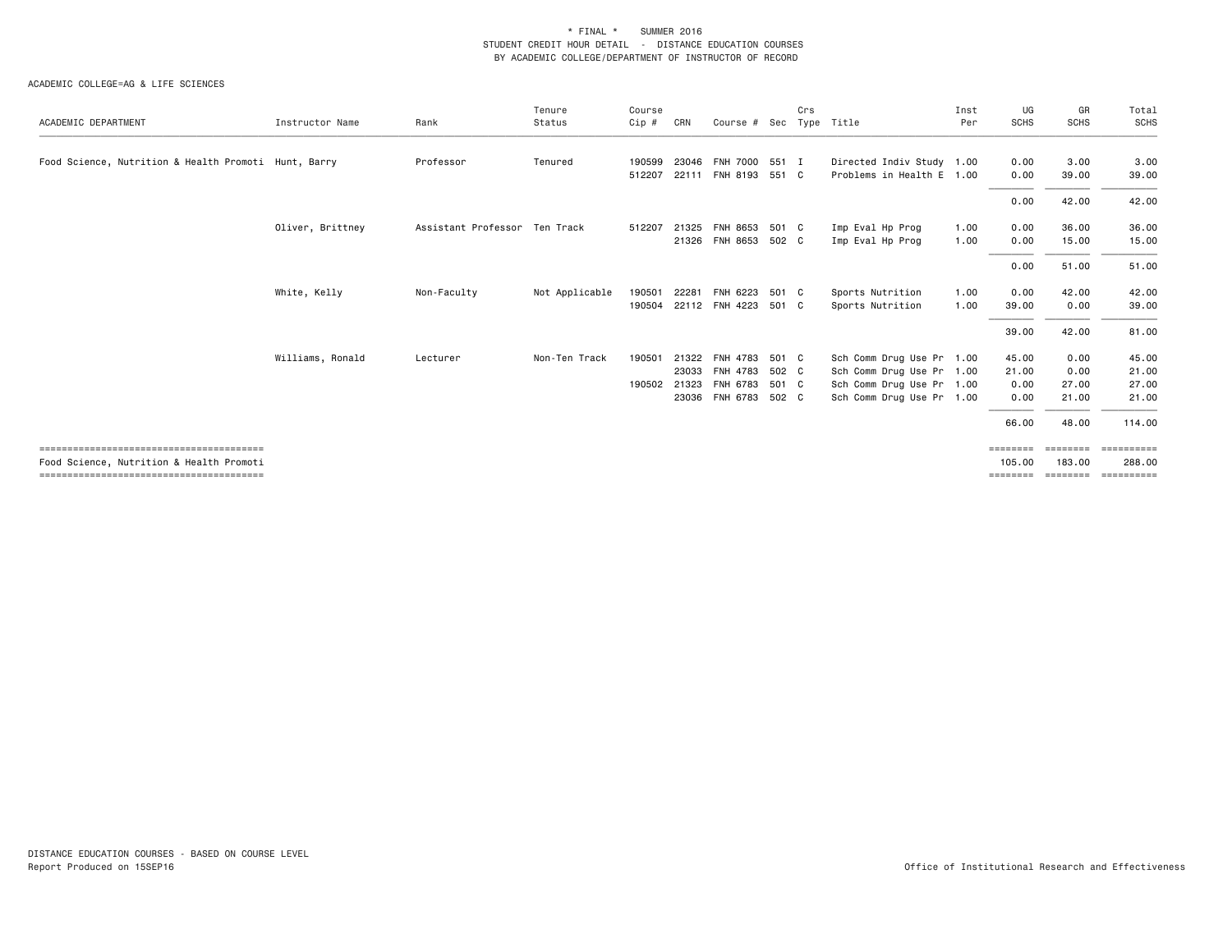\* FINAL \* SUMMER 2016
STUDENT CREDIT HOUR DETAIL - DISTANCE EDUCATION COURSES
BY ACADEMIC COLLEGE/DEPARTMENT OF INSTRUCTOR OF RECORD

ACADEMIC COLLEGE=AG & LIFE SCIENCES

| ACADEMIC DEPARTMENT | Instructor Name | Rank | Tenure Status | Course Cip # | CRN | Course # | Sec | Crs Type | Title | Inst Per | UG SCHS | GR SCHS | Total SCHS |
|---|---|---|---|---|---|---|---|---|---|---|---|---|---|
| Food Science, Nutrition & Health Promoti | Hunt, Barry | Professor | Tenured | 190599 | 23046 | FNH 7000 | 551 | I | Directed Indiv Study | 1.00 | 0.00 | 3.00 | 3.00 |
| | | | | 512207 | 22111 | FNH 8193 | 551 | C | Problems in Health E | 1.00 | 0.00 | 39.00 | 39.00 |
| | | | | | | | | | | | 0.00 | 42.00 | 42.00 |
| | Oliver, Brittney | Assistant Professor | Ten Track | 512207 | 21325 | FNH 8653 | 501 | C | Imp Eval Hp Prog | 1.00 | 0.00 | 36.00 | 36.00 |
| | | | | | 21326 | FNH 8653 | 502 | C | Imp Eval Hp Prog | 1.00 | 0.00 | 15.00 | 15.00 |
| | | | | | | | | | | | 0.00 | 51.00 | 51.00 |
| | White, Kelly | Non-Faculty | Not Applicable | 190501 | 22281 | FNH 6223 | 501 | C | Sports Nutrition | 1.00 | 0.00 | 42.00 | 42.00 |
| | | | | 190504 | 22112 | FNH 4223 | 501 | C | Sports Nutrition | 1.00 | 39.00 | 0.00 | 39.00 |
| | | | | | | | | | | | 39.00 | 42.00 | 81.00 |
| | Williams, Ronald | Lecturer | Non-Ten Track | 190501 | 21322 | FNH 4783 | 501 | C | Sch Comm Drug Use Pr | 1.00 | 45.00 | 0.00 | 45.00 |
| | | | | | 23033 | FNH 4783 | 502 | C | Sch Comm Drug Use Pr | 1.00 | 21.00 | 0.00 | 21.00 |
| | | | | 190502 | 21323 | FNH 6783 | 501 | C | Sch Comm Drug Use Pr | 1.00 | 0.00 | 27.00 | 27.00 |
| | | | | | 23036 | FNH 6783 | 502 | C | Sch Comm Drug Use Pr | 1.00 | 0.00 | 21.00 | 21.00 |
| | | | | | | | | | | | 66.00 | 48.00 | 114.00 |
| Food Science, Nutrition & Health Promoti | | | | | | | | | | | 105.00 | 183.00 | 288.00 |

DISTANCE EDUCATION COURSES - BASED ON COURSE LEVEL
Report Produced on 15SEP16

Office of Institutional Research and Effectiveness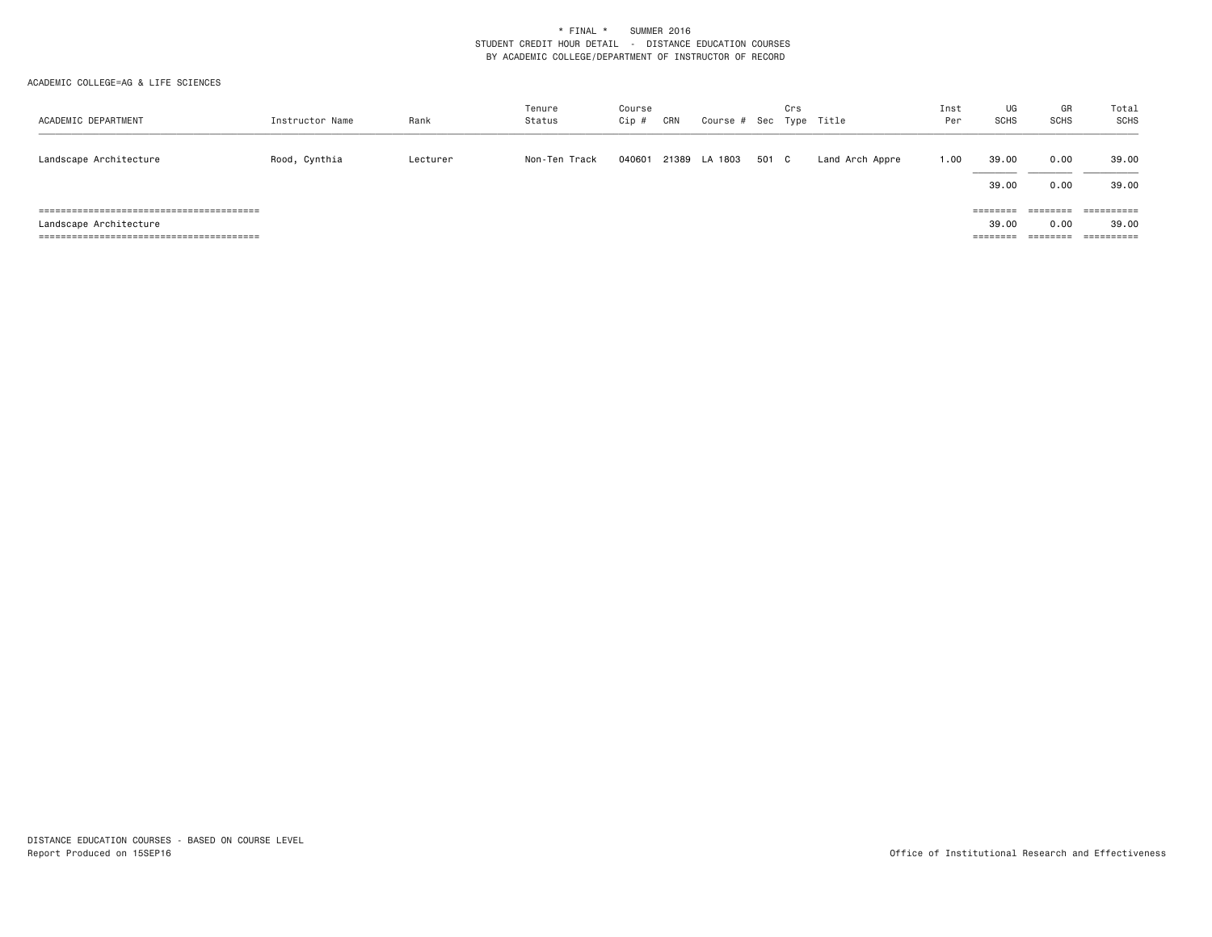\* FINAL \* SUMMER 2016
STUDENT CREDIT HOUR DETAIL - DISTANCE EDUCATION COURSES
BY ACADEMIC COLLEGE/DEPARTMENT OF INSTRUCTOR OF RECORD

ACADEMIC COLLEGE=AG & LIFE SCIENCES

| ACADEMIC DEPARTMENT | Instructor Name | Rank | Tenure Status | Course Cip # | CRN | Course # | Sec | Crs Type | Title | Inst Per | UG SCHS | GR SCHS | Total SCHS |
|---|---|---|---|---|---|---|---|---|---|---|---|---|---|
| Landscape Architecture | Rood, Cynthia | Lecturer | Non-Ten Track | 040601 | 21389 | LA 1803 | 501 | C | Land Arch Appre | 1.00 | 39.00 | 0.00 | 39.00 |
| | | | | | | | | | | | 39.00 | 0.00 | 39.00 |
| Landscape Architecture | | | | | | | | | | | 39.00 | 0.00 | 39.00 |

DISTANCE EDUCATION COURSES - BASED ON COURSE LEVEL
Report Produced on 15SEP16

Office of Institutional Research and Effectiveness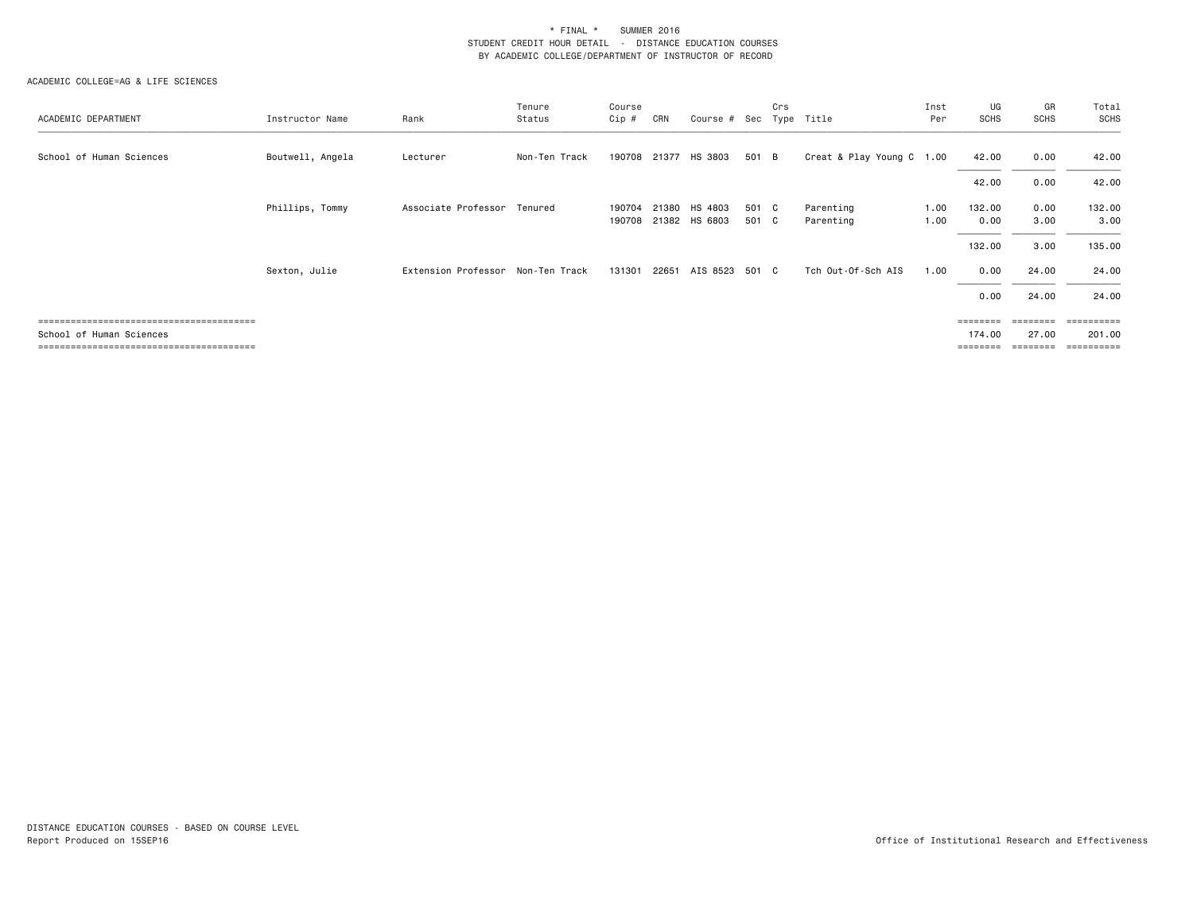\* FINAL \* SUMMER 2016
STUDENT CREDIT HOUR DETAIL - DISTANCE EDUCATION COURSES
BY ACADEMIC COLLEGE/DEPARTMENT OF INSTRUCTOR OF RECORD

ACADEMIC COLLEGE=AG & LIFE SCIENCES

| ACADEMIC DEPARTMENT | Instructor Name | Rank | Tenure Status | Course Cip # | CRN | Course # | Sec | Crs Type | Title | Inst Per | UG SCHS | GR SCHS | Total SCHS |
|---|---|---|---|---|---|---|---|---|---|---|---|---|---|
| School of Human Sciences | Boutwell, Angela | Lecturer | Non-Ten Track | 190708 | 21377 | HS 3803 | 501 | B | Creat & Play Young C | 1.00 | 42.00 | 0.00 | 42.00 |
| | | | | | | | | | | | 42.00 | 0.00 | 42.00 |
| | Phillips, Tommy | Associate Professor | Tenured | 190704 | 21380 | HS 4803 | 501 | C | Parenting | 1.00 | 132.00 | 0.00 | 132.00 |
| | | | | 190708 | 21382 | HS 6803 | 501 | C | Parenting | 1.00 | 0.00 | 3.00 | 3.00 |
| | | | | | | | | | | | 132.00 | 3.00 | 135.00 |
| | Sexton, Julie | Extension Professor | Non-Ten Track | 131301 | 22651 | AIS 8523 | 501 | C | Tch Out-Of-Sch AIS | 1.00 | 0.00 | 24.00 | 24.00 |
| | | | | | | | | | | | 0.00 | 24.00 | 24.00 |
| School of Human Sciences | | | | | | | | | | | 174.00 | 27.00 | 201.00 |

DISTANCE EDUCATION COURSES - BASED ON COURSE LEVEL
Report Produced on 15SEP16

Office of Institutional Research and Effectiveness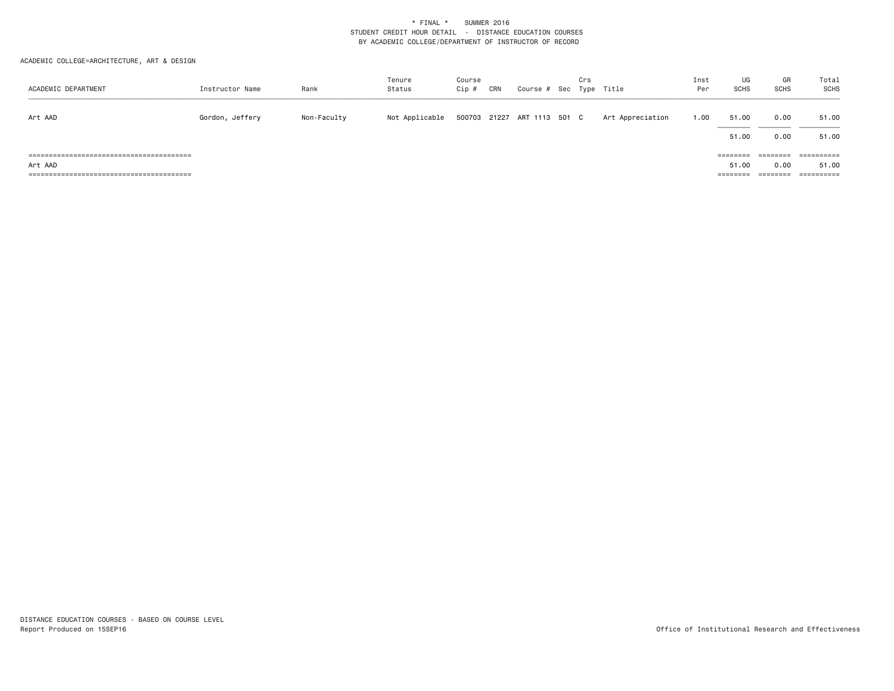\* FINAL \* SUMMER 2016
STUDENT CREDIT HOUR DETAIL - DISTANCE EDUCATION COURSES
BY ACADEMIC COLLEGE/DEPARTMENT OF INSTRUCTOR OF RECORD

ACADEMIC COLLEGE=ARCHITECTURE, ART & DESIGN

| ACADEMIC DEPARTMENT | Instructor Name | Rank | Tenure Status | Course Cip # | CRN | Course # | Sec | Crs Type | Title | Inst Per | UG SCHS | GR SCHS | Total SCHS |
|---|---|---|---|---|---|---|---|---|---|---|---|---|---|
| Art AAD | Gordon, Jeffery | Non-Faculty | Not Applicable | 500703 | 21227 | ART 1113 | 501 | C | Art Appreciation | 1.00 | 51.00 | 0.00 | 51.00 |
| | | | | | | | | | | | 51.00 | 0.00 | 51.00 |
| Art AAD | | | | | | | | | | | 51.00 | 0.00 | 51.00 |

DISTANCE EDUCATION COURSES - BASED ON COURSE LEVEL
Report Produced on 15SEP16

Office of Institutional Research and Effectiveness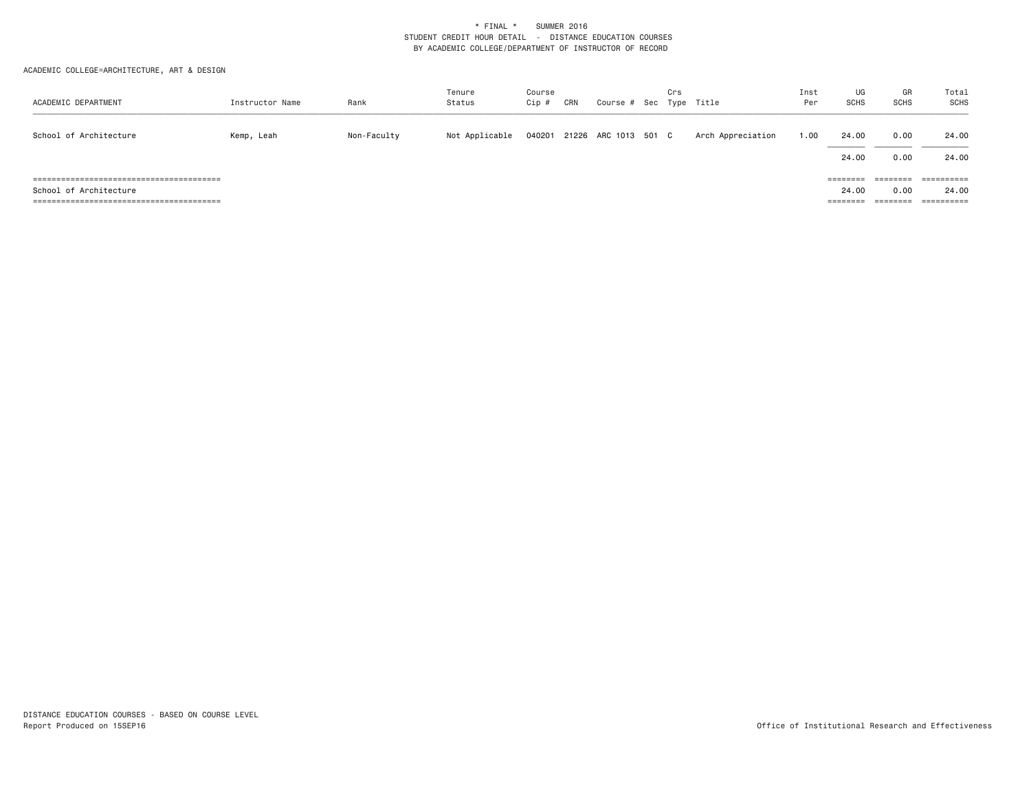\* FINAL \* SUMMER 2016
STUDENT CREDIT HOUR DETAIL - DISTANCE EDUCATION COURSES
BY ACADEMIC COLLEGE/DEPARTMENT OF INSTRUCTOR OF RECORD

ACADEMIC COLLEGE=ARCHITECTURE, ART & DESIGN

| ACADEMIC DEPARTMENT | Instructor Name | Rank | Tenure Status | Course Cip # | CRN | Course # | Sec | Crs Type | Title | Inst Per | UG SCHS | GR SCHS | Total SCHS |
|---|---|---|---|---|---|---|---|---|---|---|---|---|---|
| School of Architecture | Kemp, Leah | Non-Faculty | Not Applicable | 040201 | 21226 | ARC 1013 | 501 | C | Arch Appreciation | 1.00 | 24.00 | 0.00 | 24.00 |
| | | | | | | | | | | | 24.00 | 0.00 | 24.00 |
| School of Architecture | | | | | | | | | | | 24.00 | 0.00 | 24.00 |

DISTANCE EDUCATION COURSES - BASED ON COURSE LEVEL
Report Produced on 15SEP16

Office of Institutional Research and Effectiveness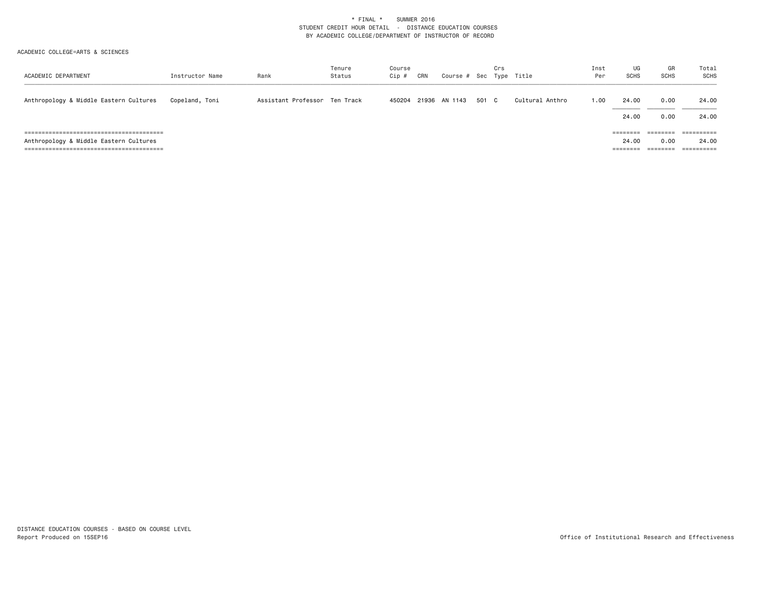\* FINAL \*    SUMMER 2016
STUDENT CREDIT HOUR DETAIL - DISTANCE EDUCATION COURSES
BY ACADEMIC COLLEGE/DEPARTMENT OF INSTRUCTOR OF RECORD

ACADEMIC COLLEGE=ARTS & SCIENCES

| ACADEMIC DEPARTMENT | Instructor Name | Rank | Tenure Status | Course Cip # | CRN | Course # | Sec | Crs Type | Title | Inst Per | UG SCHS | GR SCHS | Total SCHS |
|---|---|---|---|---|---|---|---|---|---|---|---|---|---|
| Anthropology & Middle Eastern Cultures | Copeland, Toni | Assistant Professor | Ten Track | 450204 | 21936 | AN 1143 | 501 | C | Cultural Anthro | 1.00 | 24.00 | 0.00 | 24.00 |
| | | | | | | | | | | | 24.00 | 0.00 | 24.00 |
| Anthropology & Middle Eastern Cultures | | | | | | | | | | | 24.00 | 0.00 | 24.00 |

DISTANCE EDUCATION COURSES - BASED ON COURSE LEVEL
Report Produced on 15SEP16

Office of Institutional Research and Effectiveness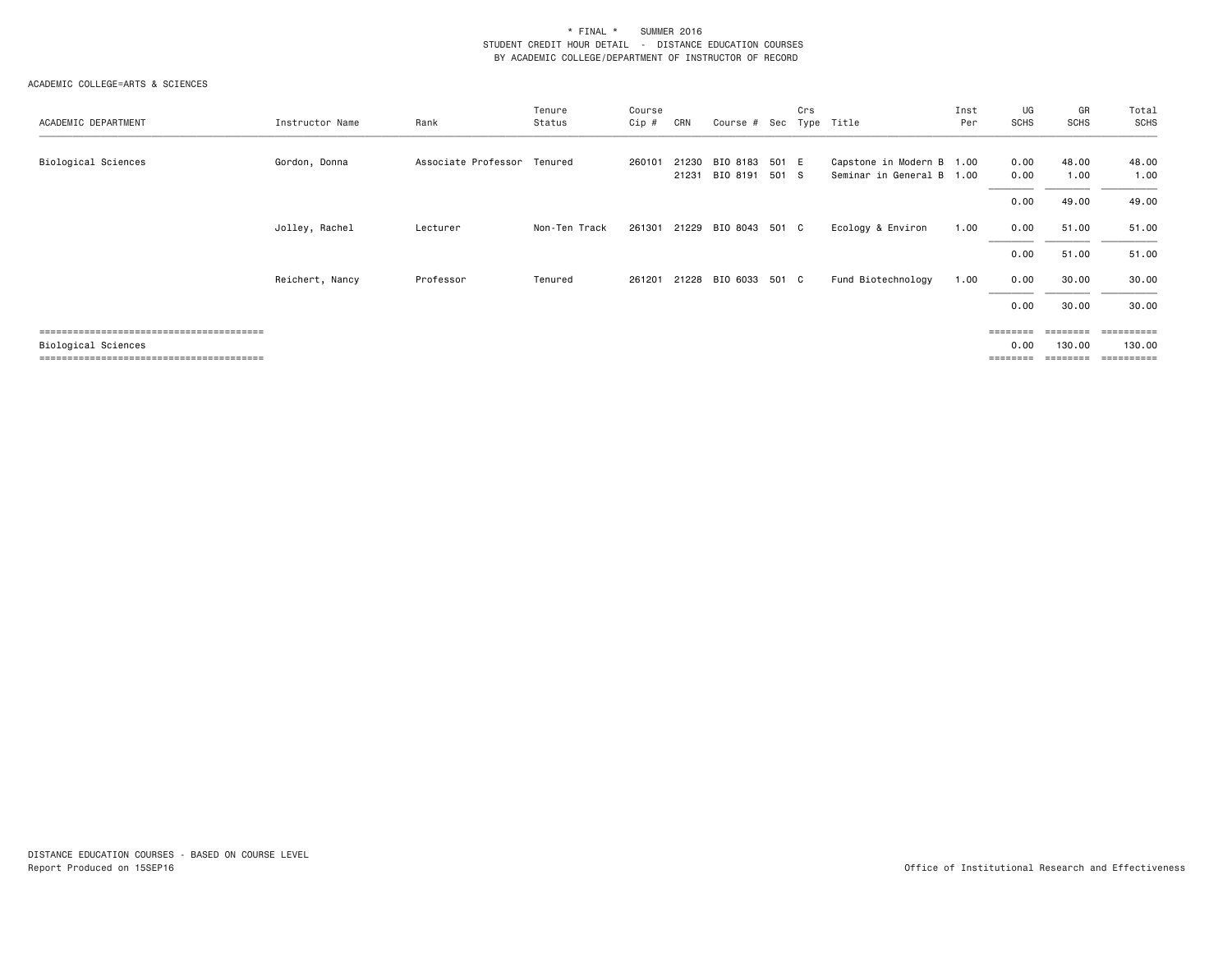\* FINAL \* SUMMER 2016
STUDENT CREDIT HOUR DETAIL - DISTANCE EDUCATION COURSES
BY ACADEMIC COLLEGE/DEPARTMENT OF INSTRUCTOR OF RECORD

ACADEMIC COLLEGE=ARTS & SCIENCES

| ACADEMIC DEPARTMENT | Instructor Name | Rank | Tenure Status | Course Cip # | CRN | Course # | Sec | Crs Type | Title | Inst Per | UG SCHS | GR SCHS | Total SCHS |
|---|---|---|---|---|---|---|---|---|---|---|---|---|---|
| Biological Sciences | Gordon, Donna | Associate Professor | Tenured | 260101 | 21230 | BIO 8183 | 501 | E | Capstone in Modern B | 1.00 | 0.00 | 48.00 | 48.00 |
| | | | | | 21231 | BIO 8191 | 501 | S | Seminar in General B | 1.00 | 0.00 | 1.00 | 1.00 |
| | | | | | | | | | | | 0.00 | 49.00 | 49.00 |
| | Jolley, Rachel | Lecturer | Non-Ten Track | 261301 | 21229 | BIO 8043 | 501 | C | Ecology & Environ | 1.00 | 0.00 | 51.00 | 51.00 |
| | | | | | | | | | | | 0.00 | 51.00 | 51.00 |
| | Reichert, Nancy | Professor | Tenured | 261201 | 21228 | BIO 6033 | 501 | C | Fund Biotechnology | 1.00 | 0.00 | 30.00 | 30.00 |
| | | | | | | | | | | | 0.00 | 30.00 | 30.00 |
| Biological Sciences | | | | | | | | | | | 0.00 | 130.00 | 130.00 |

DISTANCE EDUCATION COURSES - BASED ON COURSE LEVEL
Report Produced on 15SEP16

Office of Institutional Research and Effectiveness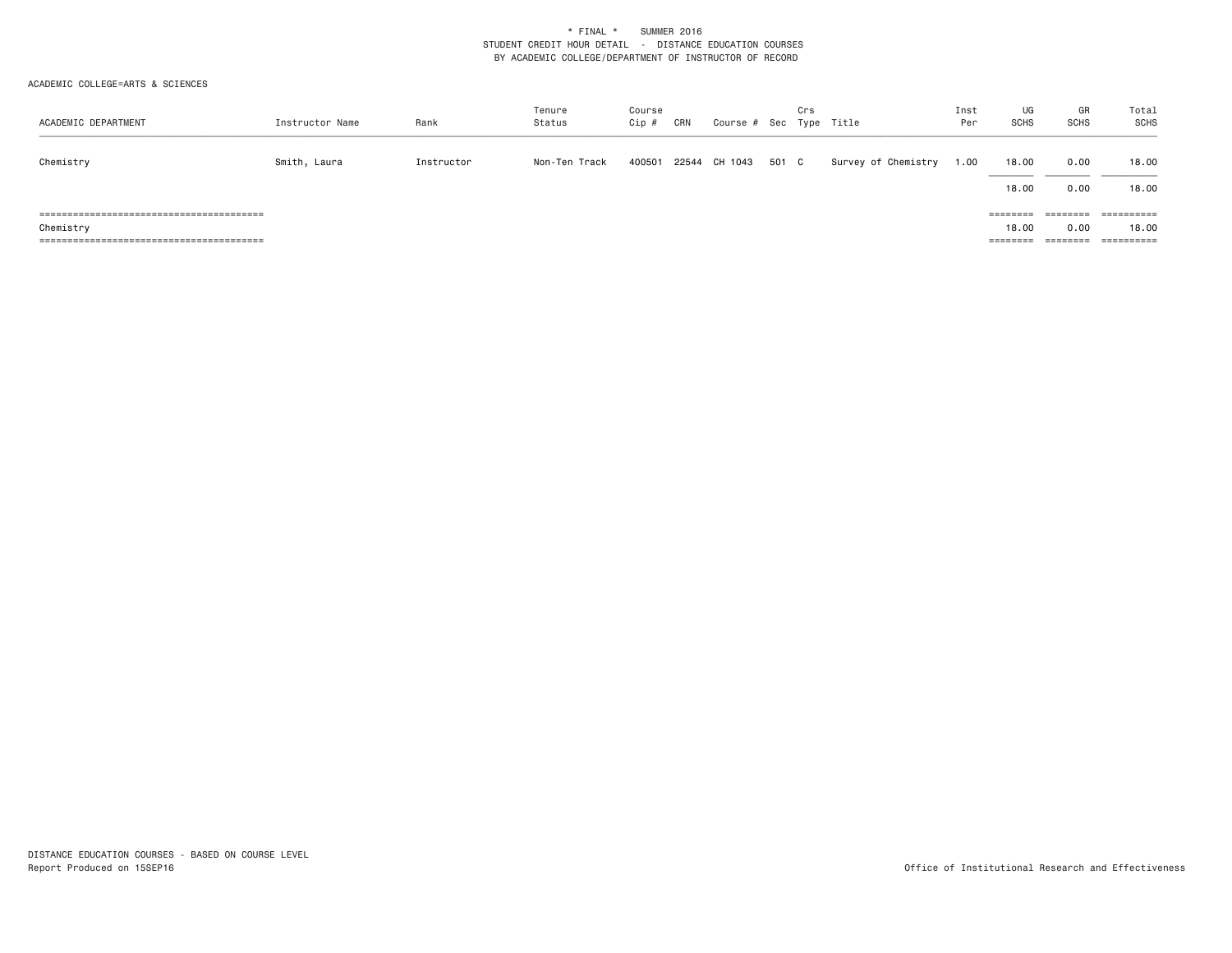\* FINAL \*    SUMMER 2016
STUDENT CREDIT HOUR DETAIL - DISTANCE EDUCATION COURSES
BY ACADEMIC COLLEGE/DEPARTMENT OF INSTRUCTOR OF RECORD

ACADEMIC COLLEGE=ARTS & SCIENCES

| ACADEMIC DEPARTMENT | Instructor Name | Rank | Tenure Status | Course Cip # | CRN | Course # | Sec | Crs Type | Title | Inst Per | UG SCHS | GR SCHS | Total SCHS |
|---|---|---|---|---|---|---|---|---|---|---|---|---|---|
| Chemistry | Smith, Laura | Instructor | Non-Ten Track | 400501 | 22544 | CH 1043 | 501 | C | Survey of Chemistry | 1.00 | 18.00 | 0.00 | 18.00 |
| | | | | | | | | | | | 18.00 | 0.00 | 18.00 |
| Chemistry | | | | | | | | | | | 18.00 | 0.00 | 18.00 |

DISTANCE EDUCATION COURSES - BASED ON COURSE LEVEL
Report Produced on 15SEP16

Office of Institutional Research and Effectiveness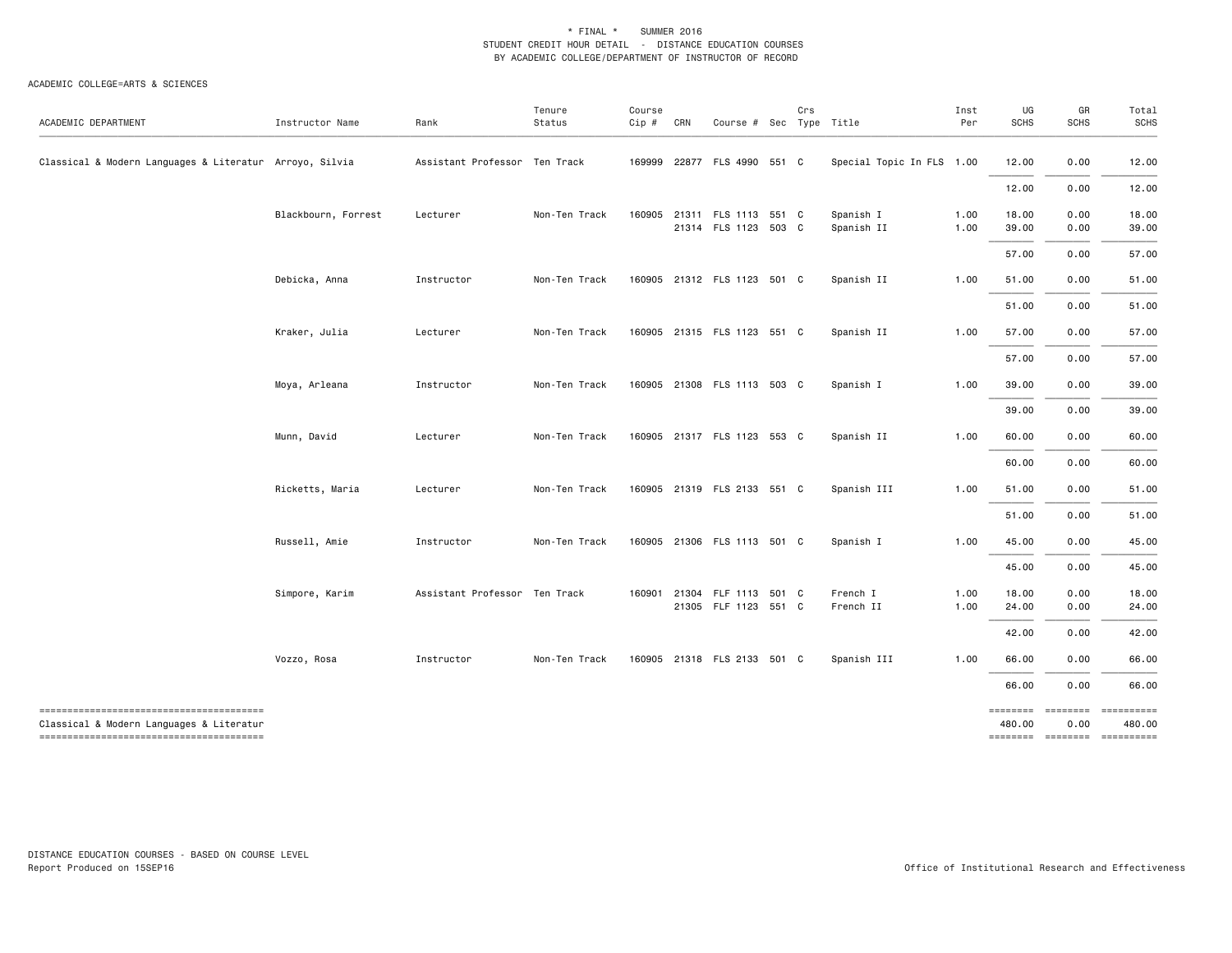\* FINAL \* SUMMER 2016
STUDENT CREDIT HOUR DETAIL - DISTANCE EDUCATION COURSES
BY ACADEMIC COLLEGE/DEPARTMENT OF INSTRUCTOR OF RECORD

ACADEMIC COLLEGE=ARTS & SCIENCES

| ACADEMIC DEPARTMENT | Instructor Name | Rank | Tenure Status | Course Cip # | CRN | Course # | Sec | Crs Type | Title | Inst Per | UG SCHS | GR SCHS | Total SCHS |
|---|---|---|---|---|---|---|---|---|---|---|---|---|---|
| Classical & Modern Languages & Literatur | Arroyo, Silvia | Assistant Professor | Ten Track | 169999 | 22877 | FLS 4990 | 551 | C | Special Topic In FLS | 1.00 | 12.00 | 0.00 | 12.00 |
| | | | | | | | | | | | 12.00 | 0.00 | 12.00 |
| | Blackbourn, Forrest | Lecturer | Non-Ten Track | 160905 | 21311 | FLS 1113 | 551 | C | Spanish I | 1.00 | 18.00 | 0.00 | 18.00 |
| | | | | | 21314 | FLS 1123 | 503 | C | Spanish II | 1.00 | 39.00 | 0.00 | 39.00 |
| | | | | | | | | | | | 57.00 | 0.00 | 57.00 |
| | Debicka, Anna | Instructor | Non-Ten Track | 160905 | 21312 | FLS 1123 | 501 | C | Spanish II | 1.00 | 51.00 | 0.00 | 51.00 |
| | | | | | | | | | | | 51.00 | 0.00 | 51.00 |
| | Kraker, Julia | Lecturer | Non-Ten Track | 160905 | 21315 | FLS 1123 | 551 | C | Spanish II | 1.00 | 57.00 | 0.00 | 57.00 |
| | | | | | | | | | | | 57.00 | 0.00 | 57.00 |
| | Moya, Arleana | Instructor | Non-Ten Track | 160905 | 21308 | FLS 1113 | 503 | C | Spanish I | 1.00 | 39.00 | 0.00 | 39.00 |
| | | | | | | | | | | | 39.00 | 0.00 | 39.00 |
| | Munn, David | Lecturer | Non-Ten Track | 160905 | 21317 | FLS 1123 | 553 | C | Spanish II | 1.00 | 60.00 | 0.00 | 60.00 |
| | | | | | | | | | | | 60.00 | 0.00 | 60.00 |
| | Ricketts, Maria | Lecturer | Non-Ten Track | 160905 | 21319 | FLS 2133 | 551 | C | Spanish III | 1.00 | 51.00 | 0.00 | 51.00 |
| | | | | | | | | | | | 51.00 | 0.00 | 51.00 |
| | Russell, Amie | Instructor | Non-Ten Track | 160905 | 21306 | FLS 1113 | 501 | C | Spanish I | 1.00 | 45.00 | 0.00 | 45.00 |
| | | | | | | | | | | | 45.00 | 0.00 | 45.00 |
| | Simpore, Karim | Assistant Professor | Ten Track | 160901 | 21304 | FLF 1113 | 501 | C | French I | 1.00 | 18.00 | 0.00 | 18.00 |
| | | | | | 21305 | FLF 1123 | 551 | C | French II | 1.00 | 24.00 | 0.00 | 24.00 |
| | | | | | | | | | | | 42.00 | 0.00 | 42.00 |
| | Vozzo, Rosa | Instructor | Non-Ten Track | 160905 | 21318 | FLS 2133 | 501 | C | Spanish III | 1.00 | 66.00 | 0.00 | 66.00 |
| | | | | | | | | | | | 66.00 | 0.00 | 66.00 |
| Classical & Modern Languages & Literatur | | | | | | | | | | | 480.00 | 0.00 | 480.00 |

DISTANCE EDUCATION COURSES - BASED ON COURSE LEVEL
Report Produced on 15SEP16

Office of Institutional Research and Effectiveness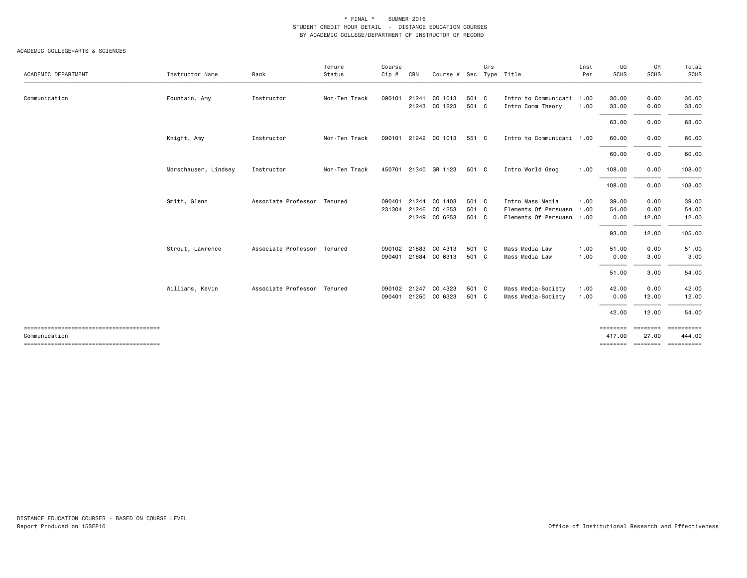* FINAL * SUMMER 2016
STUDENT CREDIT HOUR DETAIL - DISTANCE EDUCATION COURSES
BY ACADEMIC COLLEGE/DEPARTMENT OF INSTRUCTOR OF RECORD

ACADEMIC COLLEGE=ARTS & SCIENCES

| ACADEMIC DEPARTMENT | Instructor Name | Rank | Tenure Status | Course Cip # | CRN | Course # | Sec | Crs Type | Title | Inst Per | UG SCHS | GR SCHS | Total SCHS |
|---|---|---|---|---|---|---|---|---|---|---|---|---|---|
| Communication | Fountain, Amy | Instructor | Non-Ten Track | 090101 | 21241 | CO 1013 | 501 | C | Intro to Communicati | 1.00 | 30.00 | 0.00 | 30.00 |
| | | | | | 21243 | CO 1223 | 501 | C | Intro Comm Theory | 1.00 | 33.00 | 0.00 | 33.00 |
| | | | | | | | | | | | 63.00 | 0.00 | 63.00 |
| | Knight, Amy | Instructor | Non-Ten Track | 090101 | 21242 | CO 1013 | 551 | C | Intro to Communicati | 1.00 | 60.00 | 0.00 | 60.00 |
| | | | | | | | | | | | 60.00 | 0.00 | 60.00 |
| | Morschauser, Lindsey | Instructor | Non-Ten Track | 450701 | 21340 | GR 1123 | 501 | C | Intro World Geog | 1.00 | 108.00 | 0.00 | 108.00 |
| | | | | | | | | | | | 108.00 | 0.00 | 108.00 |
| | Smith, Glenn | Associate Professor | Tenured | 090401 | 21244 | CO 1403 | 501 | C | Intro Mass Media | 1.00 | 39.00 | 0.00 | 39.00 |
| | | | | 231304 | 21246 | CO 4253 | 501 | C | Elements Of Persuasn | 1.00 | 54.00 | 0.00 | 54.00 |
| | | | | | 21249 | CO 6253 | 501 | C | Elements Of Persuasn | 1.00 | 0.00 | 12.00 | 12.00 |
| | | | | | | | | | | | 93.00 | 12.00 | 105.00 |
| | Strout, Lawrence | Associate Professor | Tenured | 090102 | 21883 | CO 4313 | 501 | C | Mass Media Law | 1.00 | 51.00 | 0.00 | 51.00 |
| | | | | 090401 | 21884 | CO 6313 | 501 | C | Mass Media Law | 1.00 | 0.00 | 3.00 | 3.00 |
| | | | | | | | | | | | 51.00 | 3.00 | 54.00 |
| | Williams, Kevin | Associate Professor | Tenured | 090102 | 21247 | CO 4323 | 501 | C | Mass Media-Society | 1.00 | 42.00 | 0.00 | 42.00 |
| | | | | 090401 | 21250 | CO 6323 | 501 | C | Mass Media-Society | 1.00 | 0.00 | 12.00 | 12.00 |
| | | | | | | | | | | | 42.00 | 12.00 | 54.00 |
| Communication | | | | | | | | | | | 417.00 | 27.00 | 444.00 |

DISTANCE EDUCATION COURSES - BASED ON COURSE LEVEL
Report Produced on 15SEP16

Office of Institutional Research and Effectiveness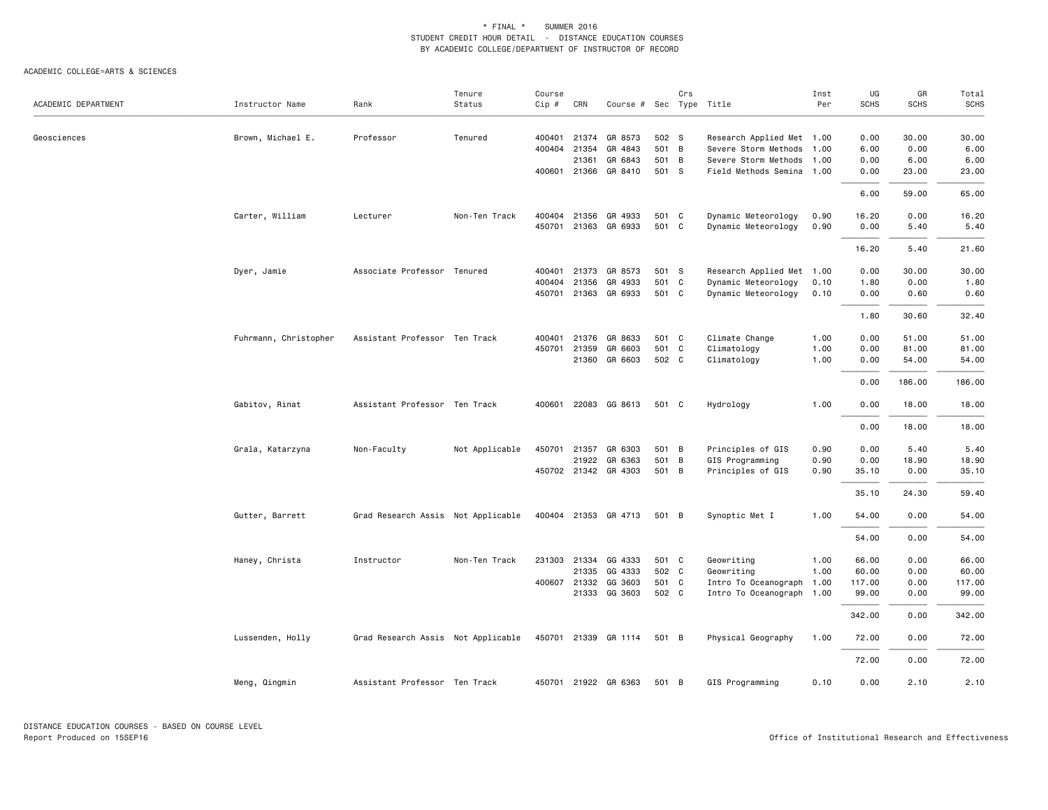\* FINAL \* SUMMER 2016
STUDENT CREDIT HOUR DETAIL - DISTANCE EDUCATION COURSES
BY ACADEMIC COLLEGE/DEPARTMENT OF INSTRUCTOR OF RECORD

ACADEMIC COLLEGE=ARTS & SCIENCES

| ACADEMIC DEPARTMENT | Instructor Name | Rank | Tenure Status | Course Cip # | CRN | Course # | Sec | Crs Type | Title | Inst Per | UG SCHS | GR SCHS | Total SCHS |
|---|---|---|---|---|---|---|---|---|---|---|---|---|---|
| Geosciences | Brown, Michael E. | Professor | Tenured | 400401 | 21374 | GR 8573 | 502 | S | Research Applied Met | 1.00 | 0.00 | 30.00 | 30.00 |
| | | | | 400404 | 21354 | GR 4843 | 501 | B | Severe Storm Methods | 1.00 | 6.00 | 0.00 | 6.00 |
| | | | | | 21361 | GR 6843 | 501 | B | Severe Storm Methods | 1.00 | 0.00 | 6.00 | 6.00 |
| | | | | 400601 | 21366 | GR 8410 | 501 | S | Field Methods Semina | 1.00 | 0.00 | 23.00 | 23.00 |
| | | | | | | | | | | | 6.00 | 59.00 | 65.00 |
| | Carter, William | Lecturer | Non-Ten Track | 400404 | 21356 | GR 4933 | 501 | C | Dynamic Meteorology | 0.90 | 16.20 | 0.00 | 16.20 |
| | | | | 450701 | 21363 | GR 6933 | 501 | C | Dynamic Meteorology | 0.90 | 0.00 | 5.40 | 5.40 |
| | | | | | | | | | | | 16.20 | 5.40 | 21.60 |
| | Dyer, Jamie | Associate Professor | Tenured | 400401 | 21373 | GR 8573 | 501 | S | Research Applied Met | 1.00 | 0.00 | 30.00 | 30.00 |
| | | | | 400404 | 21356 | GR 4933 | 501 | C | Dynamic Meteorology | 0.10 | 1.80 | 0.00 | 1.80 |
| | | | | 450701 | 21363 | GR 6933 | 501 | C | Dynamic Meteorology | 0.10 | 0.00 | 0.60 | 0.60 |
| | | | | | | | | | | | 1.80 | 30.60 | 32.40 |
| | Fuhrmann, Christopher | Assistant Professor | Ten Track | 400401 | 21376 | GR 8633 | 501 | C | Climate Change | 1.00 | 0.00 | 51.00 | 51.00 |
| | | | | 450701 | 21359 | GR 6603 | 501 | C | Climatology | 1.00 | 0.00 | 81.00 | 81.00 |
| | | | | | 21360 | GR 6603 | 502 | C | Climatology | 1.00 | 0.00 | 54.00 | 54.00 |
| | | | | | | | | | | | 0.00 | 186.00 | 186.00 |
| | Gabitov, Rinat | Assistant Professor | Ten Track | 400601 | 22083 | GG 8613 | 501 | C | Hydrology | 1.00 | 0.00 | 18.00 | 18.00 |
| | | | | | | | | | | | 0.00 | 18.00 | 18.00 |
| | Grala, Katarzyna | Non-Faculty | Not Applicable | 450701 | 21357 | GR 6303 | 501 | B | Principles of GIS | 0.90 | 0.00 | 5.40 | 5.40 |
| | | | | | 21922 | GR 6363 | 501 | B | GIS Programming | 0.90 | 0.00 | 18.90 | 18.90 |
| | | | | 450702 | 21342 | GR 4303 | 501 | B | Principles of GIS | 0.90 | 35.10 | 0.00 | 35.10 |
| | | | | | | | | | | | 35.10 | 24.30 | 59.40 |
| | Gutter, Barrett | Grad Research Assis | Not Applicable | 400404 | 21353 | GR 4713 | 501 | B | Synoptic Met I | 1.00 | 54.00 | 0.00 | 54.00 |
| | | | | | | | | | | | 54.00 | 0.00 | 54.00 |
| | Haney, Christa | Instructor | Non-Ten Track | 231303 | 21334 | GG 4333 | 501 | C | Geowriting | 1.00 | 66.00 | 0.00 | 66.00 |
| | | | | | 21335 | GG 4333 | 502 | C | Geowriting | 1.00 | 60.00 | 0.00 | 60.00 |
| | | | | 400607 | 21332 | GG 3603 | 501 | C | Intro To Oceanograph | 1.00 | 117.00 | 0.00 | 117.00 |
| | | | | | 21333 | GG 3603 | 502 | C | Intro To Oceanograph | 1.00 | 99.00 | 0.00 | 99.00 |
| | | | | | | | | | | | 342.00 | 0.00 | 342.00 |
| | Lussenden, Holly | Grad Research Assis | Not Applicable | 450701 | 21339 | GR 1114 | 501 | B | Physical Geography | 1.00 | 72.00 | 0.00 | 72.00 |
| | | | | | | | | | | | 72.00 | 0.00 | 72.00 |
| | Meng, Qingmin | Assistant Professor | Ten Track | 450701 | 21922 | GR 6363 | 501 | B | GIS Programming | 0.10 | 0.00 | 2.10 | 2.10 |

DISTANCE EDUCATION COURSES - BASED ON COURSE LEVEL
Report Produced on 15SEP16

Office of Institutional Research and Effectiveness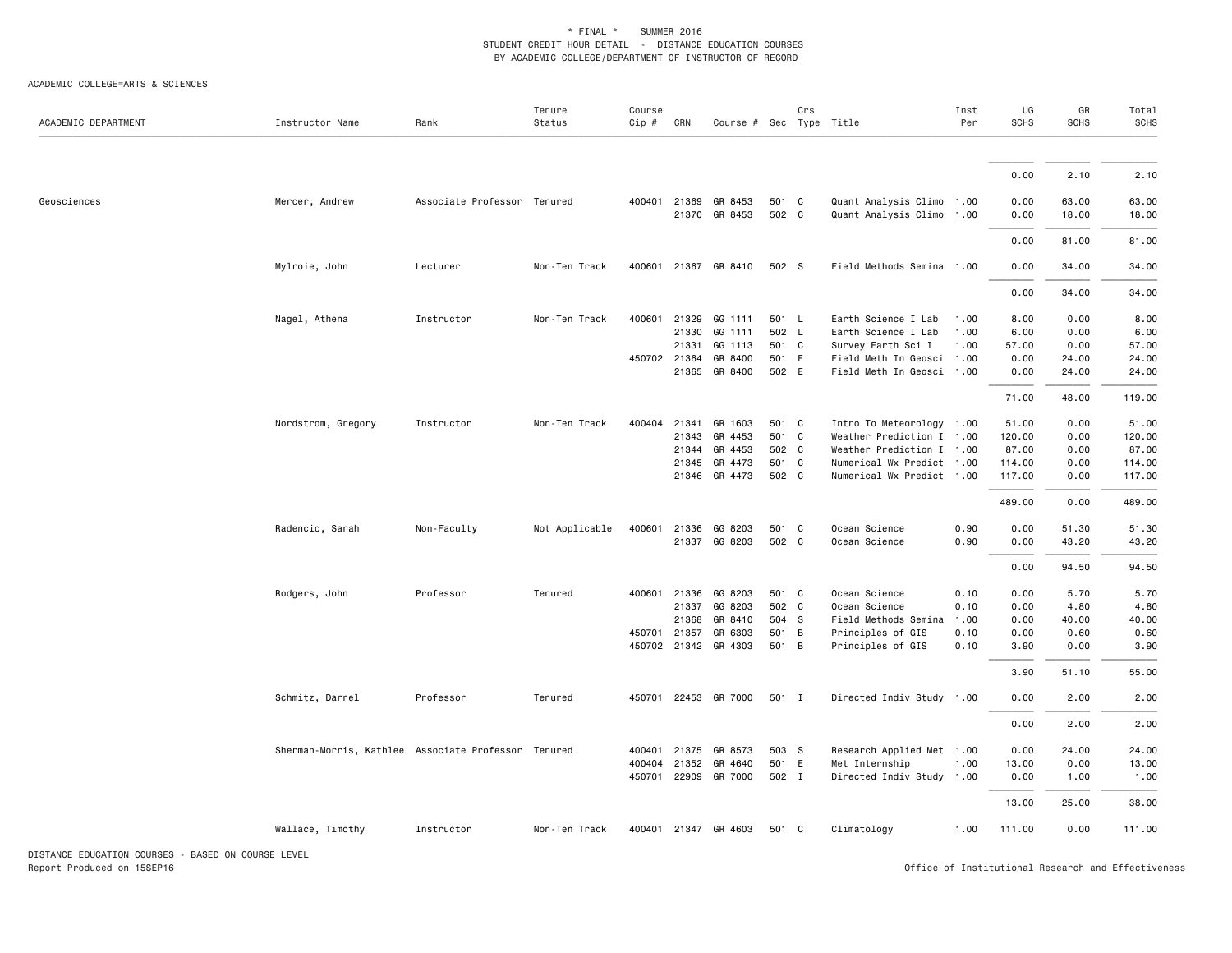\* FINAL \* SUMMER 2016
STUDENT CREDIT HOUR DETAIL - DISTANCE EDUCATION COURSES
BY ACADEMIC COLLEGE/DEPARTMENT OF INSTRUCTOR OF RECORD

ACADEMIC COLLEGE=ARTS & SCIENCES

| ACADEMIC DEPARTMENT | Instructor Name | Rank | Tenure Status | Course Cip # | CRN | Course # | Sec | Crs Type | Title | Inst Per | UG SCHS | GR SCHS | Total SCHS |
|---|---|---|---|---|---|---|---|---|---|---|---|---|---|
| | | | | | | | | | | | 0.00 | 2.10 | 2.10 |
| Geosciences | Mercer, Andrew | Associate Professor | Tenured | 400401 | 21369 | GR 8453 | 501 | C | Quant Analysis Climo | 1.00 | 0.00 | 63.00 | 63.00 |
| | | | | | 21370 | GR 8453 | 502 | C | Quant Analysis Climo | 1.00 | 0.00 | 18.00 | 18.00 |
| | | | | | | | | | | | 0.00 | 81.00 | 81.00 |
| | Mylroie, John | Lecturer | Non-Ten Track | 400601 | 21367 | GR 8410 | 502 | S | Field Methods Semina | 1.00 | 0.00 | 34.00 | 34.00 |
| | | | | | | | | | | | 0.00 | 34.00 | 34.00 |
| | Nagel, Athena | Instructor | Non-Ten Track | 400601 | 21329 | GG 1111 | 501 | L | Earth Science I Lab | 1.00 | 8.00 | 0.00 | 8.00 |
| | | | | | 21330 | GG 1111 | 502 | L | Earth Science I Lab | 1.00 | 6.00 | 0.00 | 6.00 |
| | | | | | 21331 | GG 1113 | 501 | C | Survey Earth Sci I | 1.00 | 57.00 | 0.00 | 57.00 |
| | | | | 450702 | 21364 | GR 8400 | 501 | E | Field Meth In Geosci | 1.00 | 0.00 | 24.00 | 24.00 |
| | | | | | 21365 | GR 8400 | 502 | E | Field Meth In Geosci | 1.00 | 0.00 | 24.00 | 24.00 |
| | | | | | | | | | | | 71.00 | 48.00 | 119.00 |
| | Nordstrom, Gregory | Instructor | Non-Ten Track | 400404 | 21341 | GR 1603 | 501 | C | Intro To Meteorology | 1.00 | 51.00 | 0.00 | 51.00 |
| | | | | | 21343 | GR 4453 | 501 | C | Weather Prediction I | 1.00 | 120.00 | 0.00 | 120.00 |
| | | | | | 21344 | GR 4453 | 502 | C | Weather Prediction I | 1.00 | 87.00 | 0.00 | 87.00 |
| | | | | | 21345 | GR 4473 | 501 | C | Numerical Wx Predict | 1.00 | 114.00 | 0.00 | 114.00 |
| | | | | | 21346 | GR 4473 | 502 | C | Numerical Wx Predict | 1.00 | 117.00 | 0.00 | 117.00 |
| | | | | | | | | | | | 489.00 | 0.00 | 489.00 |
| | Radencic, Sarah | Non-Faculty | Not Applicable | 400601 | 21336 | GG 8203 | 501 | C | Ocean Science | 0.90 | 0.00 | 51.30 | 51.30 |
| | | | | | 21337 | GG 8203 | 502 | C | Ocean Science | 0.90 | 0.00 | 43.20 | 43.20 |
| | | | | | | | | | | | 0.00 | 94.50 | 94.50 |
| | Rodgers, John | Professor | Tenured | 400601 | 21336 | GG 8203 | 501 | C | Ocean Science | 0.10 | 0.00 | 5.70 | 5.70 |
| | | | | | 21337 | GG 8203 | 502 | C | Ocean Science | 0.10 | 0.00 | 4.80 | 4.80 |
| | | | | | 21368 | GR 8410 | 504 | S | Field Methods Semina | 1.00 | 0.00 | 40.00 | 40.00 |
| | | | | 450701 | 21357 | GR 6303 | 501 | B | Principles of GIS | 0.10 | 0.00 | 0.60 | 0.60 |
| | | | | 450702 | 21342 | GR 4303 | 501 | B | Principles of GIS | 0.10 | 3.90 | 0.00 | 3.90 |
| | | | | | | | | | | | 3.90 | 51.10 | 55.00 |
| | Schmitz, Darrel | Professor | Tenured | 450701 | 22453 | GR 7000 | 501 | I | Directed Indiv Study | 1.00 | 0.00 | 2.00 | 2.00 |
| | | | | | | | | | | | 0.00 | 2.00 | 2.00 |
| | Sherman-Morris, Kathlee | Associate Professor | Tenured | 400401 | 21375 | GR 8573 | 503 | S | Research Applied Met | 1.00 | 0.00 | 24.00 | 24.00 |
| | | | | 400404 | 21352 | GR 4640 | 501 | E | Met Internship | 1.00 | 13.00 | 0.00 | 13.00 |
| | | | | 450701 | 22909 | GR 7000 | 502 | I | Directed Indiv Study | 1.00 | 0.00 | 1.00 | 1.00 |
| | | | | | | | | | | | 13.00 | 25.00 | 38.00 |
| | Wallace, Timothy | Instructor | Non-Ten Track | 400401 | 21347 | GR 4603 | 501 | C | Climatology | 1.00 | 111.00 | 0.00 | 111.00 |

DISTANCE EDUCATION COURSES - BASED ON COURSE LEVEL
Report Produced on 15SEP16

Office of Institutional Research and Effectiveness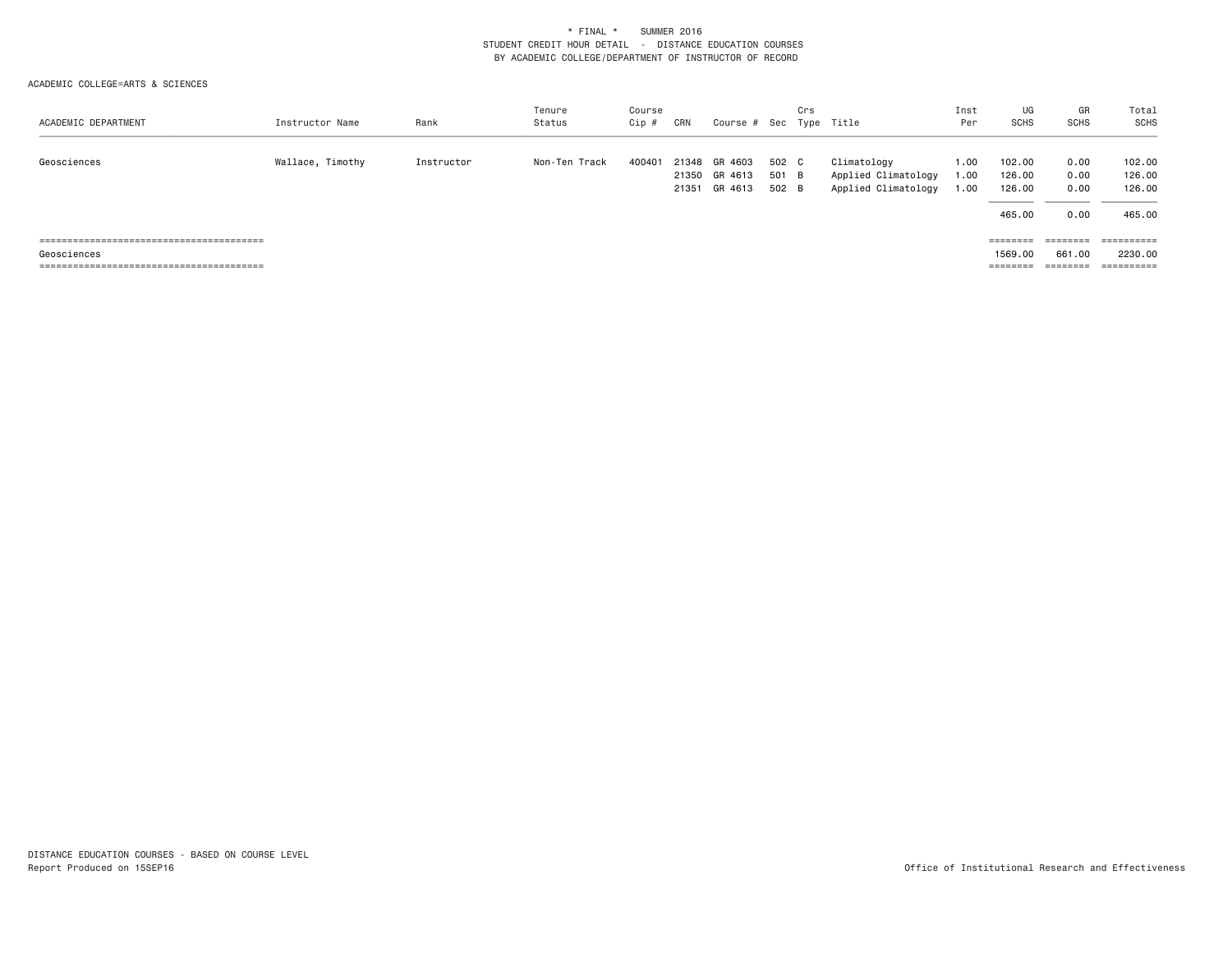\* FINAL \* SUMMER 2016
STUDENT CREDIT HOUR DETAIL - DISTANCE EDUCATION COURSES
BY ACADEMIC COLLEGE/DEPARTMENT OF INSTRUCTOR OF RECORD

ACADEMIC COLLEGE=ARTS & SCIENCES

| ACADEMIC DEPARTMENT | Instructor Name | Rank | Tenure Status | Course Cip # | CRN | Course # | Sec | Crs Type | Title | Inst Per | UG SCHS | GR SCHS | Total SCHS |
|---|---|---|---|---|---|---|---|---|---|---|---|---|---|
| Geosciences | Wallace, Timothy | Instructor | Non-Ten Track | 400401 | 21348 | GR 4603 | 502 | C | Climatology | 1.00 | 102.00 | 0.00 | 102.00 |
| | | | | | 21350 | GR 4613 | 501 | B | Applied Climatology | 1.00 | 126.00 | 0.00 | 126.00 |
| | | | | | 21351 | GR 4613 | 502 | B | Applied Climatology | 1.00 | 126.00 | 0.00 | 126.00 |
| | | | | | | | | | | | 465.00 | 0.00 | 465.00 |
| Geosciences | | | | | | | | | | | 1569.00 | 661.00 | 2230.00 |

DISTANCE EDUCATION COURSES - BASED ON COURSE LEVEL
Report Produced on 15SEP16

Office of Institutional Research and Effectiveness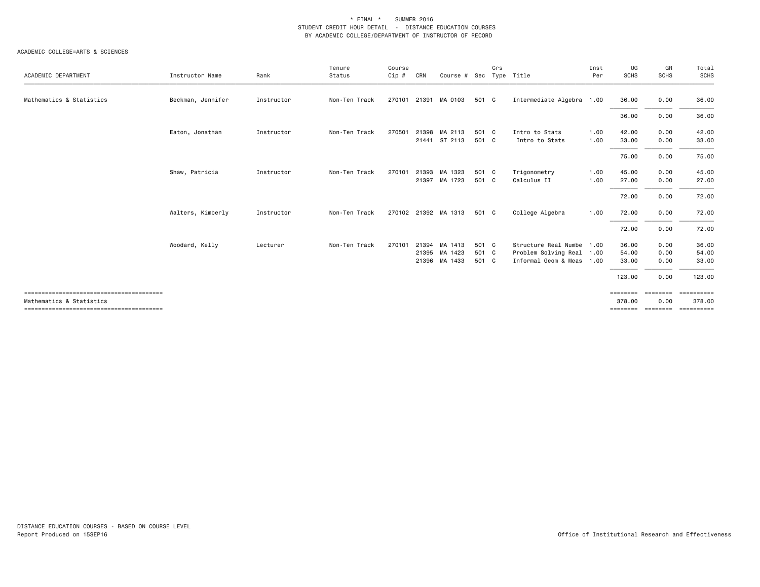\* FINAL \*    SUMMER 2016
STUDENT CREDIT HOUR DETAIL - DISTANCE EDUCATION COURSES
BY ACADEMIC COLLEGE/DEPARTMENT OF INSTRUCTOR OF RECORD

ACADEMIC COLLEGE=ARTS & SCIENCES

| ACADEMIC DEPARTMENT | Instructor Name | Rank | Tenure Status | Course Cip # | CRN | Course # | Sec | Crs Type | Title | Inst Per | UG SCHS | GR SCHS | Total SCHS |
|---|---|---|---|---|---|---|---|---|---|---|---|---|---|
| Mathematics & Statistics | Beckman, Jennifer | Instructor | Non-Ten Track | 270101 | 21391 | MA 0103 | 501 | C | Intermediate Algebra | 1.00 | 36.00 | 0.00 | 36.00 |
| | | | | | | | | | | | 36.00 | 0.00 | 36.00 |
| | Eaton, Jonathan | Instructor | Non-Ten Track | 270501 | 21398 | MA 2113 | 501 | C | Intro to Stats | 1.00 | 42.00 | 0.00 | 42.00 |
| | | | | | 21441 | ST 2113 | 501 | C | Intro to Stats | 1.00 | 33.00 | 0.00 | 33.00 |
| | | | | | | | | | | | 75.00 | 0.00 | 75.00 |
| | Shaw, Patricia | Instructor | Non-Ten Track | 270101 | 21393 | MA 1323 | 501 | C | Trigonometry | 1.00 | 45.00 | 0.00 | 45.00 |
| | | | | | 21397 | MA 1723 | 501 | C | Calculus II | 1.00 | 27.00 | 0.00 | 27.00 |
| | | | | | | | | | | | 72.00 | 0.00 | 72.00 |
| | Walters, Kimberly | Instructor | Non-Ten Track | 270102 | 21392 | MA 1313 | 501 | C | College Algebra | 1.00 | 72.00 | 0.00 | 72.00 |
| | | | | | | | | | | | 72.00 | 0.00 | 72.00 |
| | Woodard, Kelly | Lecturer | Non-Ten Track | 270101 | 21394 | MA 1413 | 501 | C | Structure Real Numbe | 1.00 | 36.00 | 0.00 | 36.00 |
| | | | | | 21395 | MA 1423 | 501 | C | Problem Solving Real | 1.00 | 54.00 | 0.00 | 54.00 |
| | | | | | 21396 | MA 1433 | 501 | C | Informal Geom & Meas | 1.00 | 33.00 | 0.00 | 33.00 |
| | | | | | | | | | | | 123.00 | 0.00 | 123.00 |
| Mathematics & Statistics | | | | | | | | | | | 378.00 | 0.00 | 378.00 |

DISTANCE EDUCATION COURSES - BASED ON COURSE LEVEL
Report Produced on 15SEP16

Office of Institutional Research and Effectiveness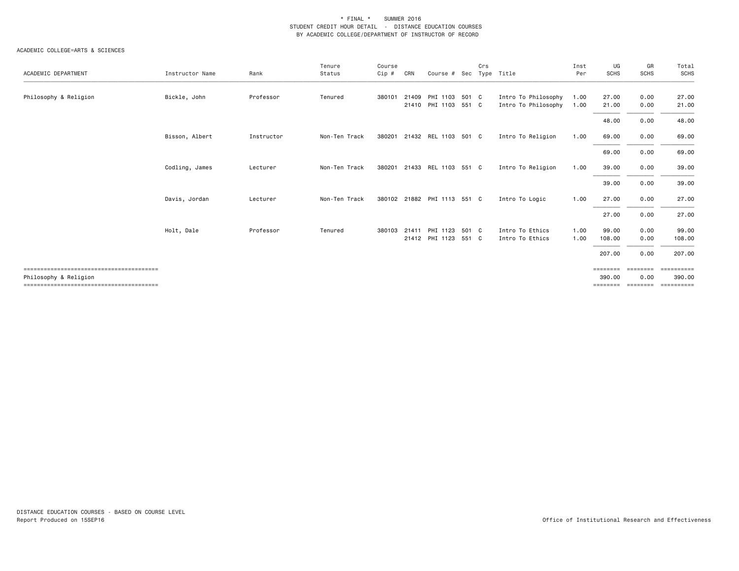\* FINAL \* SUMMER 2016
STUDENT CREDIT HOUR DETAIL - DISTANCE EDUCATION COURSES
BY ACADEMIC COLLEGE/DEPARTMENT OF INSTRUCTOR OF RECORD

ACADEMIC COLLEGE=ARTS & SCIENCES

| ACADEMIC DEPARTMENT | Instructor Name | Rank | Tenure Status | Course Cip # | CRN | Course # | Sec | Crs Type | Title | Inst Per | UG SCHS | GR SCHS | Total SCHS |
|---|---|---|---|---|---|---|---|---|---|---|---|---|---|
| Philosophy & Religion | Bickle, John | Professor | Tenured | 380101 | 21409 | PHI 1103 | 501 | C | Intro To Philosophy | 1.00 | 27.00 | 0.00 | 27.00 |
| | | | | | 21410 | PHI 1103 | 551 | C | Intro To Philosophy | 1.00 | 21.00 | 0.00 | 21.00 |
| | | | | | | | | | | | 48.00 | 0.00 | 48.00 |
| | Bisson, Albert | Instructor | Non-Ten Track | 380201 | 21432 | REL 1103 | 501 | C | Intro To Religion | 1.00 | 69.00 | 0.00 | 69.00 |
| | | | | | | | | | | | 69.00 | 0.00 | 69.00 |
| | Codling, James | Lecturer | Non-Ten Track | 380201 | 21433 | REL 1103 | 551 | C | Intro To Religion | 1.00 | 39.00 | 0.00 | 39.00 |
| | | | | | | | | | | | 39.00 | 0.00 | 39.00 |
| | Davis, Jordan | Lecturer | Non-Ten Track | 380102 | 21882 | PHI 1113 | 551 | C | Intro To Logic | 1.00 | 27.00 | 0.00 | 27.00 |
| | | | | | | | | | | | 27.00 | 0.00 | 27.00 |
| | Holt, Dale | Professor | Tenured | 380103 | 21411 | PHI 1123 | 501 | C | Intro To Ethics | 1.00 | 99.00 | 0.00 | 99.00 |
| | | | | | 21412 | PHI 1123 | 551 | C | Intro To Ethics | 1.00 | 108.00 | 0.00 | 108.00 |
| | | | | | | | | | | | 207.00 | 0.00 | 207.00 |
| Philosophy & Religion | | | | | | | | | | | 390.00 | 0.00 | 390.00 |

DISTANCE EDUCATION COURSES - BASED ON COURSE LEVEL
Report Produced on 15SEP16

Office of Institutional Research and Effectiveness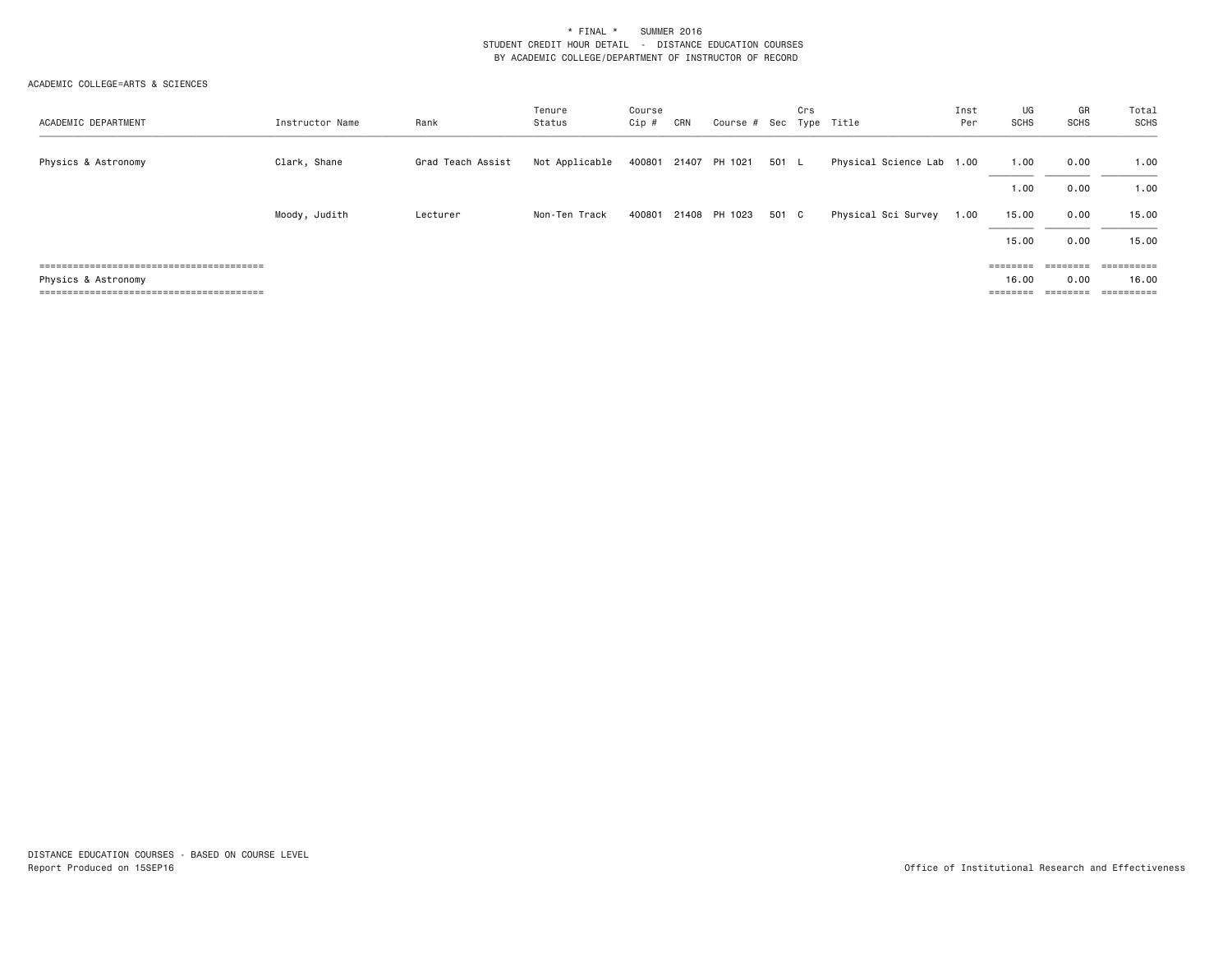\* FINAL \*    SUMMER 2016
STUDENT CREDIT HOUR DETAIL - DISTANCE EDUCATION COURSES
BY ACADEMIC COLLEGE/DEPARTMENT OF INSTRUCTOR OF RECORD

ACADEMIC COLLEGE=ARTS & SCIENCES

| ACADEMIC DEPARTMENT | Instructor Name | Rank | Tenure Status | Course Cip # | CRN | Course # | Sec | Crs Type | Title | Inst Per | UG SCHS | GR SCHS | Total SCHS |
|---|---|---|---|---|---|---|---|---|---|---|---|---|---|
| Physics & Astronomy | Clark, Shane | Grad Teach Assist | Not Applicable | 400801 | 21407 | PH 1021 | 501 | L | Physical Science Lab | 1.00 | 1.00 | 0.00 | 1.00 |
| | | | | | | | | | | | 1.00 | 0.00 | 1.00 |
| | Moody, Judith | Lecturer | Non-Ten Track | 400801 | 21408 | PH 1023 | 501 | C | Physical Sci Survey | 1.00 | 15.00 | 0.00 | 15.00 |
| | | | | | | | | | | | 15.00 | 0.00 | 15.00 |
| Physics & Astronomy | | | | | | | | | | | 16.00 | 0.00 | 16.00 |

DISTANCE EDUCATION COURSES - BASED ON COURSE LEVEL
Report Produced on 15SEP16

Office of Institutional Research and Effectiveness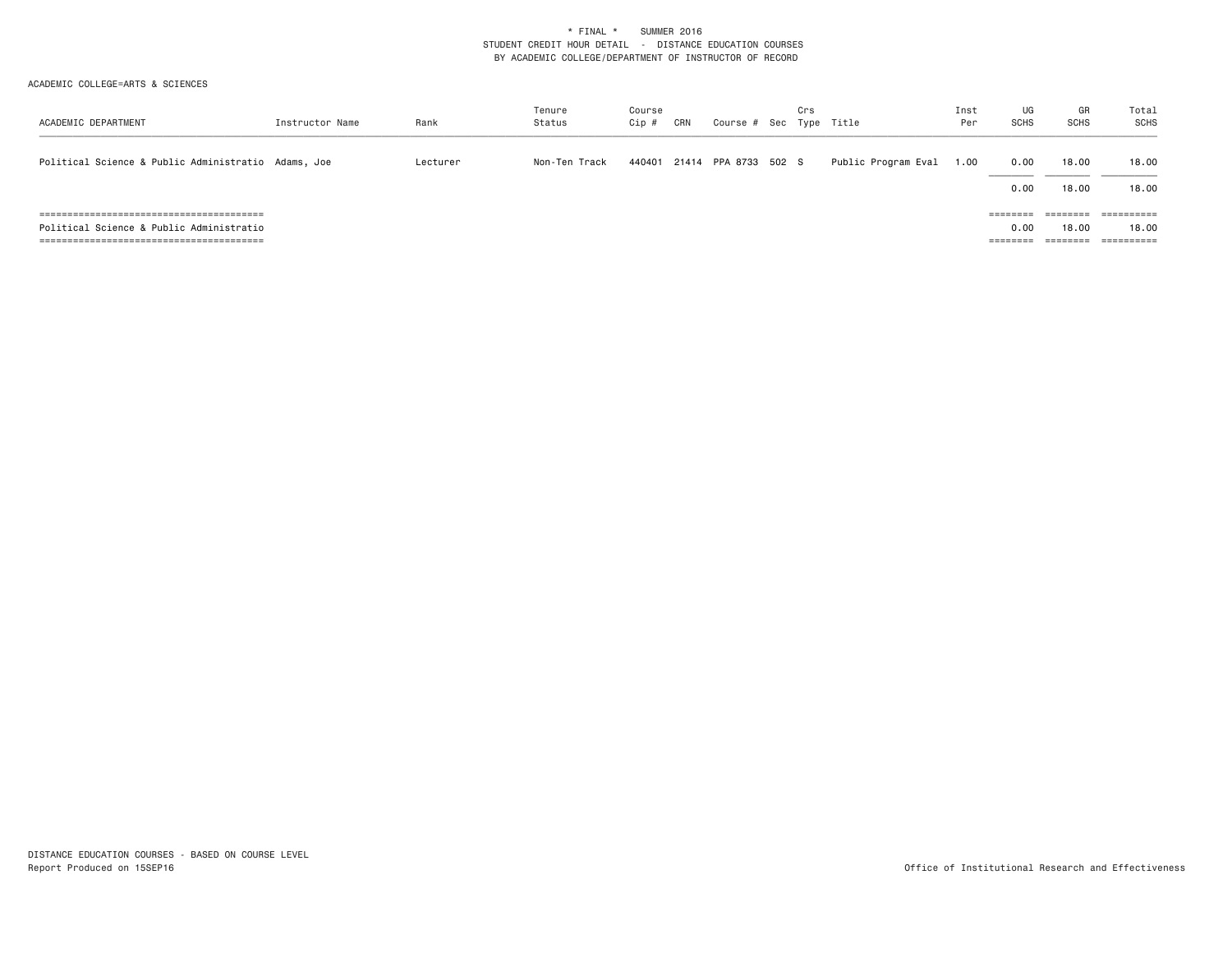\* FINAL \* SUMMER 2016
STUDENT CREDIT HOUR DETAIL - DISTANCE EDUCATION COURSES
BY ACADEMIC COLLEGE/DEPARTMENT OF INSTRUCTOR OF RECORD

ACADEMIC COLLEGE=ARTS & SCIENCES

| ACADEMIC DEPARTMENT | Instructor Name | Rank | Tenure Status | Course Cip # | CRN | Course # | Sec | Crs Type | Title | Inst Per | UG SCHS | GR SCHS | Total SCHS |
|---|---|---|---|---|---|---|---|---|---|---|---|---|---|
| Political Science & Public Administratio | Adams, Joe | Lecturer | Non-Ten Track | 440401 | 21414 | PPA 8733 | 502 | S | Public Program Eval | 1.00 | 0.00 | 18.00 | 18.00 |
| | | | | | | | | | | | 0.00 | 18.00 | 18.00 |
| Political Science & Public Administratio | | | | | | | | | | | 0.00 | 18.00 | 18.00 |

DISTANCE EDUCATION COURSES - BASED ON COURSE LEVEL
Report Produced on 15SEP16

Office of Institutional Research and Effectiveness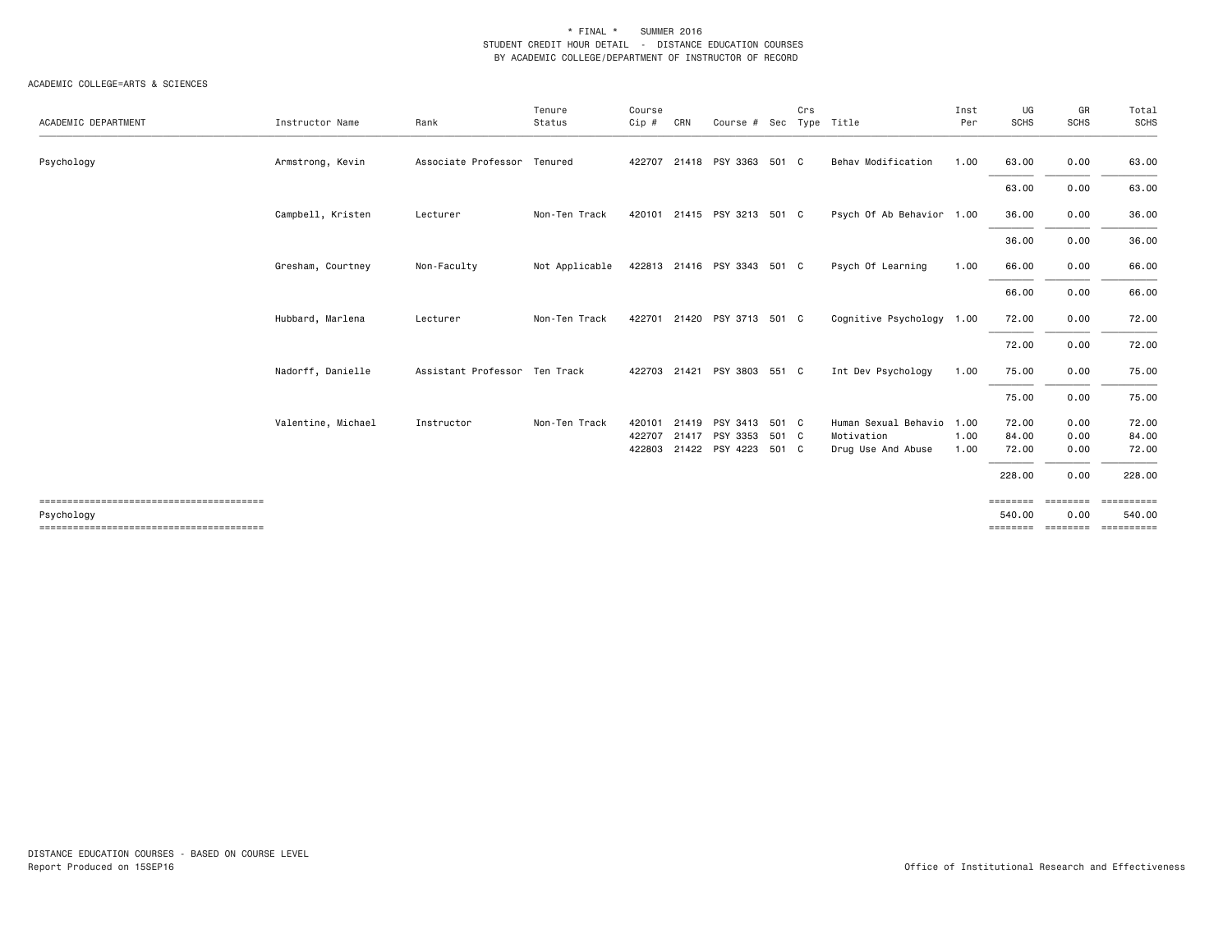\* FINAL \* SUMMER 2016
STUDENT CREDIT HOUR DETAIL - DISTANCE EDUCATION COURSES
BY ACADEMIC COLLEGE/DEPARTMENT OF INSTRUCTOR OF RECORD

ACADEMIC COLLEGE=ARTS & SCIENCES

| ACADEMIC DEPARTMENT | Instructor Name | Rank | Tenure Status | Course Cip # | CRN | Course # | Sec | Crs Type | Title | Inst Per | UG SCHS | GR SCHS | Total SCHS |
|---|---|---|---|---|---|---|---|---|---|---|---|---|---|
| Psychology | Armstrong, Kevin | Associate Professor | Tenured | 422707 | 21418 | PSY 3363 | 501 | C | Behav Modification | 1.00 | 63.00 | 0.00 | 63.00 |
| | | | | | | | | | | | 63.00 | 0.00 | 63.00 |
| | Campbell, Kristen | Lecturer | Non-Ten Track | 420101 | 21415 | PSY 3213 | 501 | C | Psych Of Ab Behavior | 1.00 | 36.00 | 0.00 | 36.00 |
| | | | | | | | | | | | 36.00 | 0.00 | 36.00 |
| | Gresham, Courtney | Non-Faculty | Not Applicable | 422813 | 21416 | PSY 3343 | 501 | C | Psych Of Learning | 1.00 | 66.00 | 0.00 | 66.00 |
| | | | | | | | | | | | 66.00 | 0.00 | 66.00 |
| | Hubbard, Marlena | Lecturer | Non-Ten Track | 422701 | 21420 | PSY 3713 | 501 | C | Cognitive Psychology | 1.00 | 72.00 | 0.00 | 72.00 |
| | | | | | | | | | | | 72.00 | 0.00 | 72.00 |
| | Nadorff, Danielle | Assistant Professor | Ten Track | 422703 | 21421 | PSY 3803 | 551 | C | Int Dev Psychology | 1.00 | 75.00 | 0.00 | 75.00 |
| | | | | | | | | | | | 75.00 | 0.00 | 75.00 |
| | Valentine, Michael | Instructor | Non-Ten Track | 420101 | 21419 | PSY 3413 | 501 | C | Human Sexual Behavio | 1.00 | 72.00 | 0.00 | 72.00 |
| | | | | 422707 | 21417 | PSY 3353 | 501 | C | Motivation | 1.00 | 84.00 | 0.00 | 84.00 |
| | | | | 422803 | 21422 | PSY 4223 | 501 | C | Drug Use And Abuse | 1.00 | 72.00 | 0.00 | 72.00 |
| | | | | | | | | | | | 228.00 | 0.00 | 228.00 |
| Psychology | | | | | | | | | | | 540.00 | 0.00 | 540.00 |

DISTANCE EDUCATION COURSES - BASED ON COURSE LEVEL
Report Produced on 15SEP16

Office of Institutional Research and Effectiveness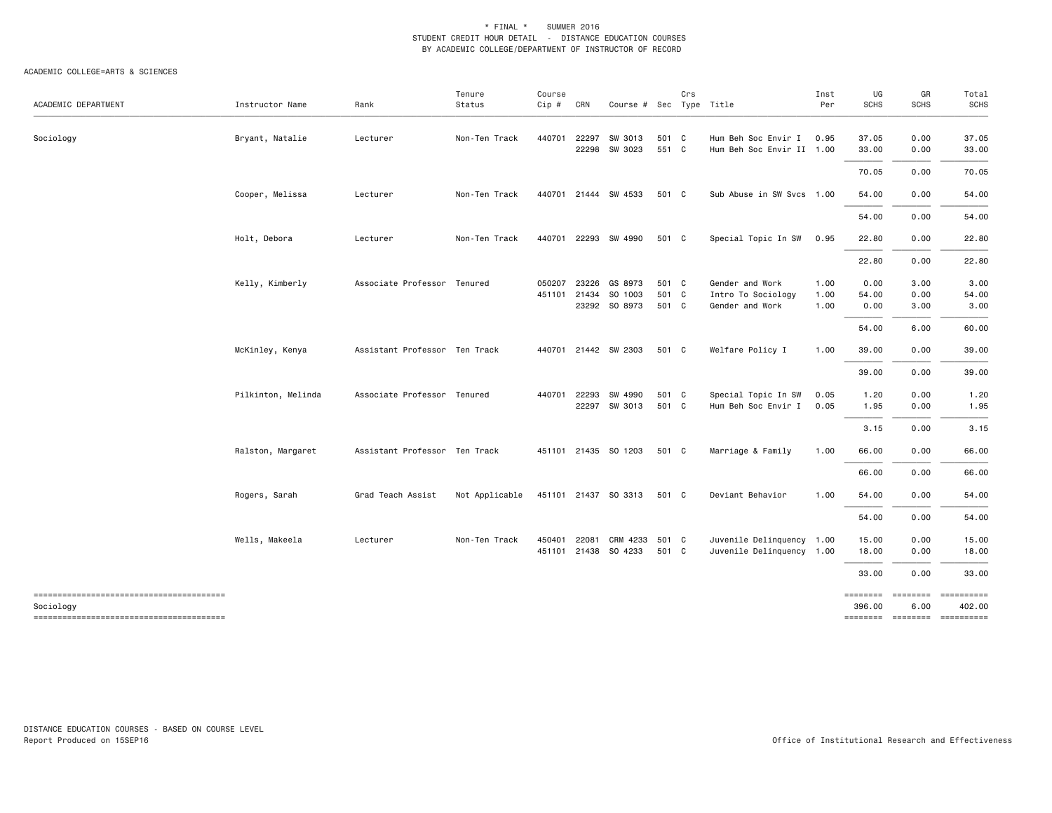\* FINAL \* SUMMER 2016
STUDENT CREDIT HOUR DETAIL - DISTANCE EDUCATION COURSES
BY ACADEMIC COLLEGE/DEPARTMENT OF INSTRUCTOR OF RECORD

ACADEMIC COLLEGE=ARTS & SCIENCES

| ACADEMIC DEPARTMENT | Instructor Name | Rank | Tenure Status | Course Cip # | CRN | Course # | Sec | Crs Type | Title | Inst Per | UG SCHS | GR SCHS | Total SCHS |
|---|---|---|---|---|---|---|---|---|---|---|---|---|---|
| Sociology | Bryant, Natalie | Lecturer | Non-Ten Track | 440701 | 22297 | SW 3013 | 501 | C | Hum Beh Soc Envir I | 0.95 | 37.05 | 0.00 | 37.05 |
| | | | | | 22298 | SW 3023 | 551 | C | Hum Beh Soc Envir II | 1.00 | 33.00 | 0.00 | 33.00 |
| | | | | | | | | | | | 70.05 | 0.00 | 70.05 |
| | Cooper, Melissa | Lecturer | Non-Ten Track | 440701 | 21444 | SW 4533 | 501 | C | Sub Abuse in SW Svcs | 1.00 | 54.00 | 0.00 | 54.00 |
| | | | | | | | | | | | 54.00 | 0.00 | 54.00 |
| | Holt, Debora | Lecturer | Non-Ten Track | 440701 | 22293 | SW 4990 | 501 | C | Special Topic In SW | 0.95 | 22.80 | 0.00 | 22.80 |
| | | | | | | | | | | | 22.80 | 0.00 | 22.80 |
| | Kelly, Kimberly | Associate Professor | Tenured | 050207 | 23226 | GS 8973 | 501 | C | Gender and Work | 1.00 | 0.00 | 3.00 | 3.00 |
| | | | | 451101 | 21434 | SO 1003 | 501 | C | Intro To Sociology | 1.00 | 54.00 | 0.00 | 54.00 |
| | | | | | 23292 | SO 8973 | 501 | C | Gender and Work | 1.00 | 0.00 | 3.00 | 3.00 |
| | | | | | | | | | | | 54.00 | 6.00 | 60.00 |
| | McKinley, Kenya | Assistant Professor | Ten Track | 440701 | 21442 | SW 2303 | 501 | C | Welfare Policy I | 1.00 | 39.00 | 0.00 | 39.00 |
| | | | | | | | | | | | 39.00 | 0.00 | 39.00 |
| | Pilkinton, Melinda | Associate Professor | Tenured | 440701 | 22293 | SW 4990 | 501 | C | Special Topic In SW | 0.05 | 1.20 | 0.00 | 1.20 |
| | | | | | 22297 | SW 3013 | 501 | C | Hum Beh Soc Envir I | 0.05 | 1.95 | 0.00 | 1.95 |
| | | | | | | | | | | | 3.15 | 0.00 | 3.15 |
| | Ralston, Margaret | Assistant Professor | Ten Track | 451101 | 21435 | SO 1203 | 501 | C | Marriage & Family | 1.00 | 66.00 | 0.00 | 66.00 |
| | | | | | | | | | | | 66.00 | 0.00 | 66.00 |
| | Rogers, Sarah | Grad Teach Assist | Not Applicable | 451101 | 21437 | SO 3313 | 501 | C | Deviant Behavior | 1.00 | 54.00 | 0.00 | 54.00 |
| | | | | | | | | | | | 54.00 | 0.00 | 54.00 |
| | Wells, Makeela | Lecturer | Non-Ten Track | 450401 | 22081 | CRM 4233 | 501 | C | Juvenile Delinquency | 1.00 | 15.00 | 0.00 | 15.00 |
| | | | | 451101 | 21438 | SO 4233 | 501 | C | Juvenile Delinquency | 1.00 | 18.00 | 0.00 | 18.00 |
| | | | | | | | | | | | 33.00 | 0.00 | 33.00 |
| Sociology | | | | | | | | | | | 396.00 | 6.00 | 402.00 |

DISTANCE EDUCATION COURSES - BASED ON COURSE LEVEL
Report Produced on 15SEP16

Office of Institutional Research and Effectiveness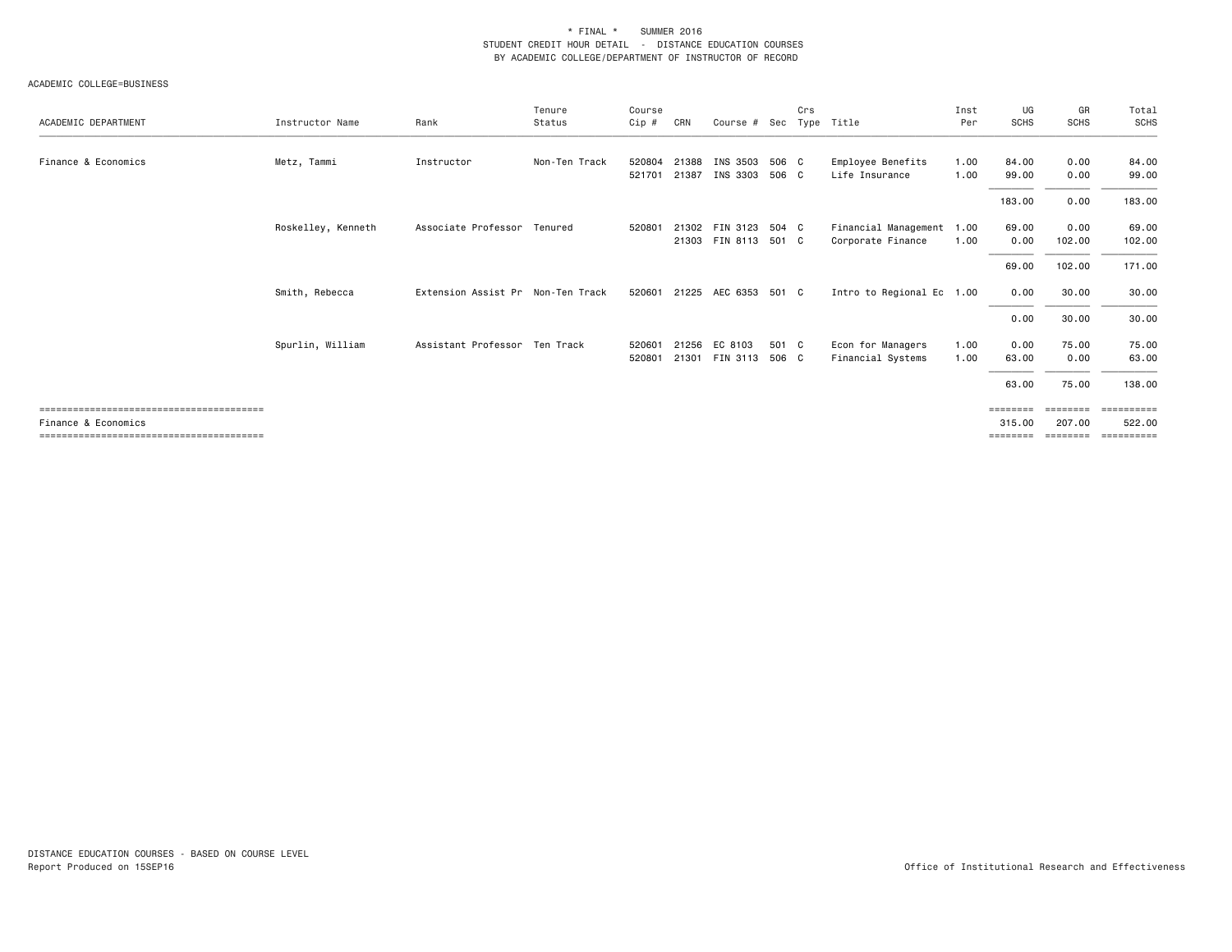\* FINAL \*    SUMMER 2016
STUDENT CREDIT HOUR DETAIL - DISTANCE EDUCATION COURSES
BY ACADEMIC COLLEGE/DEPARTMENT OF INSTRUCTOR OF RECORD

ACADEMIC COLLEGE=BUSINESS

| ACADEMIC DEPARTMENT | Instructor Name | Rank | Tenure Status | Course Cip # | CRN | Course # | Sec | Crs Type | Title | Inst Per | UG SCHS | GR SCHS | Total SCHS |
|---|---|---|---|---|---|---|---|---|---|---|---|---|---|
| Finance & Economics | Metz, Tammi | Instructor | Non-Ten Track | 520804 | 21388 | INS 3503 | 506 | C | Employee Benefits | 1.00 | 84.00 | 0.00 | 84.00 |
| | | | | 521701 | 21387 | INS 3303 | 506 | C | Life Insurance | 1.00 | 99.00 | 0.00 | 99.00 |
| | | | | | | | | | | | 183.00 | 0.00 | 183.00 |
| | Roskelley, Kenneth | Associate Professor | Tenured | 520801 | 21302 | FIN 3123 | 504 | C | Financial Management | 1.00 | 69.00 | 0.00 | 69.00 |
| | | | | | 21303 | FIN 8113 | 501 | C | Corporate Finance | 1.00 | 0.00 | 102.00 | 102.00 |
| | | | | | | | | | | | 69.00 | 102.00 | 171.00 |
| | Smith, Rebecca | Extension Assist Pr | Non-Ten Track | 520601 | 21225 | AEC 6353 | 501 | C | Intro to Regional Ec | 1.00 | 0.00 | 30.00 | 30.00 |
| | | | | | | | | | | | 0.00 | 30.00 | 30.00 |
| | Spurlin, William | Assistant Professor | Ten Track | 520601 | 21256 | EC 8103 | 501 | C | Econ for Managers | 1.00 | 0.00 | 75.00 | 75.00 |
| | | | | 520801 | 21301 | FIN 3113 | 506 | C | Financial Systems | 1.00 | 63.00 | 0.00 | 63.00 |
| | | | | | | | | | | | 63.00 | 75.00 | 138.00 |
| Finance & Economics | | | | | | | | | | | 315.00 | 207.00 | 522.00 |

DISTANCE EDUCATION COURSES - BASED ON COURSE LEVEL
Report Produced on 15SEP16

Office of Institutional Research and Effectiveness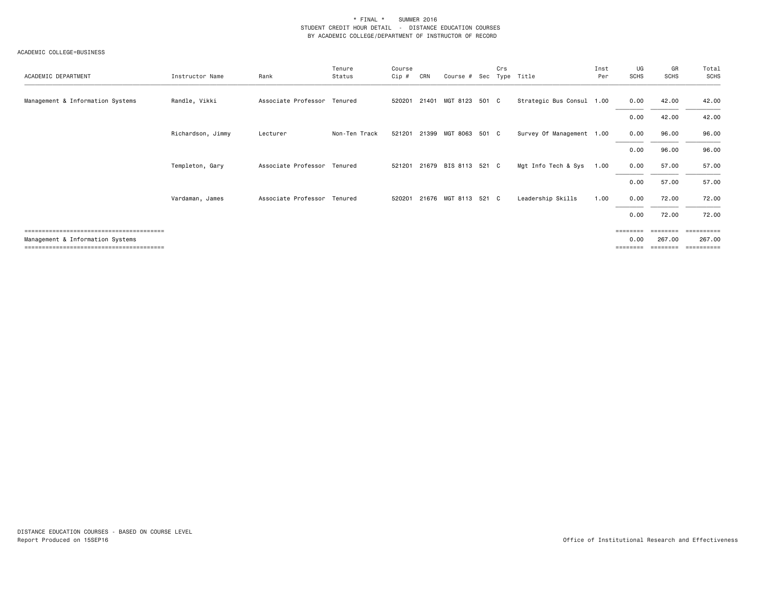\* FINAL \* SUMMER 2016
STUDENT CREDIT HOUR DETAIL - DISTANCE EDUCATION COURSES
BY ACADEMIC COLLEGE/DEPARTMENT OF INSTRUCTOR OF RECORD

ACADEMIC COLLEGE=BUSINESS

| ACADEMIC DEPARTMENT | Instructor Name | Rank | Tenure Status | Course Cip # | CRN | Course # | Sec | Crs Type | Title | Inst Per | UG SCHS | GR SCHS | Total SCHS |
|---|---|---|---|---|---|---|---|---|---|---|---|---|---|
| Management & Information Systems | Randle, Vikki | Associate Professor | Tenured | 520201 | 21401 | MGT 8123 | 501 | C | Strategic Bus Consul | 1.00 | 0.00 | 42.00 | 42.00 |
| | | | | | | | | | | | 0.00 | 42.00 | 42.00 |
| | Richardson, Jimmy | Lecturer | Non-Ten Track | 521201 | 21399 | MGT 8063 | 501 | C | Survey Of Management | 1.00 | 0.00 | 96.00 | 96.00 |
| | | | | | | | | | | | 0.00 | 96.00 | 96.00 |
| | Templeton, Gary | Associate Professor | Tenured | 521201 | 21679 | BIS 8113 | 521 | C | Mgt Info Tech & Sys | 1.00 | 0.00 | 57.00 | 57.00 |
| | | | | | | | | | | | 0.00 | 57.00 | 57.00 |
| | Vardaman, James | Associate Professor | Tenured | 520201 | 21676 | MGT 8113 | 521 | C | Leadership Skills | 1.00 | 0.00 | 72.00 | 72.00 |
| | | | | | | | | | | | 0.00 | 72.00 | 72.00 |
| Management & Information Systems | | | | | | | | | | | 0.00 | 267.00 | 267.00 |

DISTANCE EDUCATION COURSES - BASED ON COURSE LEVEL
Report Produced on 15SEP16

Office of Institutional Research and Effectiveness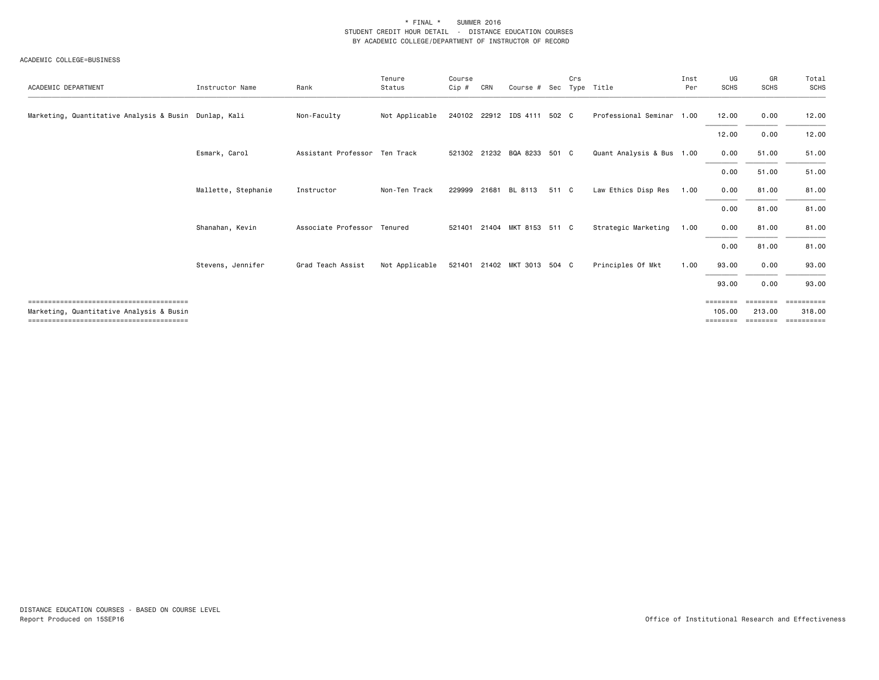\* FINAL \* SUMMER 2016
STUDENT CREDIT HOUR DETAIL - DISTANCE EDUCATION COURSES
BY ACADEMIC COLLEGE/DEPARTMENT OF INSTRUCTOR OF RECORD

ACADEMIC COLLEGE=BUSINESS

| ACADEMIC DEPARTMENT | Instructor Name | Rank | Tenure Status | Course Cip # | CRN | Course # | Sec | Crs Type | Title | Inst Per | UG SCHS | GR SCHS | Total SCHS |
|---|---|---|---|---|---|---|---|---|---|---|---|---|---|
| Marketing, Quantitative Analysis & Busin | Dunlap, Kali | Non-Faculty | Not Applicable | 240102 | 22912 | IDS 4111 | 502 | C | Professional Seminar | 1.00 | 12.00 | 0.00 | 12.00 |
| | | | | | | | | | | | 12.00 | 0.00 | 12.00 |
| | Esmark, Carol | Assistant Professor | Ten Track | 521302 | 21232 | BQA 8233 | 501 | C | Quant Analysis & Bus | 1.00 | 0.00 | 51.00 | 51.00 |
| | | | | | | | | | | | 0.00 | 51.00 | 51.00 |
| | Mallette, Stephanie | Instructor | Non-Ten Track | 229999 | 21681 | BL 8113 | 511 | C | Law Ethics Disp Res | 1.00 | 0.00 | 81.00 | 81.00 |
| | | | | | | | | | | | 0.00 | 81.00 | 81.00 |
| | Shanahan, Kevin | Associate Professor | Tenured | 521401 | 21404 | MKT 8153 | 511 | C | Strategic Marketing | 1.00 | 0.00 | 81.00 | 81.00 |
| | | | | | | | | | | | 0.00 | 81.00 | 81.00 |
| | Stevens, Jennifer | Grad Teach Assist | Not Applicable | 521401 | 21402 | MKT 3013 | 504 | C | Principles Of Mkt | 1.00 | 93.00 | 0.00 | 93.00 |
| | | | | | | | | | | | 93.00 | 0.00 | 93.00 |
| Marketing, Quantitative Analysis & Busin | | | | | | | | | | | 105.00 | 213.00 | 318.00 |

DISTANCE EDUCATION COURSES - BASED ON COURSE LEVEL
Report Produced on 15SEP16

Office of Institutional Research and Effectiveness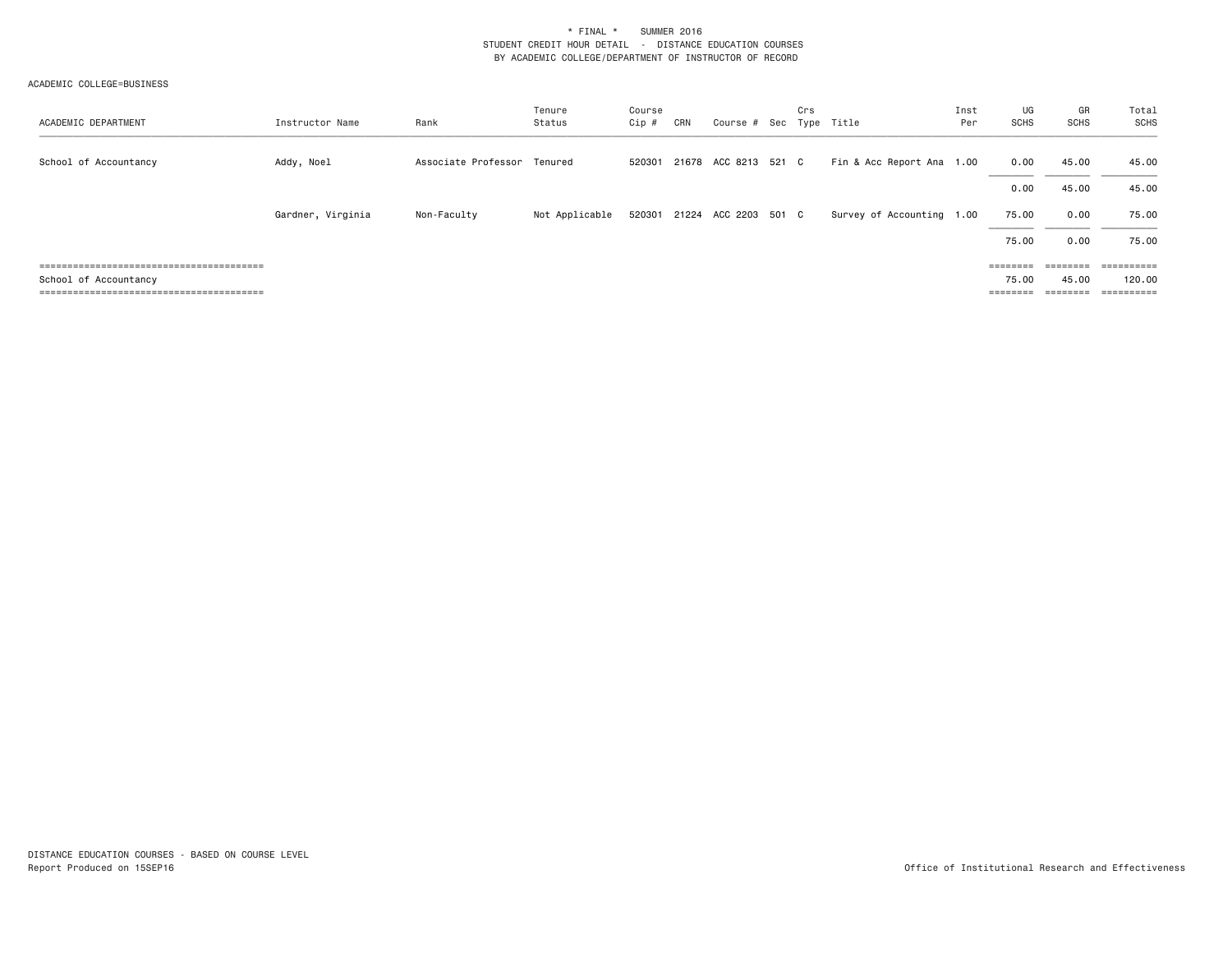* FINAL * SUMMER 2016
STUDENT CREDIT HOUR DETAIL - DISTANCE EDUCATION COURSES
BY ACADEMIC COLLEGE/DEPARTMENT OF INSTRUCTOR OF RECORD

ACADEMIC COLLEGE=BUSINESS

| ACADEMIC DEPARTMENT | Instructor Name | Rank | Tenure Status | Course Cip # | CRN | Course # | Sec | Crs Type | Title | Inst Per | UG SCHS | GR SCHS | Total SCHS |
|---|---|---|---|---|---|---|---|---|---|---|---|---|---|
| School of Accountancy | Addy, Noel | Associate Professor | Tenured | 520301 | 21678 | ACC 8213 | 521 | C | Fin & Acc Report Ana | 1.00 | 0.00 | 45.00 | 45.00 |
| | | | | | | | | | | | 0.00 | 45.00 | 45.00 |
| | Gardner, Virginia | Non-Faculty | Not Applicable | 520301 | 21224 | ACC 2203 | 501 | C | Survey of Accounting | 1.00 | 75.00 | 0.00 | 75.00 |
| | | | | | | | | | | | 75.00 | 0.00 | 75.00 |
| School of Accountancy | | | | | | | | | | | 75.00 | 45.00 | 120.00 |

DISTANCE EDUCATION COURSES - BASED ON COURSE LEVEL
Report Produced on 15SEP16

Office of Institutional Research and Effectiveness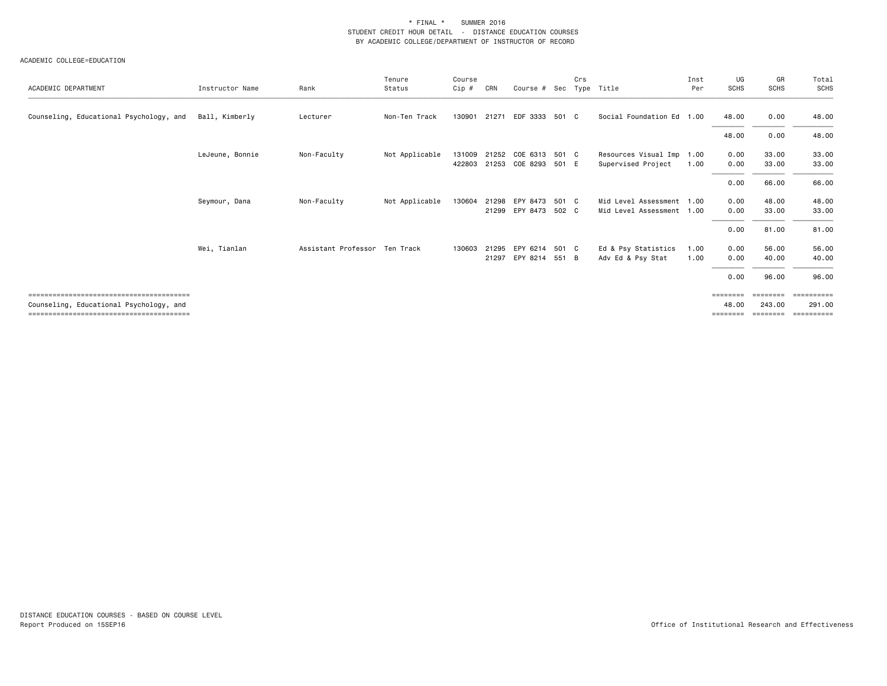\* FINAL \* SUMMER 2016
STUDENT CREDIT HOUR DETAIL - DISTANCE EDUCATION COURSES
BY ACADEMIC COLLEGE/DEPARTMENT OF INSTRUCTOR OF RECORD

ACADEMIC COLLEGE=EDUCATION

| ACADEMIC DEPARTMENT | Instructor Name | Rank | Tenure Status | Course Cip # | CRN | Course # | Sec | Crs Type | Title | Inst Per | UG SCHS | GR SCHS | Total SCHS |
|---|---|---|---|---|---|---|---|---|---|---|---|---|---|
| Counseling, Educational Psychology, and | Ball, Kimberly | Lecturer | Non-Ten Track | 130901 | 21271 | EDF 3333 | 501 | C | Social Foundation Ed | 1.00 | 48.00 | 0.00 | 48.00 |
| | | | | | | | | | | | 48.00 | 0.00 | 48.00 |
| | LeJeune, Bonnie | Non-Faculty | Not Applicable | 131009 | 21252 | COE 6313 | 501 | C | Resources Visual Imp | 1.00 | 0.00 | 33.00 | 33.00 |
| | | | | 422803 | 21253 | COE 8293 | 501 | E | Supervised Project | 1.00 | 0.00 | 33.00 | 33.00 |
| | | | | | | | | | | | 0.00 | 66.00 | 66.00 |
| | Seymour, Dana | Non-Faculty | Not Applicable | 130604 | 21298 | EPY 8473 | 501 | C | Mid Level Assessment | 1.00 | 0.00 | 48.00 | 48.00 |
| | | | | | 21299 | EPY 8473 | 502 | C | Mid Level Assessment | 1.00 | 0.00 | 33.00 | 33.00 |
| | | | | | | | | | | | 0.00 | 81.00 | 81.00 |
| | Wei, Tianlan | Assistant Professor | Ten Track | 130603 | 21295 | EPY 6214 | 501 | C | Ed & Psy Statistics | 1.00 | 0.00 | 56.00 | 56.00 |
| | | | | | 21297 | EPY 8214 | 551 | B | Adv Ed & Psy Stat | 1.00 | 0.00 | 40.00 | 40.00 |
| | | | | | | | | | | | 0.00 | 96.00 | 96.00 |
| Counseling, Educational Psychology, and | | | | | | | | | | | 48.00 | 243.00 | 291.00 |

DISTANCE EDUCATION COURSES - BASED ON COURSE LEVEL
Report Produced on 15SEP16

Office of Institutional Research and Effectiveness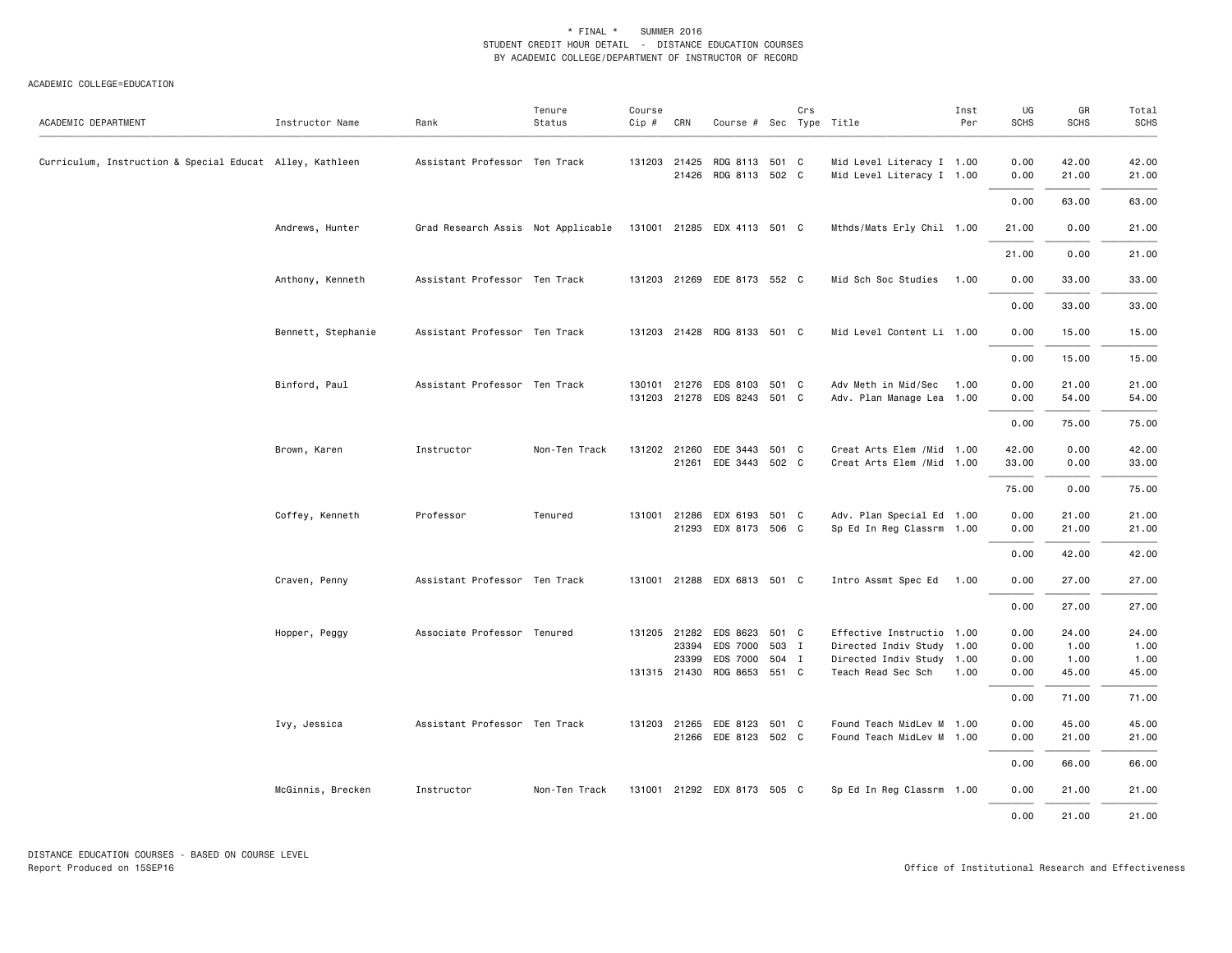\* FINAL \* SUMMER 2016

STUDENT CREDIT HOUR DETAIL - DISTANCE EDUCATION COURSES

BY ACADEMIC COLLEGE/DEPARTMENT OF INSTRUCTOR OF RECORD

ACADEMIC COLLEGE=EDUCATION

| ACADEMIC DEPARTMENT | Instructor Name | Rank | Tenure Status | Course Cip # | CRN | Course # | Sec | Crs Type | Title | Inst Per | UG SCHS | GR SCHS | Total SCHS |
|---|---|---|---|---|---|---|---|---|---|---|---|---|---|
| Curriculum, Instruction & Special Educat | Alley, Kathleen | Assistant Professor | Ten Track | 131203 | 21425 | RDG 8113 | 501 | C | Mid Level Literacy I | 1.00 | 0.00 | 42.00 | 42.00 |
| | | | | | 21426 | RDG 8113 | 502 | C | Mid Level Literacy I | 1.00 | 0.00 | 21.00 | 21.00 |
| | | | | | | | | | | | 0.00 | 63.00 | 63.00 |
| | Andrews, Hunter | Grad Research Assis | Not Applicable | 131001 | 21285 | EDX 4113 | 501 | C | Mthds/Mats Erly Chil | 1.00 | 21.00 | 0.00 | 21.00 |
| | | | | | | | | | | | 21.00 | 0.00 | 21.00 |
| | Anthony, Kenneth | Assistant Professor | Ten Track | 131203 | 21269 | EDE 8173 | 552 | C | Mid Sch Soc Studies | 1.00 | 0.00 | 33.00 | 33.00 |
| | | | | | | | | | | | 0.00 | 33.00 | 33.00 |
| | Bennett, Stephanie | Assistant Professor | Ten Track | 131203 | 21428 | RDG 8133 | 501 | C | Mid Level Content Li | 1.00 | 0.00 | 15.00 | 15.00 |
| | | | | | | | | | | | 0.00 | 15.00 | 15.00 |
| | Binford, Paul | Assistant Professor | Ten Track | 130101 | 21276 | EDS 8103 | 501 | C | Adv Meth in Mid/Sec | 1.00 | 0.00 | 21.00 | 21.00 |
| | | | | 131203 | 21278 | EDS 8243 | 501 | C | Adv. Plan Manage Lea | 1.00 | 0.00 | 54.00 | 54.00 |
| | | | | | | | | | | | 0.00 | 75.00 | 75.00 |
| | Brown, Karen | Instructor | Non-Ten Track | 131202 | 21260 | EDE 3443 | 501 | C | Creat Arts Elem /Mid | 1.00 | 42.00 | 0.00 | 42.00 |
| | | | | | 21261 | EDE 3443 | 502 | C | Creat Arts Elem /Mid | 1.00 | 33.00 | 0.00 | 33.00 |
| | | | | | | | | | | | 75.00 | 0.00 | 75.00 |
| | Coffey, Kenneth | Professor | Tenured | 131001 | 21286 | EDX 6193 | 501 | C | Adv. Plan Special Ed | 1.00 | 0.00 | 21.00 | 21.00 |
| | | | | | 21293 | EDX 8173 | 506 | C | Sp Ed In Reg Classrm | 1.00 | 0.00 | 21.00 | 21.00 |
| | | | | | | | | | | | 0.00 | 42.00 | 42.00 |
| | Craven, Penny | Assistant Professor | Ten Track | 131001 | 21288 | EDX 6813 | 501 | C | Intro Assmt Spec Ed | 1.00 | 0.00 | 27.00 | 27.00 |
| | | | | | | | | | | | 0.00 | 27.00 | 27.00 |
| | Hopper, Peggy | Associate Professor | Tenured | 131205 | 21282 | EDS 8623 | 501 | C | Effective Instructio | 1.00 | 0.00 | 24.00 | 24.00 |
| | | | | | 23394 | EDS 7000 | 503 | I | Directed Indiv Study | 1.00 | 0.00 | 1.00 | 1.00 |
| | | | | | 23399 | EDS 7000 | 504 | I | Directed Indiv Study | 1.00 | 0.00 | 1.00 | 1.00 |
| | | | | 131315 | 21430 | RDG 8653 | 551 | C | Teach Read Sec Sch | 1.00 | 0.00 | 45.00 | 45.00 |
| | | | | | | | | | | | 0.00 | 71.00 | 71.00 |
| | Ivy, Jessica | Assistant Professor | Ten Track | 131203 | 21265 | EDE 8123 | 501 | C | Found Teach MidLev M | 1.00 | 0.00 | 45.00 | 45.00 |
| | | | | | 21266 | EDE 8123 | 502 | C | Found Teach MidLev M | 1.00 | 0.00 | 21.00 | 21.00 |
| | | | | | | | | | | | 0.00 | 66.00 | 66.00 |
| | McGinnis, Brecken | Instructor | Non-Ten Track | 131001 | 21292 | EDX 8173 | 505 | C | Sp Ed In Reg Classrm | 1.00 | 0.00 | 21.00 | 21.00 |
| | | | | | | | | | | | 0.00 | 21.00 | 21.00 |

DISTANCE EDUCATION COURSES - BASED ON COURSE LEVEL

Report Produced on 15SEP16

Office of Institutional Research and Effectiveness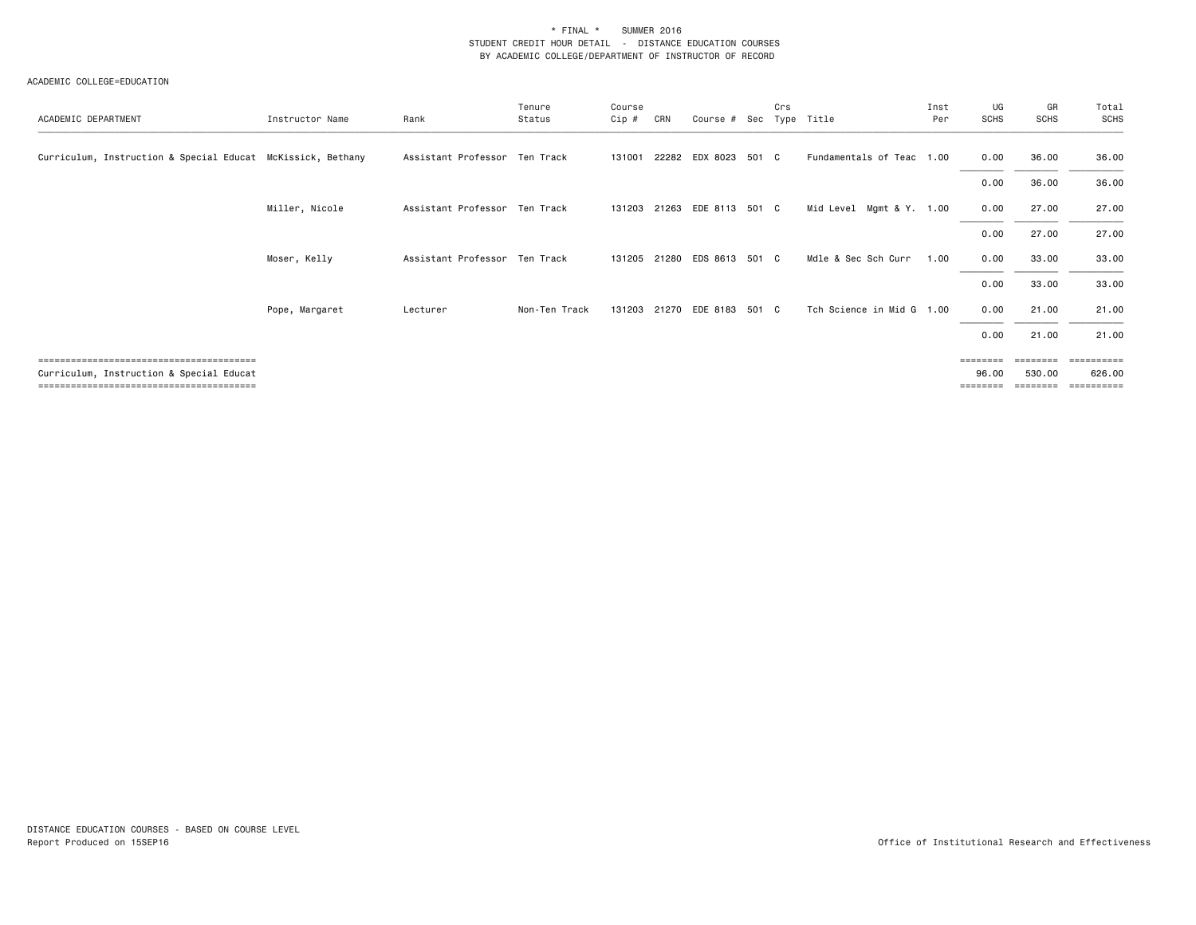* FINAL * SUMMER 2016
STUDENT CREDIT HOUR DETAIL - DISTANCE EDUCATION COURSES
BY ACADEMIC COLLEGE/DEPARTMENT OF INSTRUCTOR OF RECORD

ACADEMIC COLLEGE=EDUCATION

| ACADEMIC DEPARTMENT | Instructor Name | Rank | Tenure Status | Course Cip # | CRN | Course # | Sec | Crs Type | Title | Inst Per | UG SCHS | GR SCHS | Total SCHS |
|---|---|---|---|---|---|---|---|---|---|---|---|---|---|
| Curriculum, Instruction & Special Educat | McKissick, Bethany | Assistant Professor | Ten Track | 131001 | 22282 | EDX 8023 | 501 | C | Fundamentals of Teac | 1.00 | 0.00 | 36.00 | 36.00 |
| | | | | | | | | | | | 0.00 | 36.00 | 36.00 |
| | Miller, Nicole | Assistant Professor | Ten Track | 131203 | 21263 | EDE 8113 | 501 | C | Mid Level Mgmt & Y. | 1.00 | 0.00 | 27.00 | 27.00 |
| | | | | | | | | | | | 0.00 | 27.00 | 27.00 |
| | Moser, Kelly | Assistant Professor | Ten Track | 131205 | 21280 | EDS 8613 | 501 | C | Mdle & Sec Sch Curr | 1.00 | 0.00 | 33.00 | 33.00 |
| | | | | | | | | | | | 0.00 | 33.00 | 33.00 |
| | Pope, Margaret | Lecturer | Non-Ten Track | 131203 | 21270 | EDE 8183 | 501 | C | Tch Science in Mid G | 1.00 | 0.00 | 21.00 | 21.00 |
| | | | | | | | | | | | 0.00 | 21.00 | 21.00 |
| Curriculum, Instruction & Special Educat | | | | | | | | | | | 96.00 | 530.00 | 626.00 |

DISTANCE EDUCATION COURSES - BASED ON COURSE LEVEL
Report Produced on 15SEP16

Office of Institutional Research and Effectiveness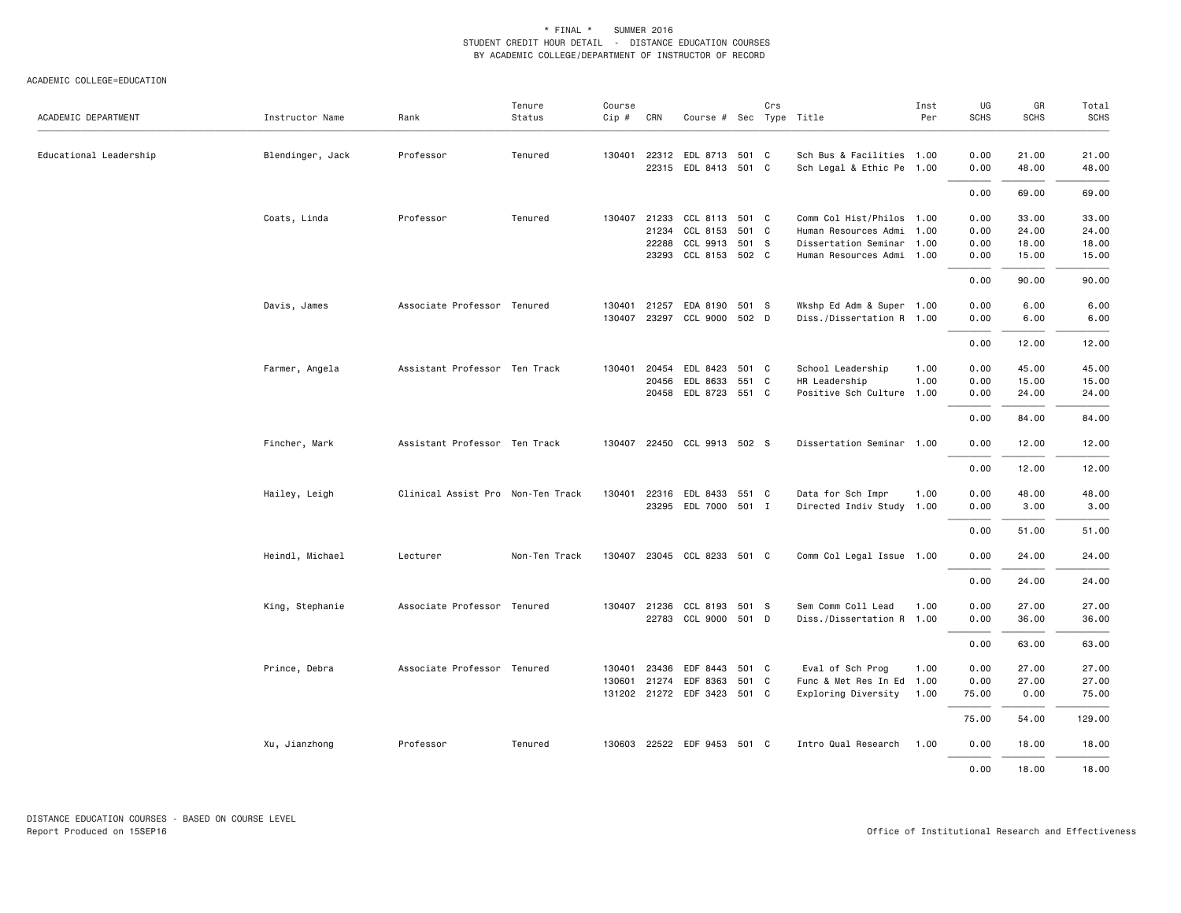\* FINAL \* SUMMER 2016
STUDENT CREDIT HOUR DETAIL - DISTANCE EDUCATION COURSES
BY ACADEMIC COLLEGE/DEPARTMENT OF INSTRUCTOR OF RECORD

ACADEMIC COLLEGE=EDUCATION

| ACADEMIC DEPARTMENT | Instructor Name | Rank | Tenure Status | Course Cip # | CRN | Course # | Sec | Crs Type | Title | Inst Per | UG SCHS | GR SCHS | Total SCHS |
|---|---|---|---|---|---|---|---|---|---|---|---|---|---|
| Educational Leadership | Blendinger, Jack | Professor | Tenured | 130401 | 22312 | EDL 8713 | 501 | C | Sch Bus & Facilities | 1.00 | 0.00 | 21.00 | 21.00 |
| | | | | | 22315 | EDL 8413 | 501 | C | Sch Legal & Ethic Pe | 1.00 | 0.00 | 48.00 | 48.00 |
| | | | | | | | | | | | 0.00 | 69.00 | 69.00 |
| | Coats, Linda | Professor | Tenured | 130407 | 21233 | CCL 8113 | 501 | C | Comm Col Hist/Philos | 1.00 | 0.00 | 33.00 | 33.00 |
| | | | | | 21234 | CCL 8153 | 501 | C | Human Resources Admi | 1.00 | 0.00 | 24.00 | 24.00 |
| | | | | | 22288 | CCL 9913 | 501 | S | Dissertation Seminar | 1.00 | 0.00 | 18.00 | 18.00 |
| | | | | | 23293 | CCL 8153 | 502 | C | Human Resources Admi | 1.00 | 0.00 | 15.00 | 15.00 |
| | | | | | | | | | | | 0.00 | 90.00 | 90.00 |
| | Davis, James | Associate Professor | Tenured | 130401 | 21257 | EDA 8190 | 501 | S | Wkshp Ed Adm & Super | 1.00 | 0.00 | 6.00 | 6.00 |
| | | | | 130407 | 23297 | CCL 9000 | 502 | D | Diss./Dissertation R | 1.00 | 0.00 | 6.00 | 6.00 |
| | | | | | | | | | | | 0.00 | 12.00 | 12.00 |
| | Farmer, Angela | Assistant Professor | Ten Track | 130401 | 20454 | EDL 8423 | 501 | C | School Leadership | 1.00 | 0.00 | 45.00 | 45.00 |
| | | | | | 20456 | EDL 8633 | 551 | C | HR Leadership | 1.00 | 0.00 | 15.00 | 15.00 |
| | | | | | 20458 | EDL 8723 | 551 | C | Positive Sch Culture | 1.00 | 0.00 | 24.00 | 24.00 |
| | | | | | | | | | | | 0.00 | 84.00 | 84.00 |
| | Fincher, Mark | Assistant Professor | Ten Track | 130407 | 22450 | CCL 9913 | 502 | S | Dissertation Seminar | 1.00 | 0.00 | 12.00 | 12.00 |
| | | | | | | | | | | | 0.00 | 12.00 | 12.00 |
| | Hailey, Leigh | Clinical Assist Pro | Non-Ten Track | 130401 | 22316 | EDL 8433 | 551 | C | Data for Sch Impr | 1.00 | 0.00 | 48.00 | 48.00 |
| | | | | | 23295 | EDL 7000 | 501 | I | Directed Indiv Study | 1.00 | 0.00 | 3.00 | 3.00 |
| | | | | | | | | | | | 0.00 | 51.00 | 51.00 |
| | Heindl, Michael | Lecturer | Non-Ten Track | 130407 | 23045 | CCL 8233 | 501 | C | Comm Col Legal Issue | 1.00 | 0.00 | 24.00 | 24.00 |
| | | | | | | | | | | | 0.00 | 24.00 | 24.00 |
| | King, Stephanie | Associate Professor | Tenured | 130407 | 21236 | CCL 8193 | 501 | S | Sem Comm Coll Lead | 1.00 | 0.00 | 27.00 | 27.00 |
| | | | | | 22783 | CCL 9000 | 501 | D | Diss./Dissertation R | 1.00 | 0.00 | 36.00 | 36.00 |
| | | | | | | | | | | | 0.00 | 63.00 | 63.00 |
| | Prince, Debra | Associate Professor | Tenured | 130401 | 23436 | EDF 8443 | 501 | C | Eval of Sch Prog | 1.00 | 0.00 | 27.00 | 27.00 |
| | | | | 130601 | 21274 | EDF 8363 | 501 | C | Func & Met Res In Ed | 1.00 | 0.00 | 27.00 | 27.00 |
| | | | | 131202 | 21272 | EDF 3423 | 501 | C | Exploring Diversity | 1.00 | 75.00 | 0.00 | 75.00 |
| | | | | | | | | | | | 75.00 | 54.00 | 129.00 |
| | Xu, Jianzhong | Professor | Tenured | 130603 | 22522 | EDF 9453 | 501 | C | Intro Qual Research | 1.00 | 0.00 | 18.00 | 18.00 |
| | | | | | | | | | | | 0.00 | 18.00 | 18.00 |

DISTANCE EDUCATION COURSES - BASED ON COURSE LEVEL
Report Produced on 15SEP16

Office of Institutional Research and Effectiveness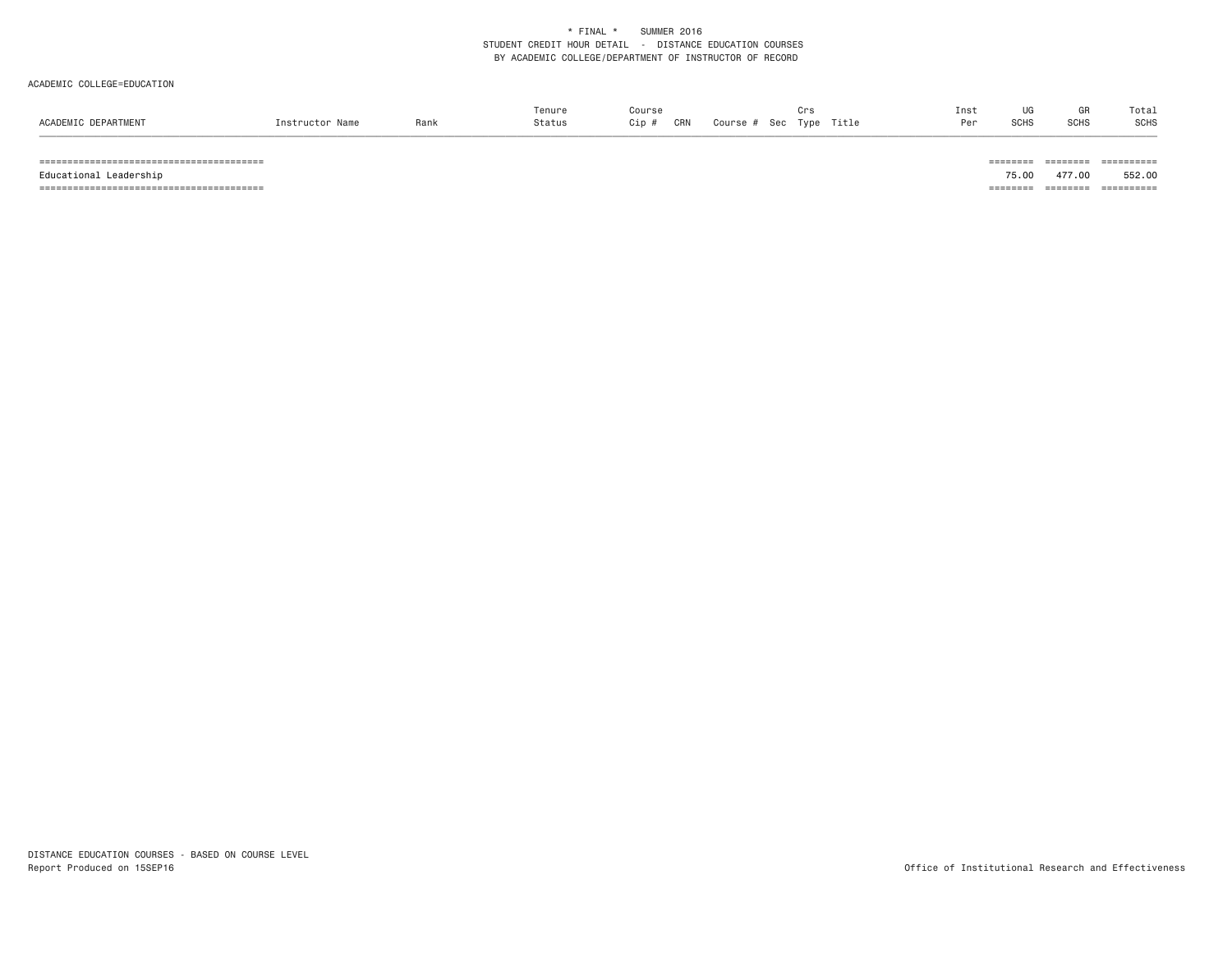\* FINAL \*    SUMMER 2016
STUDENT CREDIT HOUR DETAIL - DISTANCE EDUCATION COURSES
BY ACADEMIC COLLEGE/DEPARTMENT OF INSTRUCTOR OF RECORD

ACADEMIC COLLEGE=EDUCATION

| ACADEMIC DEPARTMENT | Instructor Name | Rank | Tenure Status | Course Cip # | CRN | Course # | Sec | Crs Type | Title | Inst Per | UG SCHS | GR SCHS | Total SCHS |
|---|---|---|---|---|---|---|---|---|---|---|---|---|---|
| Educational Leadership | | | | | | | | | | | 75.00 | 477.00 | 552.00 |

DISTANCE EDUCATION COURSES - BASED ON COURSE LEVEL
Report Produced on 15SEP16

Office of Institutional Research and Effectiveness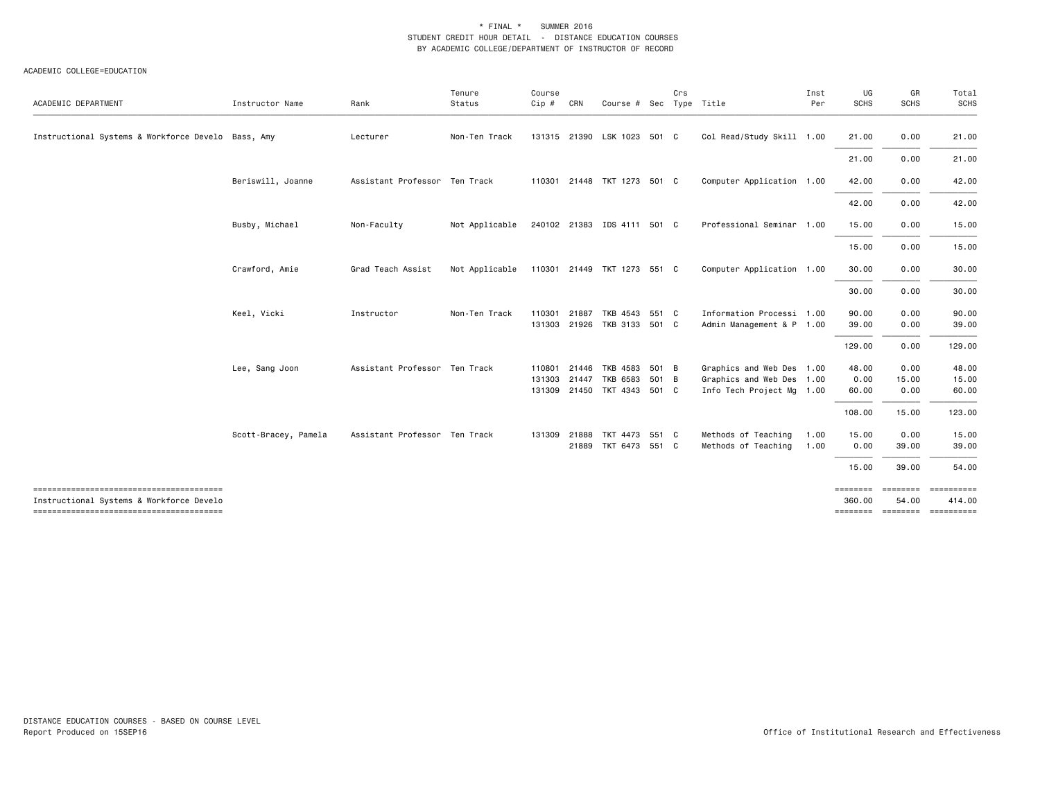\* FINAL \* SUMMER 2016
STUDENT CREDIT HOUR DETAIL - DISTANCE EDUCATION COURSES
BY ACADEMIC COLLEGE/DEPARTMENT OF INSTRUCTOR OF RECORD

ACADEMIC COLLEGE=EDUCATION

| ACADEMIC DEPARTMENT | Instructor Name | Rank | Tenure Status | Course Cip # | CRN | Course # | Sec | Crs Type | Title | Inst Per | UG SCHS | GR SCHS | Total SCHS |
|---|---|---|---|---|---|---|---|---|---|---|---|---|---|
| Instructional Systems & Workforce Develo | Bass, Amy | Lecturer | Non-Ten Track | 131315 | 21390 | LSK 1023 | 501 | C | Col Read/Study Skill | 1.00 | 21.00 | 0.00 | 21.00 |
| | | | | | | | | | | | 21.00 | 0.00 | 21.00 |
| | Beriswill, Joanne | Assistant Professor | Ten Track | 110301 | 21448 | TKT 1273 | 501 | C | Computer Application | 1.00 | 42.00 | 0.00 | 42.00 |
| | | | | | | | | | | | 42.00 | 0.00 | 42.00 |
| | Busby, Michael | Non-Faculty | Not Applicable | 240102 | 21383 | IDS 4111 | 501 | C | Professional Seminar | 1.00 | 15.00 | 0.00 | 15.00 |
| | | | | | | | | | | | 15.00 | 0.00 | 15.00 |
| | Crawford, Amie | Grad Teach Assist | Not Applicable | 110301 | 21449 | TKT 1273 | 551 | C | Computer Application | 1.00 | 30.00 | 0.00 | 30.00 |
| | | | | | | | | | | | 30.00 | 0.00 | 30.00 |
| | Keel, Vicki | Instructor | Non-Ten Track | 110301 | 21887 | TKB 4543 | 551 | C | Information Processi | 1.00 | 90.00 | 0.00 | 90.00 |
| | | | | 131303 | 21926 | TKB 3133 | 501 | C | Admin Management & P | 1.00 | 39.00 | 0.00 | 39.00 |
| | | | | | | | | | | | 129.00 | 0.00 | 129.00 |
| | Lee, Sang Joon | Assistant Professor | Ten Track | 110801 | 21446 | TKB 4583 | 501 | B | Graphics and Web Des | 1.00 | 48.00 | 0.00 | 48.00 |
| | | | | 131303 | 21447 | TKB 6583 | 501 | B | Graphics and Web Des | 1.00 | 0.00 | 15.00 | 15.00 |
| | | | | 131309 | 21450 | TKT 4343 | 501 | C | Info Tech Project Mg | 1.00 | 60.00 | 0.00 | 60.00 |
| | | | | | | | | | | | 108.00 | 15.00 | 123.00 |
| | Scott-Bracey, Pamela | Assistant Professor | Ten Track | 131309 | 21888 | TKT 4473 | 551 | C | Methods of Teaching | 1.00 | 15.00 | 0.00 | 15.00 |
| | | | | | 21889 | TKT 6473 | 551 | C | Methods of Teaching | 1.00 | 0.00 | 39.00 | 39.00 |
| | | | | | | | | | | | 15.00 | 39.00 | 54.00 |
| Instructional Systems & Workforce Develo | | | | | | | | | | | 360.00 | 54.00 | 414.00 |

DISTANCE EDUCATION COURSES - BASED ON COURSE LEVEL
Report Produced on 15SEP16

Office of Institutional Research and Effectiveness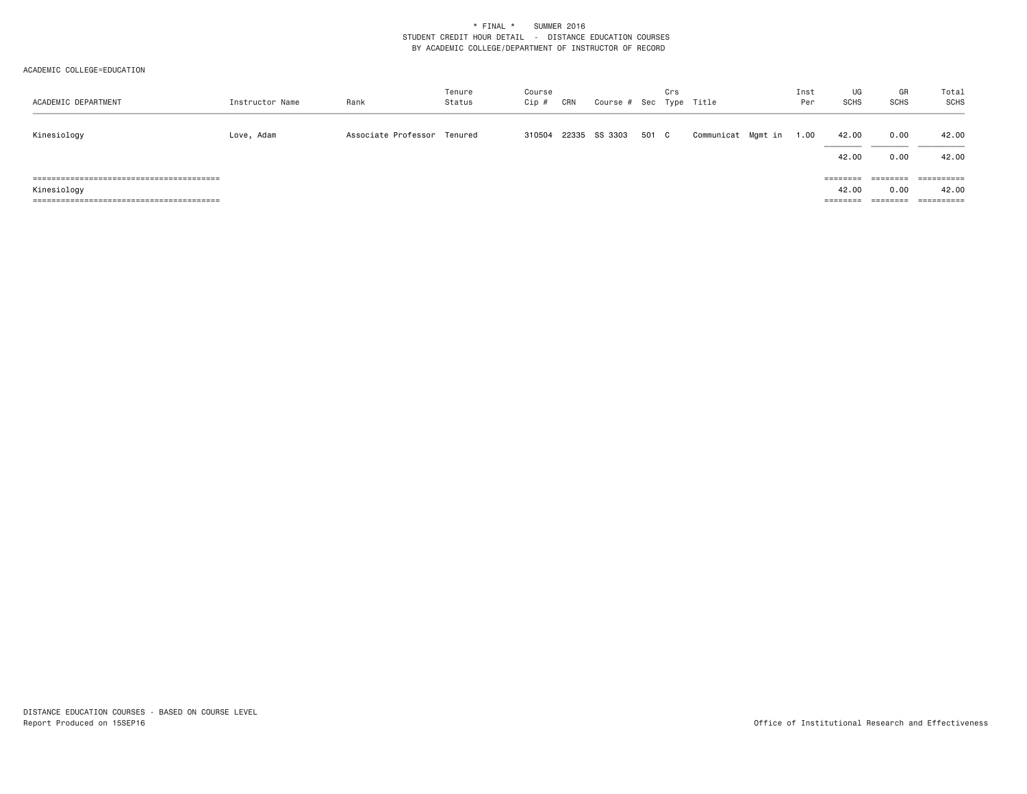\* FINAL \* SUMMER 2016
STUDENT CREDIT HOUR DETAIL - DISTANCE EDUCATION COURSES
BY ACADEMIC COLLEGE/DEPARTMENT OF INSTRUCTOR OF RECORD

ACADEMIC COLLEGE=EDUCATION

| ACADEMIC DEPARTMENT | Instructor Name | Rank | Tenure Status | Course Cip # | CRN | Course # | Sec | Crs Type | Title | Inst Per | UG SCHS | GR SCHS | Total SCHS |
|---|---|---|---|---|---|---|---|---|---|---|---|---|---|
| Kinesiology | Love, Adam | Associate Professor | Tenured | 310504 | 22335 | SS 3303 | 501 | C | Communicat Mgmt in | 1.00 | 42.00 | 0.00 | 42.00 |
| | | | | | | | | | | | 42.00 | 0.00 | 42.00 |
| Kinesiology | | | | | | | | | | | 42.00 | 0.00 | 42.00 |

DISTANCE EDUCATION COURSES - BASED ON COURSE LEVEL
Report Produced on 15SEP16

Office of Institutional Research and Effectiveness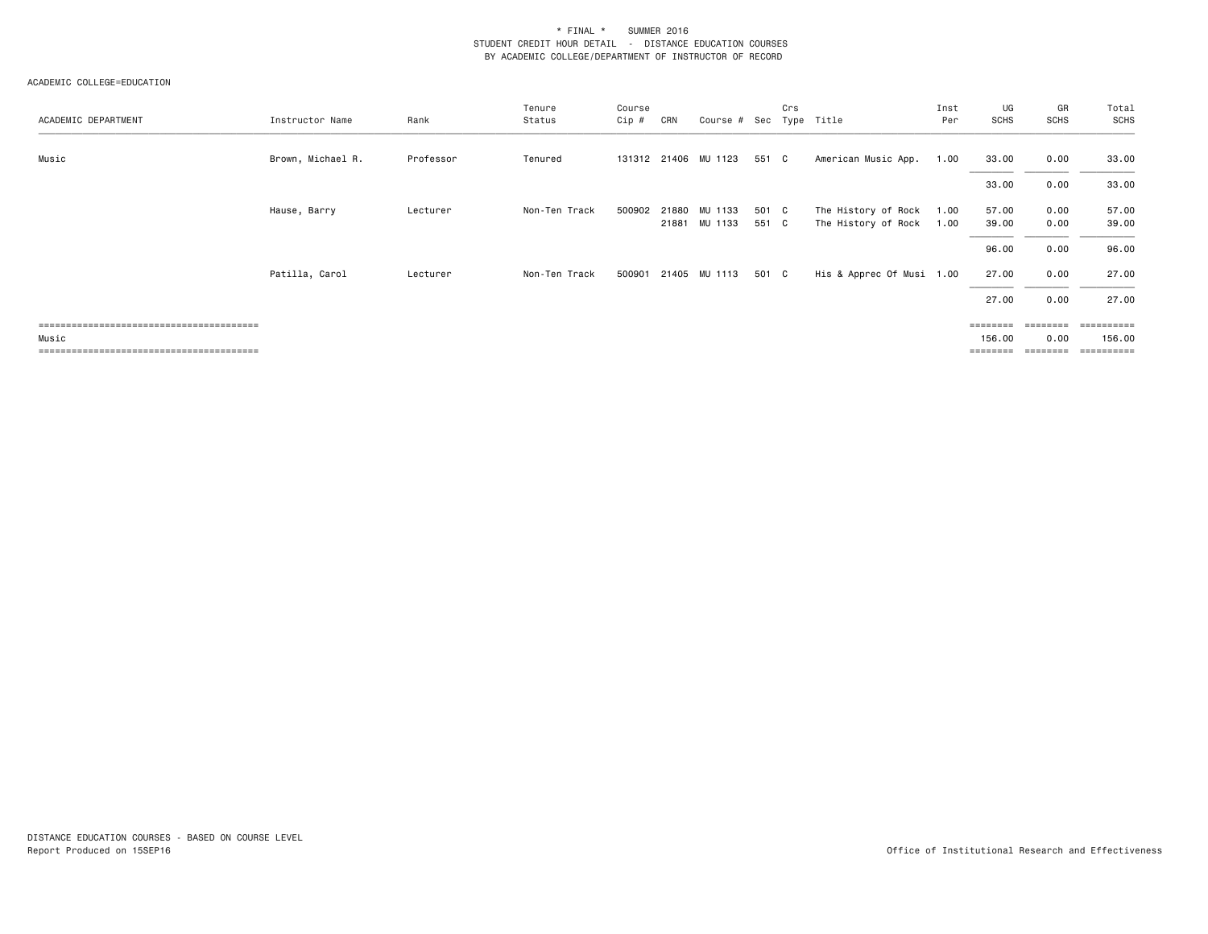\* FINAL \*    SUMMER 2016
STUDENT CREDIT HOUR DETAIL - DISTANCE EDUCATION COURSES
BY ACADEMIC COLLEGE/DEPARTMENT OF INSTRUCTOR OF RECORD

ACADEMIC COLLEGE=EDUCATION

| ACADEMIC DEPARTMENT | Instructor Name | Rank | Tenure Status | Course Cip # | CRN | Course # | Sec | Crs Type | Title | Inst Per | UG SCHS | GR SCHS | Total SCHS |
|---|---|---|---|---|---|---|---|---|---|---|---|---|---|
| Music | Brown, Michael R. | Professor | Tenured | 131312 | 21406 | MU 1123 | 551 | C | American Music App. | 1.00 | 33.00 | 0.00 | 33.00 |
| | | | | | | | | | | | 33.00 | 0.00 | 33.00 |
| | Hause, Barry | Lecturer | Non-Ten Track | 500902 | 21880 | MU 1133 | 501 | C | The History of Rock | 1.00 | 57.00 | 0.00 | 57.00 |
| | | | | | 21881 | MU 1133 | 551 | C | The History of Rock | 1.00 | 39.00 | 0.00 | 39.00 |
| | | | | | | | | | | | 96.00 | 0.00 | 96.00 |
| | Patilla, Carol | Lecturer | Non-Ten Track | 500901 | 21405 | MU 1113 | 501 | C | His & Apprec Of Musi | 1.00 | 27.00 | 0.00 | 27.00 |
| | | | | | | | | | | | 27.00 | 0.00 | 27.00 |
| Music | | | | | | | | | | | 156.00 | 0.00 | 156.00 |

DISTANCE EDUCATION COURSES - BASED ON COURSE LEVEL
Report Produced on 15SEP16

Office of Institutional Research and Effectiveness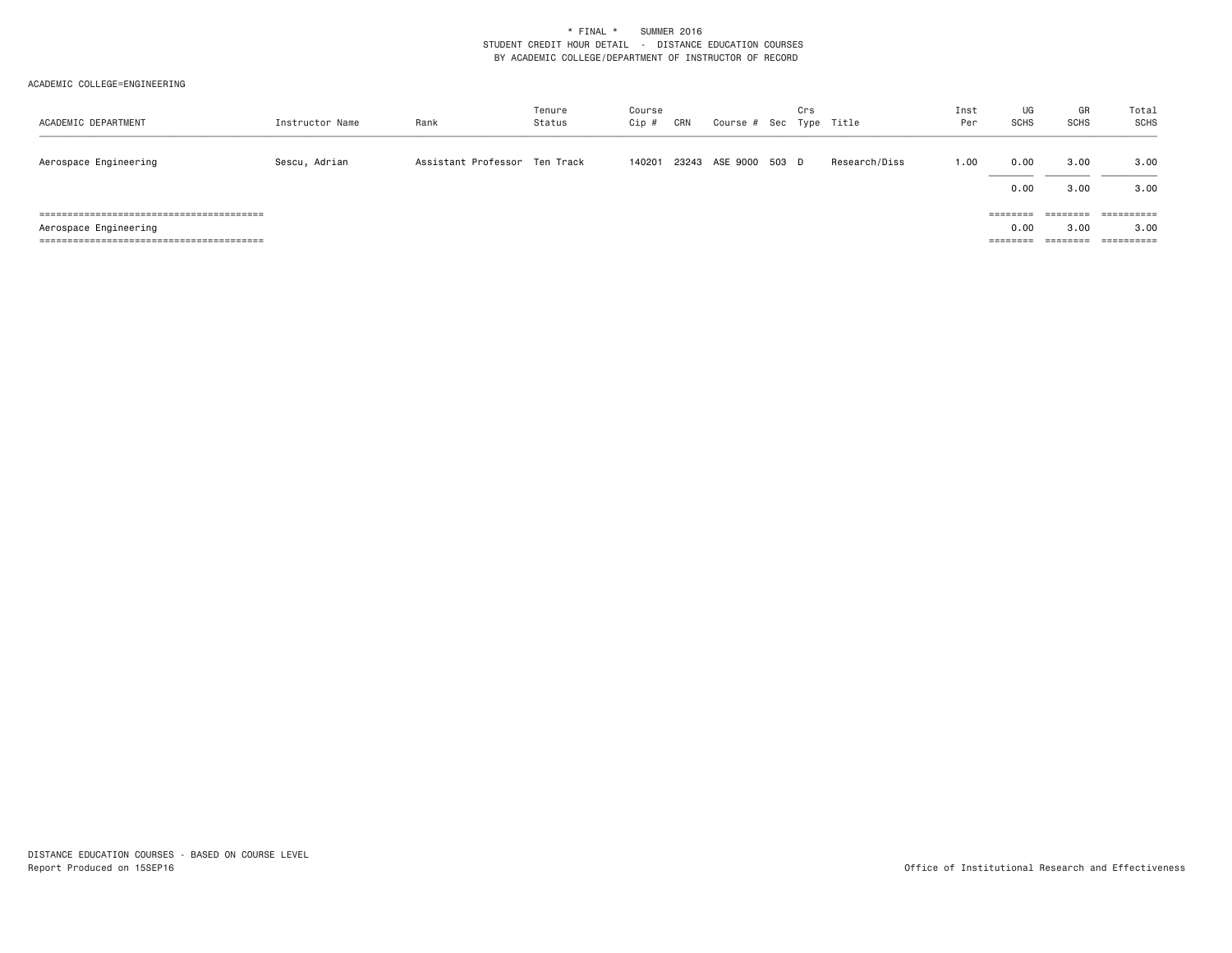\* FINAL \* SUMMER 2016
STUDENT CREDIT HOUR DETAIL - DISTANCE EDUCATION COURSES
BY ACADEMIC COLLEGE/DEPARTMENT OF INSTRUCTOR OF RECORD

ACADEMIC COLLEGE=ENGINEERING

| ACADEMIC DEPARTMENT | Instructor Name | Rank | Tenure Status | Course Cip # | CRN | Course # | Sec | Crs Type | Title | Inst Per | UG SCHS | GR SCHS | Total SCHS |
|---|---|---|---|---|---|---|---|---|---|---|---|---|---|
| Aerospace Engineering | Sescu, Adrian | Assistant Professor | Ten Track | 140201 | 23243 | ASE 9000 | 503 | D | Research/Diss | 1.00 | 0.00 | 3.00 | 3.00 |
| | | | | | | | | | | | 0.00 | 3.00 | 3.00 |
| Aerospace Engineering | | | | | | | | | | | 0.00 | 3.00 | 3.00 |

DISTANCE EDUCATION COURSES - BASED ON COURSE LEVEL
Report Produced on 15SEP16

Office of Institutional Research and Effectiveness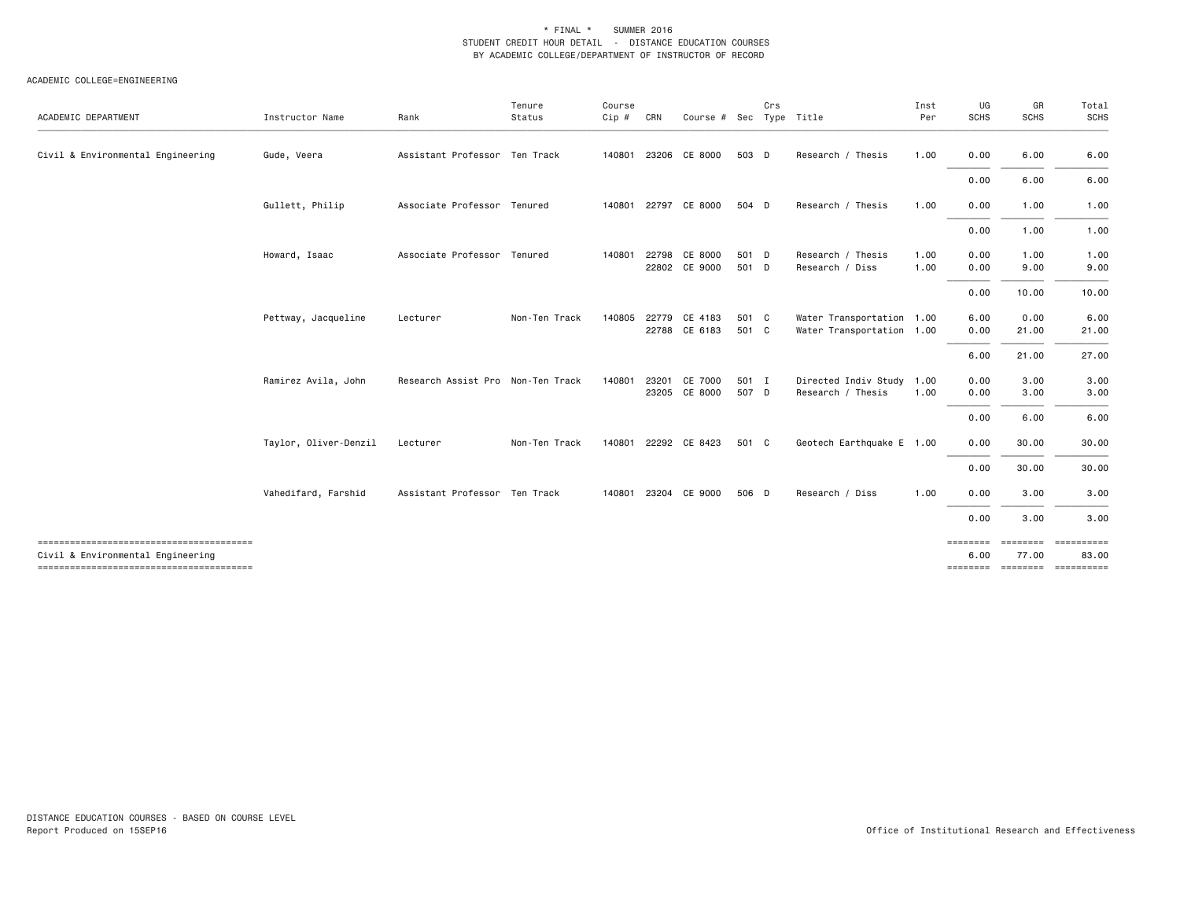\* FINAL \*    SUMMER 2016
STUDENT CREDIT HOUR DETAIL - DISTANCE EDUCATION COURSES
BY ACADEMIC COLLEGE/DEPARTMENT OF INSTRUCTOR OF RECORD

ACADEMIC COLLEGE=ENGINEERING

| ACADEMIC DEPARTMENT | Instructor Name | Rank | Tenure Status | Course Cip # | CRN | Course # | Sec | Crs Type | Title | Inst Per | UG SCHS | GR SCHS | Total SCHS |
|---|---|---|---|---|---|---|---|---|---|---|---|---|---|
| Civil & Environmental Engineering | Gude, Veera | Assistant Professor | Ten Track | 140801 | 23206 | CE 8000 | 503 | D | Research / Thesis | 1.00 | 0.00 | 6.00 | 6.00 |
| | | | | | | | | | | | 0.00 | 6.00 | 6.00 |
| | Gullett, Philip | Associate Professor | Tenured | 140801 | 22797 | CE 8000 | 504 | D | Research / Thesis | 1.00 | 0.00 | 1.00 | 1.00 |
| | | | | | | | | | | | 0.00 | 1.00 | 1.00 |
| | Howard, Isaac | Associate Professor | Tenured | 140801 | 22798 | CE 8000 | 501 | D | Research / Thesis | 1.00 | 0.00 | 1.00 | 1.00 |
| | | | | | 22802 | CE 9000 | 501 | D | Research / Diss | 1.00 | 0.00 | 9.00 | 9.00 |
| | | | | | | | | | | | 0.00 | 10.00 | 10.00 |
| | Pettway, Jacqueline | Lecturer | Non-Ten Track | 140805 | 22779 | CE 4183 | 501 | C | Water Transportation | 1.00 | 6.00 | 0.00 | 6.00 |
| | | | | | 22788 | CE 6183 | 501 | C | Water Transportation | 1.00 | 0.00 | 21.00 | 21.00 |
| | | | | | | | | | | | 6.00 | 21.00 | 27.00 |
| | Ramirez Avila, John | Research Assist Pro | Non-Ten Track | 140801 | 23201 | CE 7000 | 501 | I | Directed Indiv Study | 1.00 | 0.00 | 3.00 | 3.00 |
| | | | | | 23205 | CE 8000 | 507 | D | Research / Thesis | 1.00 | 0.00 | 3.00 | 3.00 |
| | | | | | | | | | | | 0.00 | 6.00 | 6.00 |
| | Taylor, Oliver-Denzil | Lecturer | Non-Ten Track | 140801 | 22292 | CE 8423 | 501 | C | Geotech Earthquake E | 1.00 | 0.00 | 30.00 | 30.00 |
| | | | | | | | | | | | 0.00 | 30.00 | 30.00 |
| | Vahedifard, Farshid | Assistant Professor | Ten Track | 140801 | 23204 | CE 9000 | 506 | D | Research / Diss | 1.00 | 0.00 | 3.00 | 3.00 |
| | | | | | | | | | | | 0.00 | 3.00 | 3.00 |
| Civil & Environmental Engineering | | | | | | | | | | | 6.00 | 77.00 | 83.00 |

DISTANCE EDUCATION COURSES - BASED ON COURSE LEVEL
Report Produced on 15SEP16

Office of Institutional Research and Effectiveness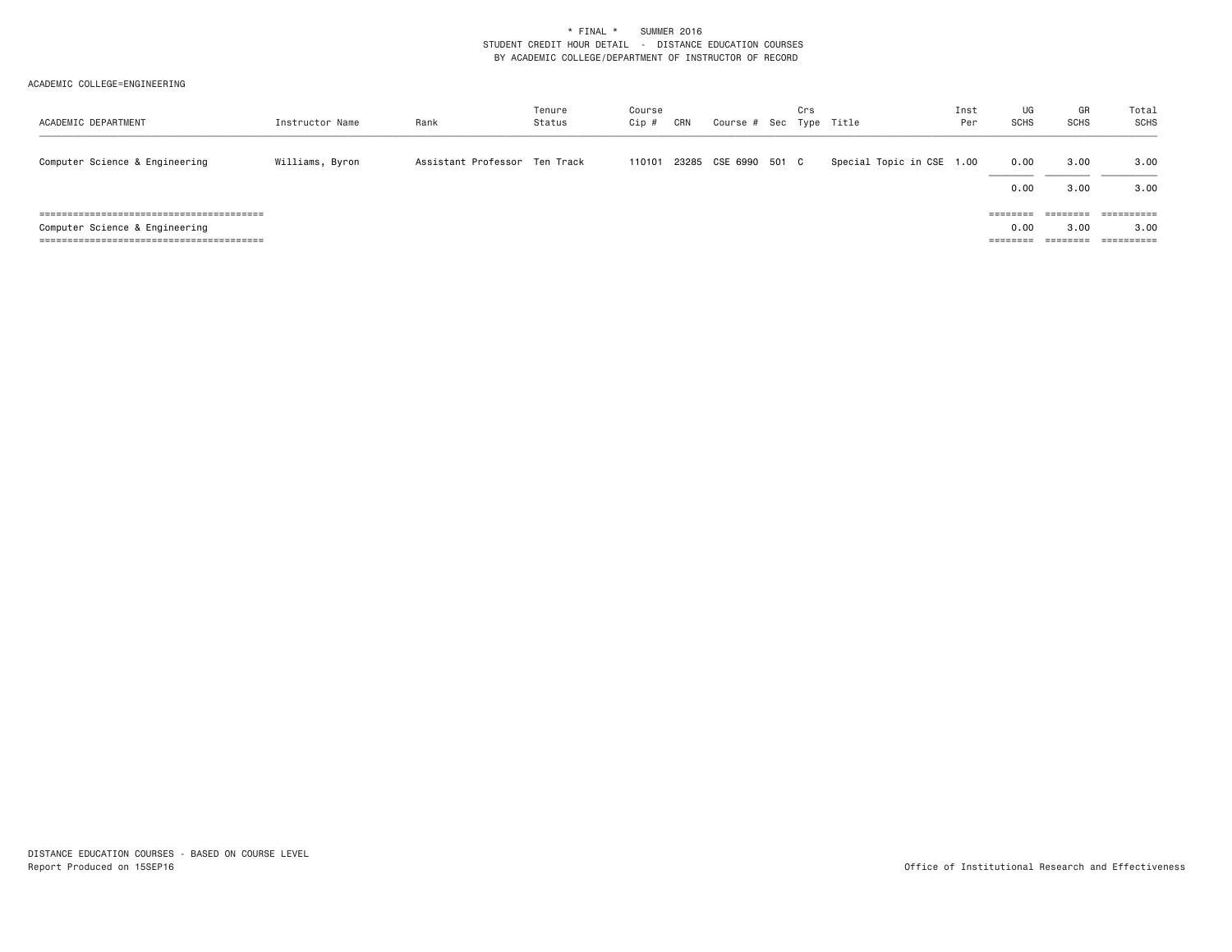\* FINAL \* SUMMER 2016
STUDENT CREDIT HOUR DETAIL - DISTANCE EDUCATION COURSES
BY ACADEMIC COLLEGE/DEPARTMENT OF INSTRUCTOR OF RECORD

ACADEMIC COLLEGE=ENGINEERING

| ACADEMIC DEPARTMENT | Instructor Name | Rank | Tenure Status | Course Cip # | CRN | Course # | Sec | Crs Type | Title | Inst Per | UG SCHS | GR SCHS | Total SCHS |
|---|---|---|---|---|---|---|---|---|---|---|---|---|---|
| Computer Science & Engineering | Williams, Byron | Assistant Professor | Ten Track | 110101 | 23285 | CSE 6990 | 501 | C | Special Topic in CSE | 1.00 | 0.00 | 3.00 | 3.00 |
| | | | | | | | | | | | 0.00 | 3.00 | 3.00 |
| Computer Science & Engineering | | | | | | | | | | | 0.00 | 3.00 | 3.00 |

DISTANCE EDUCATION COURSES - BASED ON COURSE LEVEL
Report Produced on 15SEP16

Office of Institutional Research and Effectiveness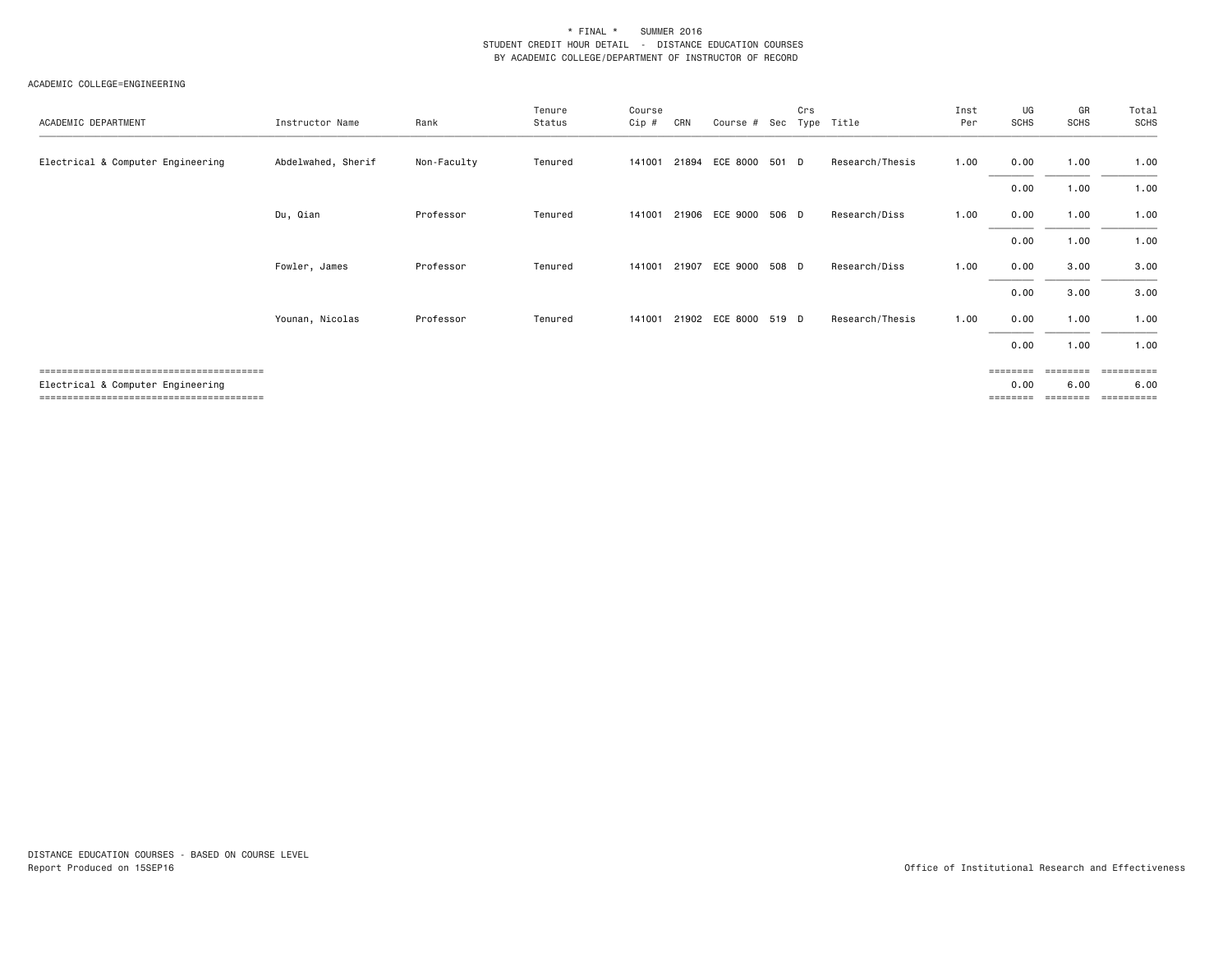\* FINAL \* SUMMER 2016
STUDENT CREDIT HOUR DETAIL - DISTANCE EDUCATION COURSES
BY ACADEMIC COLLEGE/DEPARTMENT OF INSTRUCTOR OF RECORD

ACADEMIC COLLEGE=ENGINEERING

| ACADEMIC DEPARTMENT | Instructor Name | Rank | Tenure Status | Course Cip # | CRN | Course # | Sec | Crs Type | Title | Inst Per | UG SCHS | GR SCHS | Total SCHS |
|---|---|---|---|---|---|---|---|---|---|---|---|---|---|
| Electrical & Computer Engineering | Abdelwahed, Sherif | Non-Faculty | Tenured | 141001 | 21894 | ECE 8000 | 501 | D | Research/Thesis | 1.00 | 0.00 | 1.00 | 1.00 |
| | | | | | | | | | | | 0.00 | 1.00 | 1.00 |
| | Du, Qian | Professor | Tenured | 141001 | 21906 | ECE 9000 | 506 | D | Research/Diss | 1.00 | 0.00 | 1.00 | 1.00 |
| | | | | | | | | | | | 0.00 | 1.00 | 1.00 |
| | Fowler, James | Professor | Tenured | 141001 | 21907 | ECE 9000 | 508 | D | Research/Diss | 1.00 | 0.00 | 3.00 | 3.00 |
| | | | | | | | | | | | 0.00 | 3.00 | 3.00 |
| | Younan, Nicolas | Professor | Tenured | 141001 | 21902 | ECE 8000 | 519 | D | Research/Thesis | 1.00 | 0.00 | 1.00 | 1.00 |
| | | | | | | | | | | | 0.00 | 1.00 | 1.00 |
| Electrical & Computer Engineering | | | | | | | | | | | 0.00 | 6.00 | 6.00 |

DISTANCE EDUCATION COURSES - BASED ON COURSE LEVEL
Report Produced on 15SEP16

Office of Institutional Research and Effectiveness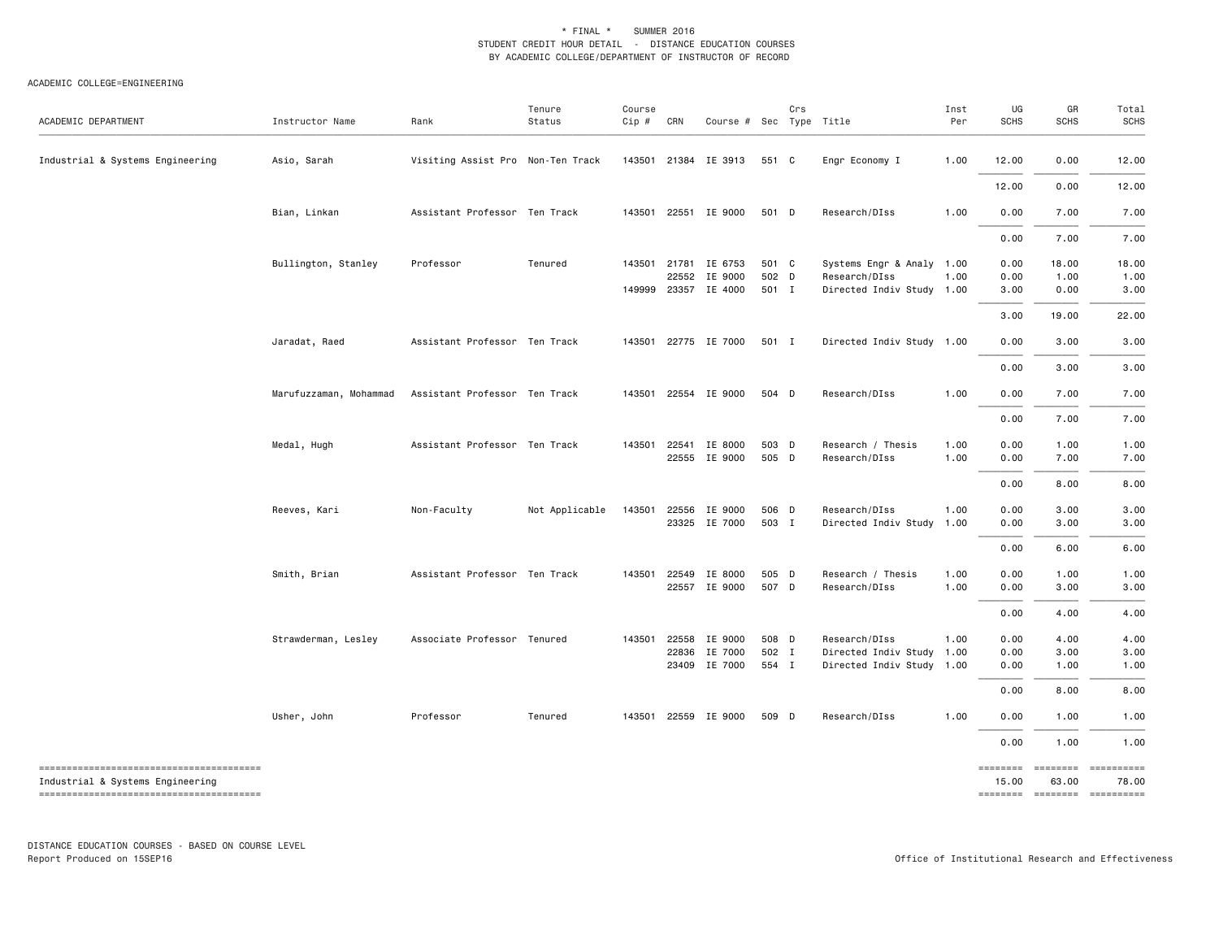\* FINAL \*    SUMMER 2016
STUDENT CREDIT HOUR DETAIL - DISTANCE EDUCATION COURSES
BY ACADEMIC COLLEGE/DEPARTMENT OF INSTRUCTOR OF RECORD

ACADEMIC COLLEGE=ENGINEERING

| ACADEMIC DEPARTMENT | Instructor Name | Rank | Tenure Status | Course Cip # | CRN | Course # | Sec | Crs Type | Title | Inst Per | UG SCHS | GR SCHS | Total SCHS |
|---|---|---|---|---|---|---|---|---|---|---|---|---|---|
| Industrial & Systems Engineering | Asio, Sarah | Visiting Assist Pro | Non-Ten Track | 143501 | 21384 | IE 3913 | 551 | C | Engr Economy I | 1.00 | 12.00 | 0.00 | 12.00 |
| | | | | | | | | | | | 12.00 | 0.00 | 12.00 |
| | Bian, Linkan | Assistant Professor | Ten Track | 143501 | 22551 | IE 9000 | 501 | D | Research/DIss | 1.00 | 0.00 | 7.00 | 7.00 |
| | | | | | | | | | | | 0.00 | 7.00 | 7.00 |
| | Bullington, Stanley | Professor | Tenured | 143501 | 21781 | IE 6753 | 501 | C | Systems Engr & Analy | 1.00 | 0.00 | 18.00 | 18.00 |
| | | | | | 22552 | IE 9000 | 502 | D | Research/DIss | 1.00 | 0.00 | 1.00 | 1.00 |
| | | | | 149999 | 23357 | IE 4000 | 501 | I | Directed Indiv Study | 1.00 | 3.00 | 0.00 | 3.00 |
| | | | | | | | | | | | 3.00 | 19.00 | 22.00 |
| | Jaradat, Raed | Assistant Professor | Ten Track | 143501 | 22775 | IE 7000 | 501 | I | Directed Indiv Study | 1.00 | 0.00 | 3.00 | 3.00 |
| | | | | | | | | | | | 0.00 | 3.00 | 3.00 |
| | Marufuzzaman, Mohammad | Assistant Professor | Ten Track | 143501 | 22554 | IE 9000 | 504 | D | Research/DIss | 1.00 | 0.00 | 7.00 | 7.00 |
| | | | | | | | | | | | 0.00 | 7.00 | 7.00 |
| | Medal, Hugh | Assistant Professor | Ten Track | 143501 | 22541 | IE 8000 | 503 | D | Research / Thesis | 1.00 | 0.00 | 1.00 | 1.00 |
| | | | | | 22555 | IE 9000 | 505 | D | Research/DIss | 1.00 | 0.00 | 7.00 | 7.00 |
| | | | | | | | | | | | 0.00 | 8.00 | 8.00 |
| | Reeves, Kari | Non-Faculty | Not Applicable | 143501 | 22556 | IE 9000 | 506 | D | Research/DIss | 1.00 | 0.00 | 3.00 | 3.00 |
| | | | | | 23325 | IE 7000 | 503 | I | Directed Indiv Study | 1.00 | 0.00 | 3.00 | 3.00 |
| | | | | | | | | | | | 0.00 | 6.00 | 6.00 |
| | Smith, Brian | Assistant Professor | Ten Track | 143501 | 22549 | IE 8000 | 505 | D | Research / Thesis | 1.00 | 0.00 | 1.00 | 1.00 |
| | | | | | 22557 | IE 9000 | 507 | D | Research/DIss | 1.00 | 0.00 | 3.00 | 3.00 |
| | | | | | | | | | | | 0.00 | 4.00 | 4.00 |
| | Strawderman, Lesley | Associate Professor | Tenured | 143501 | 22558 | IE 9000 | 508 | D | Research/DIss | 1.00 | 0.00 | 4.00 | 4.00 |
| | | | | | 22836 | IE 7000 | 502 | I | Directed Indiv Study | 1.00 | 0.00 | 3.00 | 3.00 |
| | | | | | 23409 | IE 7000 | 554 | I | Directed Indiv Study | 1.00 | 0.00 | 1.00 | 1.00 |
| | | | | | | | | | | | 0.00 | 8.00 | 8.00 |
| | Usher, John | Professor | Tenured | 143501 | 22559 | IE 9000 | 509 | D | Research/DIss | 1.00 | 0.00 | 1.00 | 1.00 |
| | | | | | | | | | | | 0.00 | 1.00 | 1.00 |
| Industrial & Systems Engineering | | | | | | | | | | | 15.00 | 63.00 | 78.00 |

DISTANCE EDUCATION COURSES - BASED ON COURSE LEVEL
Report Produced on 15SEP16

Office of Institutional Research and Effectiveness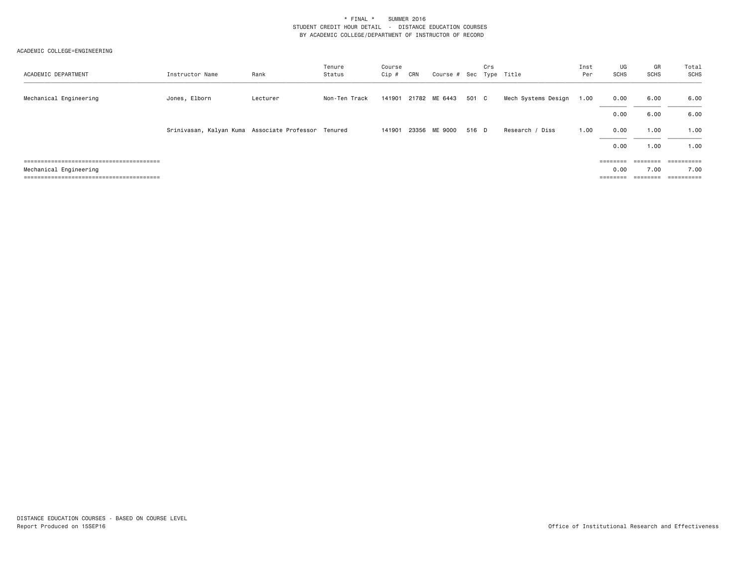\* FINAL \* SUMMER 2016
STUDENT CREDIT HOUR DETAIL - DISTANCE EDUCATION COURSES
BY ACADEMIC COLLEGE/DEPARTMENT OF INSTRUCTOR OF RECORD

ACADEMIC COLLEGE=ENGINEERING

| ACADEMIC DEPARTMENT | Instructor Name | Rank | Tenure Status | Course Cip # | CRN | Course # | Sec | Crs Type | Title | Inst Per | UG SCHS | GR SCHS | Total SCHS |
|---|---|---|---|---|---|---|---|---|---|---|---|---|---|
| Mechanical Engineering | Jones, Elborn | Lecturer | Non-Ten Track | 141901 | 21782 | ME 6443 | 501 | C | Mech Systems Design | 1.00 | 0.00 | 6.00 | 6.00 |
| | | | | | | | | | | | 0.00 | 6.00 | 6.00 |
| | Srinivasan, Kalyan Kuma | Associate Professor | Tenured | 141901 | 23356 | ME 9000 | 516 | D | Research / Diss | 1.00 | 0.00 | 1.00 | 1.00 |
| | | | | | | | | | | | 0.00 | 1.00 | 1.00 |
| Mechanical Engineering | | | | | | | | | | | 0.00 | 7.00 | 7.00 |

DISTANCE EDUCATION COURSES - BASED ON COURSE LEVEL
Report Produced on 15SEP16

Office of Institutional Research and Effectiveness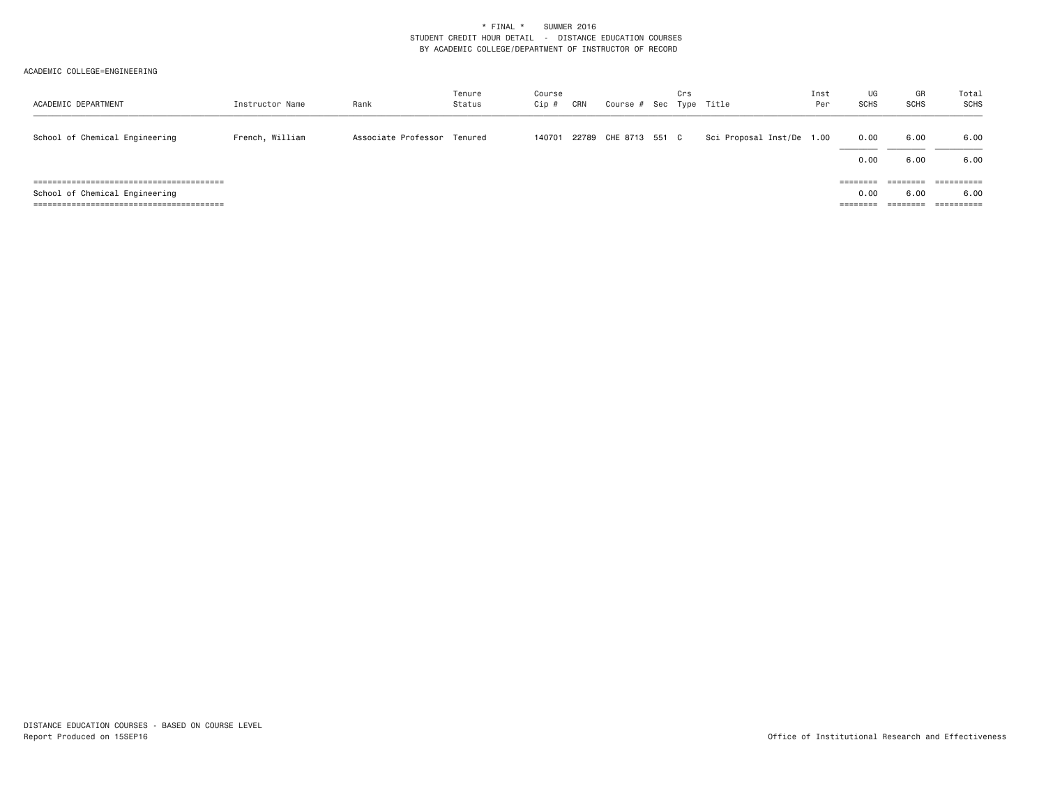\* FINAL \* SUMMER 2016
STUDENT CREDIT HOUR DETAIL - DISTANCE EDUCATION COURSES
BY ACADEMIC COLLEGE/DEPARTMENT OF INSTRUCTOR OF RECORD

ACADEMIC COLLEGE=ENGINEERING

| ACADEMIC DEPARTMENT | Instructor Name | Rank | Tenure Status | Course Cip # | CRN | Course # | Sec | Crs Type | Title | Inst Per | UG SCHS | GR SCHS | Total SCHS |
|---|---|---|---|---|---|---|---|---|---|---|---|---|---|
| School of Chemical Engineering | French, William | Associate Professor | Tenured | 140701 | 22789 | CHE 8713 | 551 | C | Sci Proposal Inst/De | 1.00 | 0.00 | 6.00 | 6.00 |
| | | | | | | | | | | | 0.00 | 6.00 | 6.00 |
| School of Chemical Engineering | | | | | | | | | | | 0.00 | 6.00 | 6.00 |

DISTANCE EDUCATION COURSES - BASED ON COURSE LEVEL
Report Produced on 15SEP16

Office of Institutional Research and Effectiveness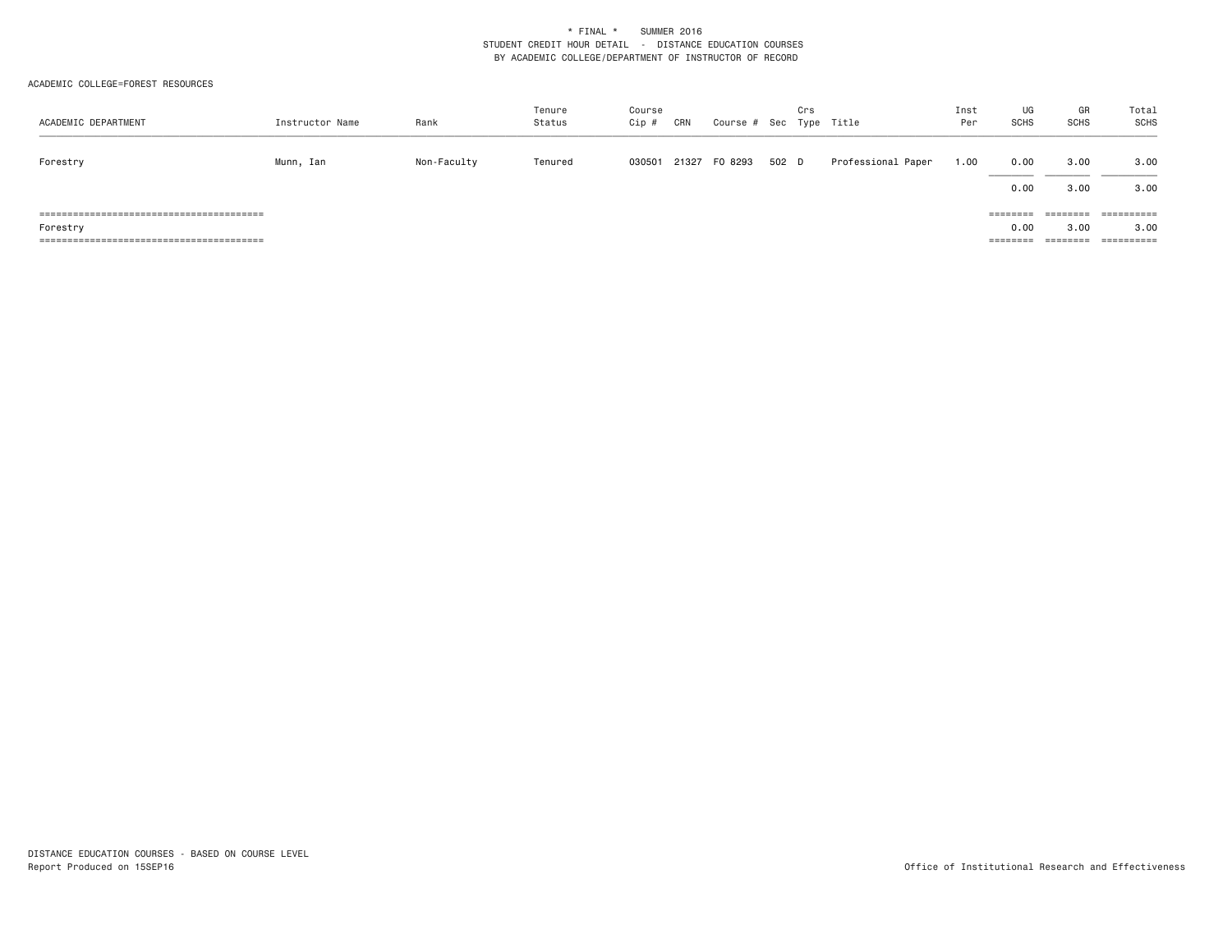\* FINAL \* SUMMER 2016
STUDENT CREDIT HOUR DETAIL - DISTANCE EDUCATION COURSES
BY ACADEMIC COLLEGE/DEPARTMENT OF INSTRUCTOR OF RECORD

ACADEMIC COLLEGE=FOREST RESOURCES

| ACADEMIC DEPARTMENT | Instructor Name | Rank | Tenure Status | Course Cip # | CRN | Course # | Sec | Crs Type | Title | Inst Per | UG SCHS | GR SCHS | Total SCHS |
|---|---|---|---|---|---|---|---|---|---|---|---|---|---|
| Forestry | Munn, Ian | Non-Faculty | Tenured | 030501 | 21327 | FO 8293 | 502 | D | Professional Paper | 1.00 | 0.00 | 3.00 | 3.00 |
| | | | | | | | | | | | 0.00 | 3.00 | 3.00 |
| Forestry | | | | | | | | | | | 0.00 | 3.00 | 3.00 |

DISTANCE EDUCATION COURSES - BASED ON COURSE LEVEL
Report Produced on 15SEP16

Office of Institutional Research and Effectiveness